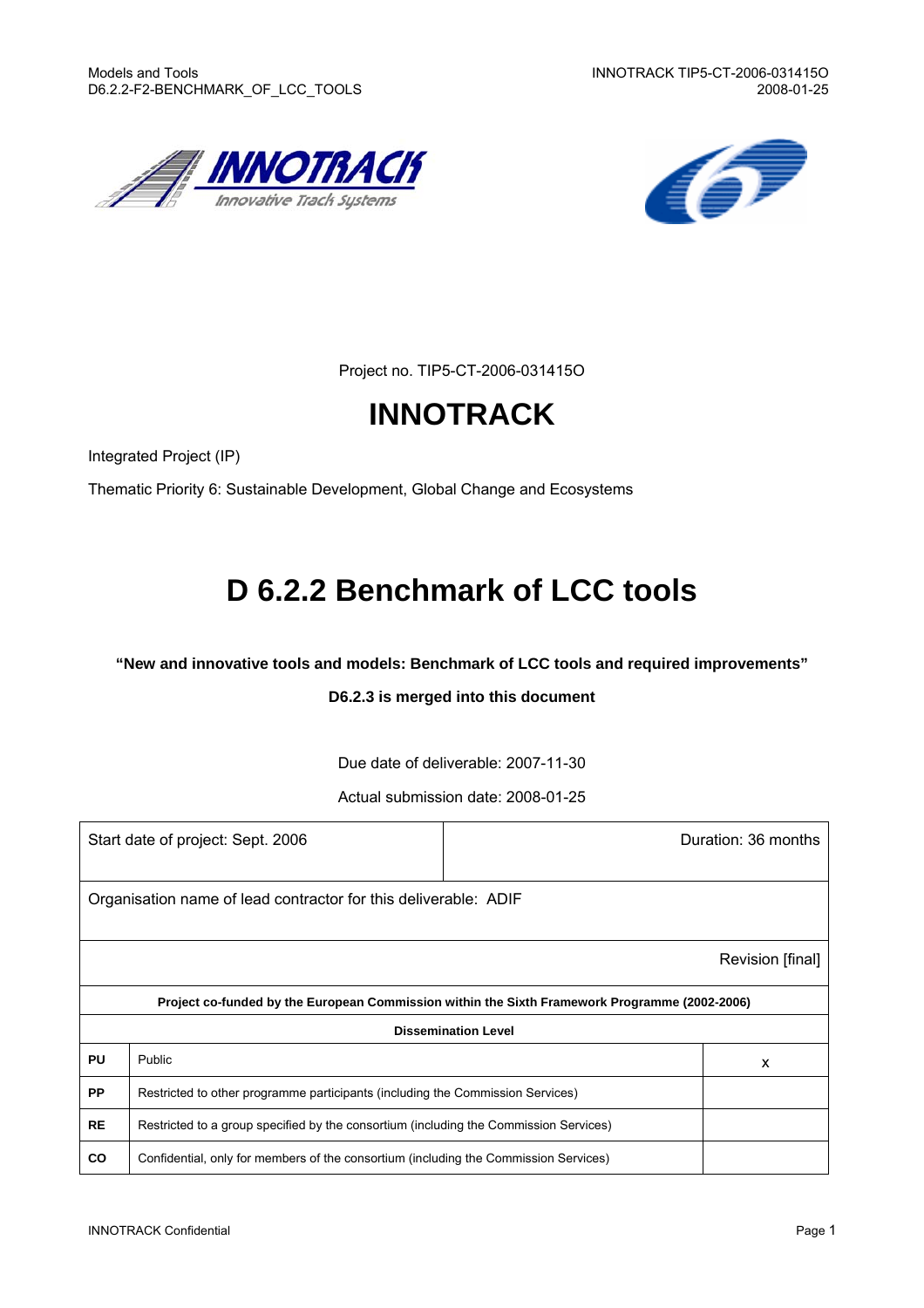Project no. TIP5-CT-2006-031415O

# INNOTRACK

Integrated Project (IP)

Thematic Priority 6: Sustainable Development, Global Change and Ecosystems

# D 6.2.2 Benchmark of LCC tools

**"New and innovative tools and models: Benchmark of LCC tools and required improvements"**

**D6.2.3 is merged into this document**

Due date of deliverable: 2007-11-30

Actual submission date: 2008-01-25

| Start date of project: Sept. 2006 | | Duration: 36 months |
|---|---|---|
| Organisation name of lead contractor for this deliverable: ADIF | | |
| | | Revision [final] |

| **Project co-funded by the European Commission within the Sixth Framework Programme (2002-2006)** | | |
|---|---|---|
| **Dissemination Level** | | |
| **PU** | Public | x |
| **PP** | Restricted to other programme participants (including the Commission Services) | |
| **RE** | Restricted to a group specified by the consortium (including the Commission Services) | |
| **CO** | Confidential, only for members of the consortium (including the Commission Services) | |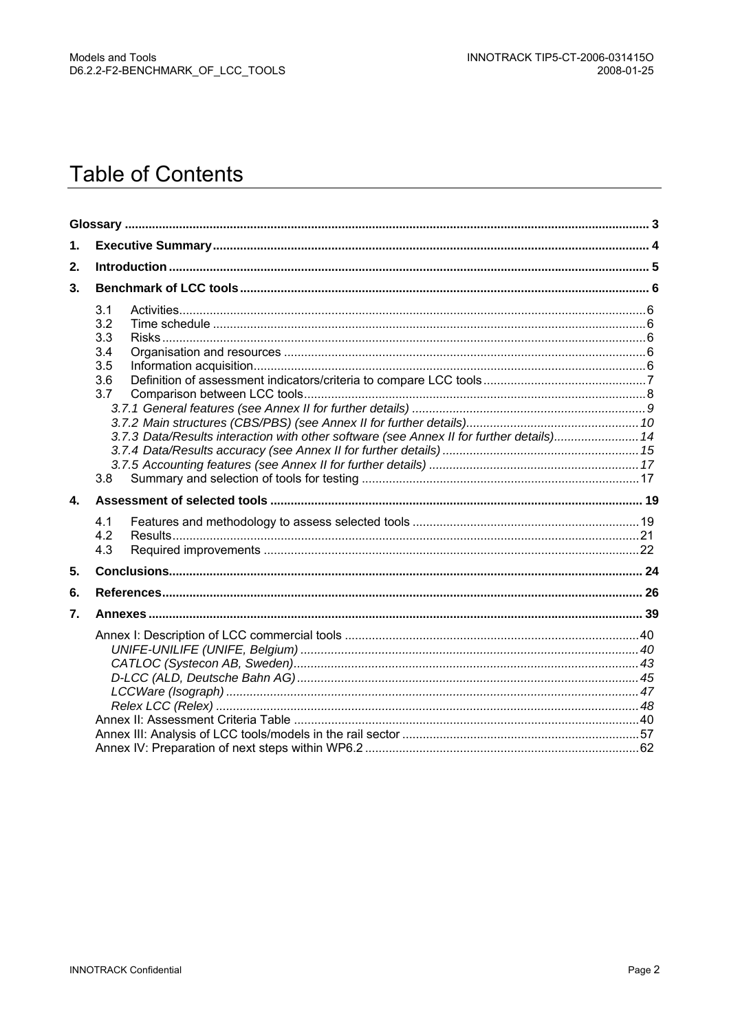# Table of Contents

**Glossary** ........ 3

**1. Executive Summary** ........ 4

**2. Introduction** ........ 5

**3. Benchmark of LCC tools** ........ 6

- 3.1 Activities ........ 6
- 3.2 Time schedule ........ 6
- 3.3 Risks ........ 6
- 3.4 Organisation and resources ........ 6
- 3.5 Information acquisition ........ 6
- 3.6 Definition of assessment indicators/criteria to compare LCC tools ........ 7
- 3.7 Comparison between LCC tools ........ 8
  - *3.7.1 General features (see Annex II for further details)* ........ *9*
  - *3.7.2 Main structures (CBS/PBS) (see Annex II for further details)* ........ *10*
  - *3.7.3 Data/Results interaction with other software (see Annex II for further details)* ........ *14*
  - *3.7.4 Data/Results accuracy (see Annex II for further details)* ........ *15*
  - *3.7.5 Accounting features (see Annex II for further details)* ........ *17*
- 3.8 Summary and selection of tools for testing ........ 17

**4. Assessment of selected tools** ........ 19

- 4.1 Features and methodology to assess selected tools ........ 19
- 4.2 Results ........ 21
- 4.3 Required improvements ........ 22

**5. Conclusions** ........ 24

**6. References** ........ 26

**7. Annexes** ........ 39

- Annex I: Description of LCC commercial tools ........ 40
  - *UNIFE-UNILIFE (UNIFE, Belgium)* ........ *40*
  - *CATLOC (Systecon AB, Sweden)* ........ *43*
  - *D-LCC (ALD, Deutsche Bahn AG)* ........ *45*
  - *LCCWare (Isograph)* ........ *47*
  - *Relex LCC (Relex)* ........ *48*
- Annex II: Assessment Criteria Table ........ 40
- Annex III: Analysis of LCC tools/models in the rail sector ........ 57
- Annex IV: Preparation of next steps within WP6.2 ........ 62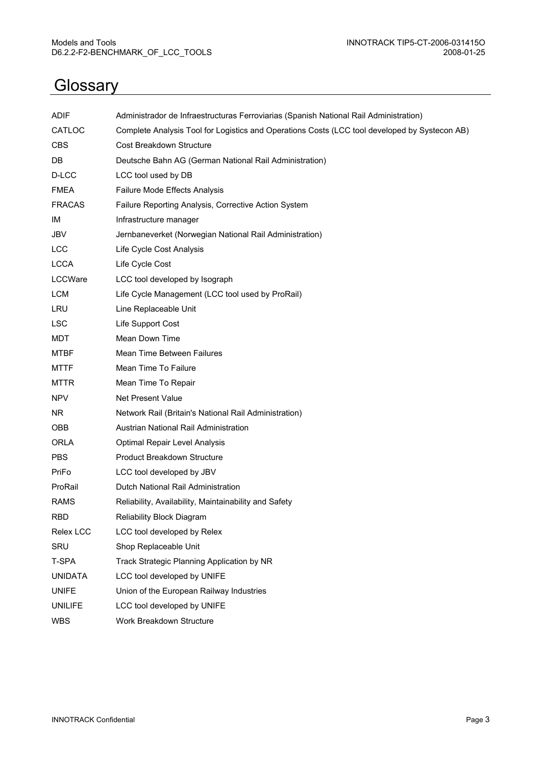# Glossary

| | |
|---|---|
| ADIF | Administrador de Infraestructuras Ferroviarias (Spanish National Rail Administration) |
| CATLOC | Complete Analysis Tool for Logistics and Operations Costs (LCC tool developed by Systecon AB) |
| CBS | Cost Breakdown Structure |
| DB | Deutsche Bahn AG (German National Rail Administration) |
| D-LCC | LCC tool used by DB |
| FMEA | Failure Mode Effects Analysis |
| FRACAS | Failure Reporting Analysis, Corrective Action System |
| IM | Infrastructure manager |
| JBV | Jernbaneverket (Norwegian National Rail Administration) |
| LCC | Life Cycle Cost Analysis |
| LCCA | Life Cycle Cost |
| LCCWare | LCC tool developed by Isograph |
| LCM | Life Cycle Management (LCC tool used by ProRail) |
| LRU | Line Replaceable Unit |
| LSC | Life Support Cost |
| MDT | Mean Down Time |
| MTBF | Mean Time Between Failures |
| MTTF | Mean Time To Failure |
| MTTR | Mean Time To Repair |
| NPV | Net Present Value |
| NR | Network Rail (Britain's National Rail Administration) |
| OBB | Austrian National Rail Administration |
| ORLA | Optimal Repair Level Analysis |
| PBS | Product Breakdown Structure |
| PriFo | LCC tool developed by JBV |
| ProRail | Dutch National Rail Administration |
| RAMS | Reliability, Availability, Maintainability and Safety |
| RBD | Reliability Block Diagram |
| Relex LCC | LCC tool developed by Relex |
| SRU | Shop Replaceable Unit |
| T-SPA | Track Strategic Planning Application by NR |
| UNIDATA | LCC tool developed by UNIFE |
| UNIFE | Union of the European Railway Industries |
| UNILIFE | LCC tool developed by UNIFE |
| WBS | Work Breakdown Structure |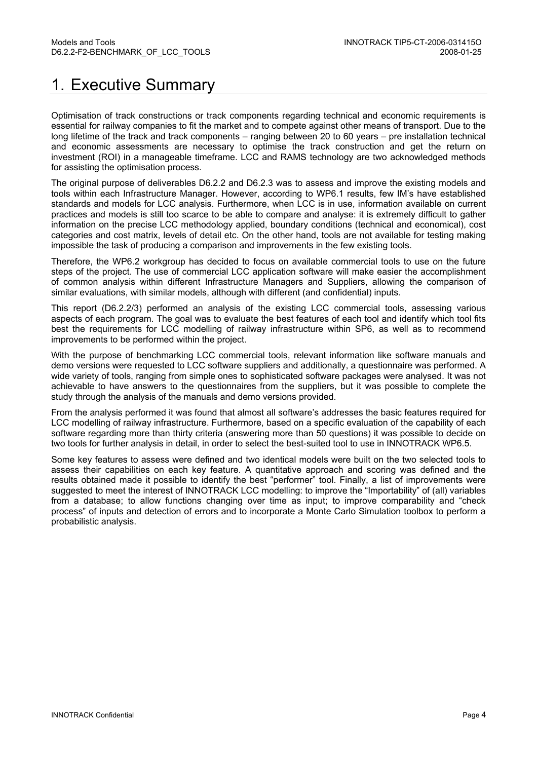# 1. Executive Summary

Optimisation of track constructions or track components regarding technical and economic requirements is essential for railway companies to fit the market and to compete against other means of transport. Due to the long lifetime of the track and track components – ranging between 20 to 60 years – pre installation technical and economic assessments are necessary to optimise the track construction and get the return on investment (ROI) in a manageable timeframe. LCC and RAMS technology are two acknowledged methods for assisting the optimisation process.

The original purpose of deliverables D6.2.2 and D6.2.3 was to assess and improve the existing models and tools within each Infrastructure Manager. However, according to WP6.1 results, few IM's have established standards and models for LCC analysis. Furthermore, when LCC is in use, information available on current practices and models is still too scarce to be able to compare and analyse: it is extremely difficult to gather information on the precise LCC methodology applied, boundary conditions (technical and economical), cost categories and cost matrix, levels of detail etc. On the other hand, tools are not available for testing making impossible the task of producing a comparison and improvements in the few existing tools.

Therefore, the WP6.2 workgroup has decided to focus on available commercial tools to use on the future steps of the project. The use of commercial LCC application software will make easier the accomplishment of common analysis within different Infrastructure Managers and Suppliers, allowing the comparison of similar evaluations, with similar models, although with different (and confidential) inputs.

This report (D6.2.2/3) performed an analysis of the existing LCC commercial tools, assessing various aspects of each program. The goal was to evaluate the best features of each tool and identify which tool fits best the requirements for LCC modelling of railway infrastructure within SP6, as well as to recommend improvements to be performed within the project.

With the purpose of benchmarking LCC commercial tools, relevant information like software manuals and demo versions were requested to LCC software suppliers and additionally, a questionnaire was performed. A wide variety of tools, ranging from simple ones to sophisticated software packages were analysed. It was not achievable to have answers to the questionnaires from the suppliers, but it was possible to complete the study through the analysis of the manuals and demo versions provided.

From the analysis performed it was found that almost all software's addresses the basic features required for LCC modelling of railway infrastructure. Furthermore, based on a specific evaluation of the capability of each software regarding more than thirty criteria (answering more than 50 questions) it was possible to decide on two tools for further analysis in detail, in order to select the best-suited tool to use in INNOTRACK WP6.5.

Some key features to assess were defined and two identical models were built on the two selected tools to assess their capabilities on each key feature. A quantitative approach and scoring was defined and the results obtained made it possible to identify the best "performer" tool. Finally, a list of improvements were suggested to meet the interest of INNOTRACK LCC modelling: to improve the "Importability" of (all) variables from a database; to allow functions changing over time as input; to improve comparability and "check process" of inputs and detection of errors and to incorporate a Monte Carlo Simulation toolbox to perform a probabilistic analysis.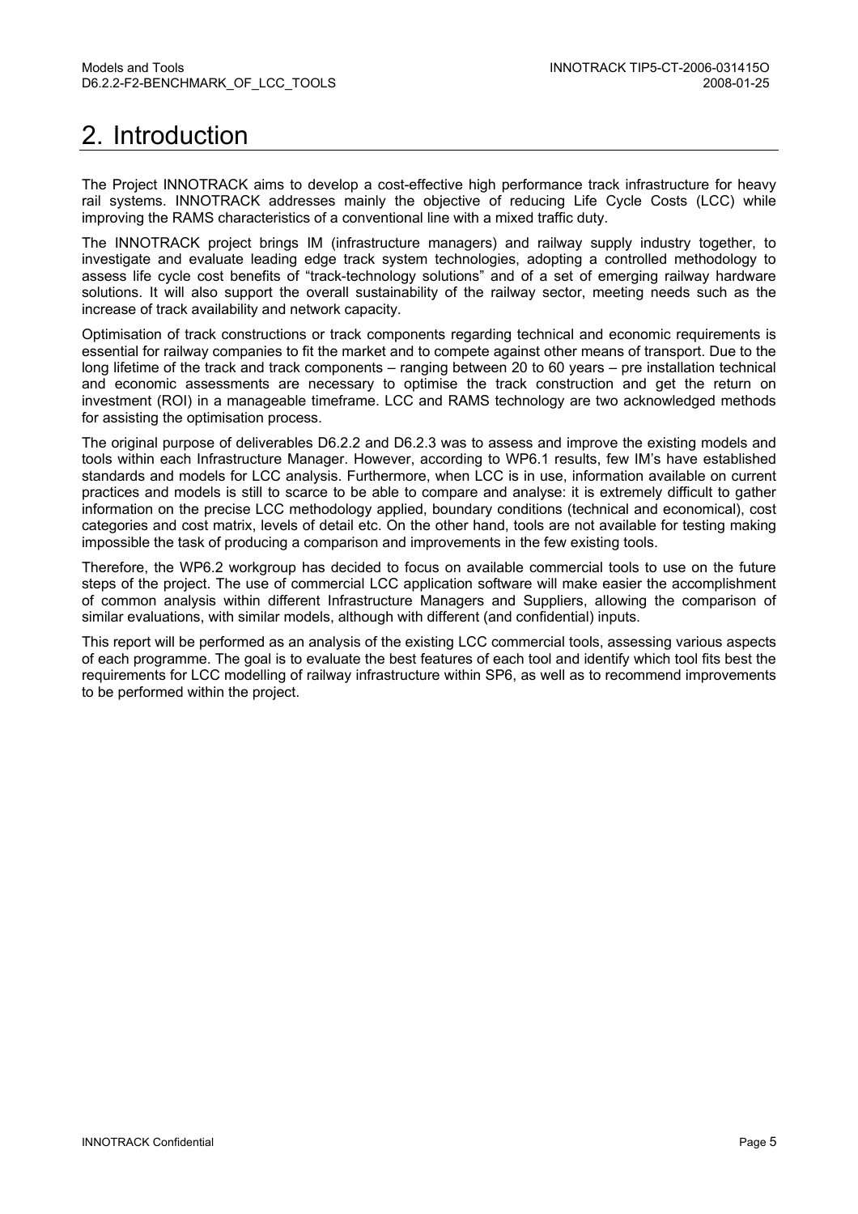# 2. Introduction

The Project INNOTRACK aims to develop a cost-effective high performance track infrastructure for heavy rail systems. INNOTRACK addresses mainly the objective of reducing Life Cycle Costs (LCC) while improving the RAMS characteristics of a conventional line with a mixed traffic duty.

The INNOTRACK project brings IM (infrastructure managers) and railway supply industry together, to investigate and evaluate leading edge track system technologies, adopting a controlled methodology to assess life cycle cost benefits of "track-technology solutions" and of a set of emerging railway hardware solutions. It will also support the overall sustainability of the railway sector, meeting needs such as the increase of track availability and network capacity.

Optimisation of track constructions or track components regarding technical and economic requirements is essential for railway companies to fit the market and to compete against other means of transport. Due to the long lifetime of the track and track components – ranging between 20 to 60 years – pre installation technical and economic assessments are necessary to optimise the track construction and get the return on investment (ROI) in a manageable timeframe. LCC and RAMS technology are two acknowledged methods for assisting the optimisation process.

The original purpose of deliverables D6.2.2 and D6.2.3 was to assess and improve the existing models and tools within each Infrastructure Manager. However, according to WP6.1 results, few IM's have established standards and models for LCC analysis. Furthermore, when LCC is in use, information available on current practices and models is still to scarce to be able to compare and analyse: it is extremely difficult to gather information on the precise LCC methodology applied, boundary conditions (technical and economical), cost categories and cost matrix, levels of detail etc. On the other hand, tools are not available for testing making impossible the task of producing a comparison and improvements in the few existing tools.

Therefore, the WP6.2 workgroup has decided to focus on available commercial tools to use on the future steps of the project. The use of commercial LCC application software will make easier the accomplishment of common analysis within different Infrastructure Managers and Suppliers, allowing the comparison of similar evaluations, with similar models, although with different (and confidential) inputs.

This report will be performed as an analysis of the existing LCC commercial tools, assessing various aspects of each programme. The goal is to evaluate the best features of each tool and identify which tool fits best the requirements for LCC modelling of railway infrastructure within SP6, as well as to recommend improvements to be performed within the project.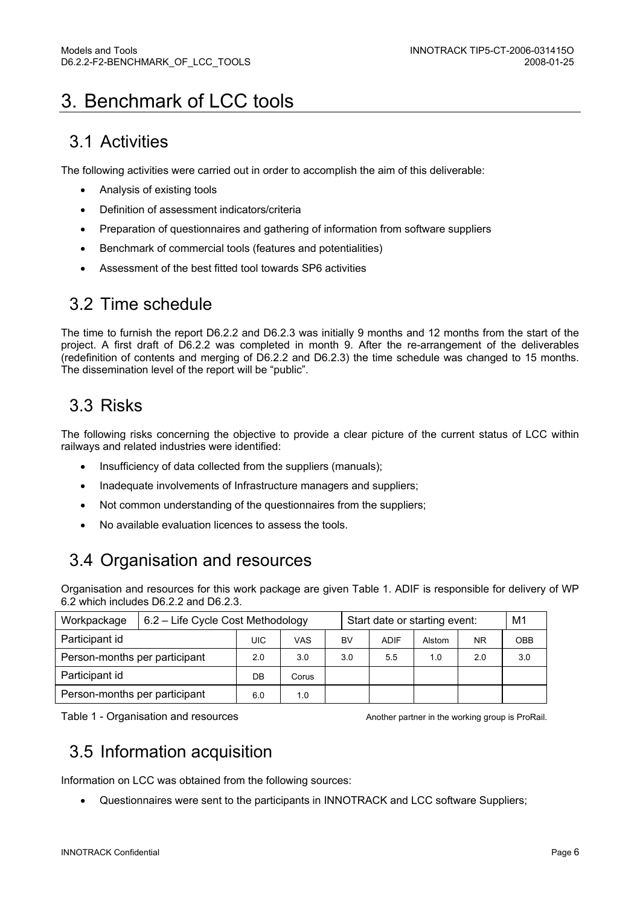# 3. Benchmark of LCC tools

## 3.1 Activities

The following activities were carried out in order to accomplish the aim of this deliverable:

- Analysis of existing tools
- Definition of assessment indicators/criteria
- Preparation of questionnaires and gathering of information from software suppliers
- Benchmark of commercial tools (features and potentialities)
- Assessment of the best fitted tool towards SP6 activities

## 3.2 Time schedule

The time to furnish the report D6.2.2 and D6.2.3 was initially 9 months and 12 months from the start of the project. A first draft of D6.2.2 was completed in month 9. After the re-arrangement of the deliverables (redefinition of contents and merging of D6.2.2 and D6.2.3) the time schedule was changed to 15 months. The dissemination level of the report will be "public".

## 3.3 Risks

The following risks concerning the objective to provide a clear picture of the current status of LCC within railways and related industries were identified:

- Insufficiency of data collected from the suppliers (manuals);
- Inadequate involvements of Infrastructure managers and suppliers;
- Not common understanding of the questionnaires from the suppliers;
- No available evaluation licences to assess the tools.

## 3.4 Organisation and resources

Organisation and resources for this work package are given Table 1. ADIF is responsible for delivery of WP 6.2 which includes D6.2.2 and D6.2.3.

| Workpackage | 6.2 – Life Cycle Cost Methodology | | | Start date or starting event: | | | M1 |
|---|---|---|---|---|---|---|---|
| Participant id | UIC | VAS | BV | ADIF | Alstom | NR | OBB |
| Person-months per participant | 2.0 | 3.0 | 3.0 | 5.5 | 1.0 | 2.0 | 3.0 |
| Participant id | DB | Corus | | | | | |
| Person-months per participant | 6.0 | 1.0 | | | | | |

Table 1 - Organisation and resources

Another partner in the working group is ProRail.

## 3.5 Information acquisition

Information on LCC was obtained from the following sources:

- Questionnaires were sent to the participants in INNOTRACK and LCC software Suppliers;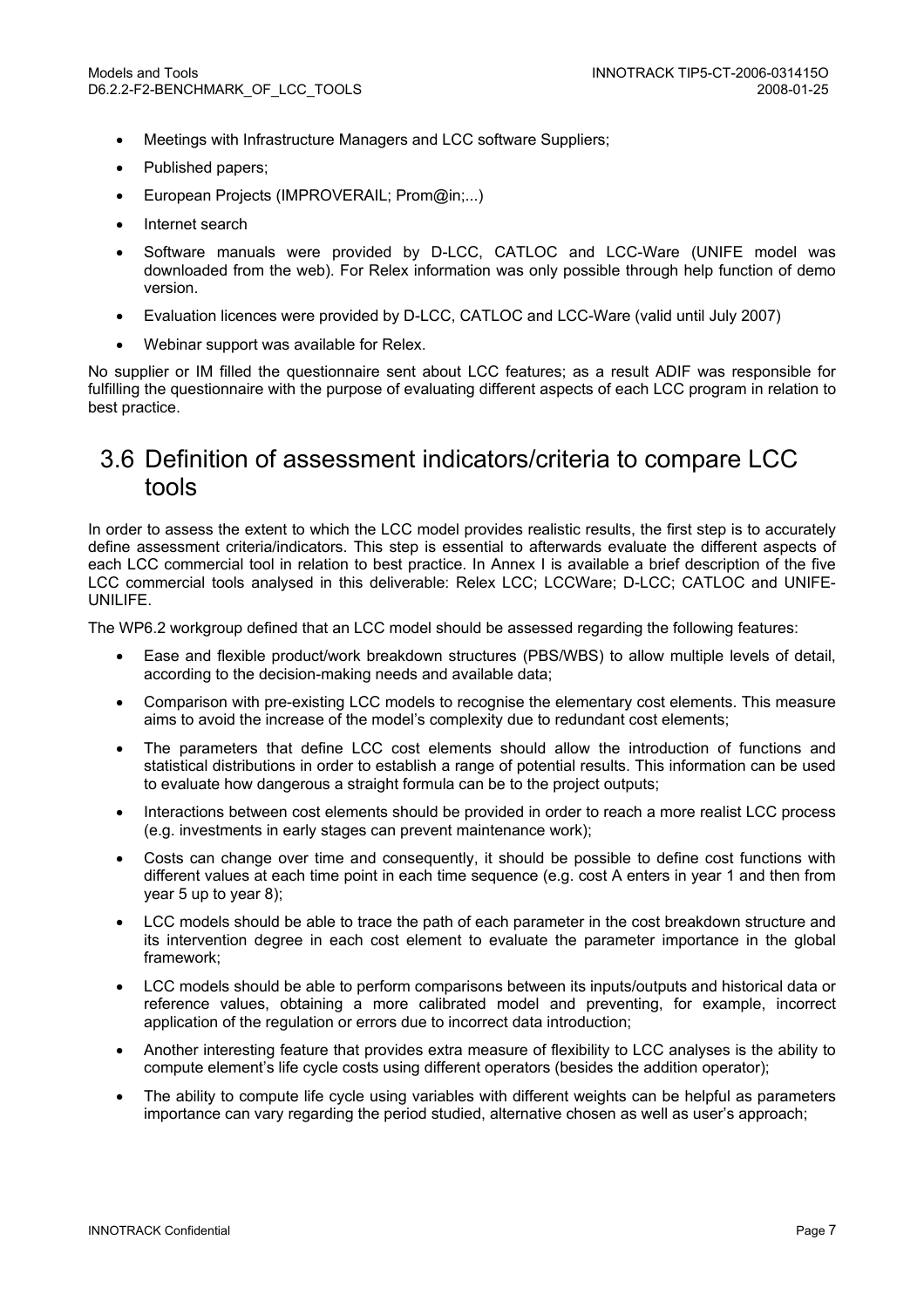- Meetings with Infrastructure Managers and LCC software Suppliers;
- Published papers;
- European Projects (IMPROVERAIL; Prom@in;...)
- Internet search
- Software manuals were provided by D-LCC, CATLOC and LCC-Ware (UNIFE model was downloaded from the web). For Relex information was only possible through help function of demo version.
- Evaluation licences were provided by D-LCC, CATLOC and LCC-Ware (valid until July 2007)
- Webinar support was available for Relex.

No supplier or IM filled the questionnaire sent about LCC features; as a result ADIF was responsible for fulfilling the questionnaire with the purpose of evaluating different aspects of each LCC program in relation to best practice.

## 3.6 Definition of assessment indicators/criteria to compare LCC tools

In order to assess the extent to which the LCC model provides realistic results, the first step is to accurately define assessment criteria/indicators. This step is essential to afterwards evaluate the different aspects of each LCC commercial tool in relation to best practice. In Annex I is available a brief description of the five LCC commercial tools analysed in this deliverable: Relex LCC; LCCWare; D-LCC; CATLOC and UNIFE-UNILIFE.

The WP6.2 workgroup defined that an LCC model should be assessed regarding the following features:

- Ease and flexible product/work breakdown structures (PBS/WBS) to allow multiple levels of detail, according to the decision-making needs and available data;
- Comparison with pre-existing LCC models to recognise the elementary cost elements. This measure aims to avoid the increase of the model's complexity due to redundant cost elements;
- The parameters that define LCC cost elements should allow the introduction of functions and statistical distributions in order to establish a range of potential results. This information can be used to evaluate how dangerous a straight formula can be to the project outputs;
- Interactions between cost elements should be provided in order to reach a more realist LCC process (e.g. investments in early stages can prevent maintenance work);
- Costs can change over time and consequently, it should be possible to define cost functions with different values at each time point in each time sequence (e.g. cost A enters in year 1 and then from year 5 up to year 8);
- LCC models should be able to trace the path of each parameter in the cost breakdown structure and its intervention degree in each cost element to evaluate the parameter importance in the global framework;
- LCC models should be able to perform comparisons between its inputs/outputs and historical data or reference values, obtaining a more calibrated model and preventing, for example, incorrect application of the regulation or errors due to incorrect data introduction;
- Another interesting feature that provides extra measure of flexibility to LCC analyses is the ability to compute element's life cycle costs using different operators (besides the addition operator);
- The ability to compute life cycle using variables with different weights can be helpful as parameters importance can vary regarding the period studied, alternative chosen as well as user's approach;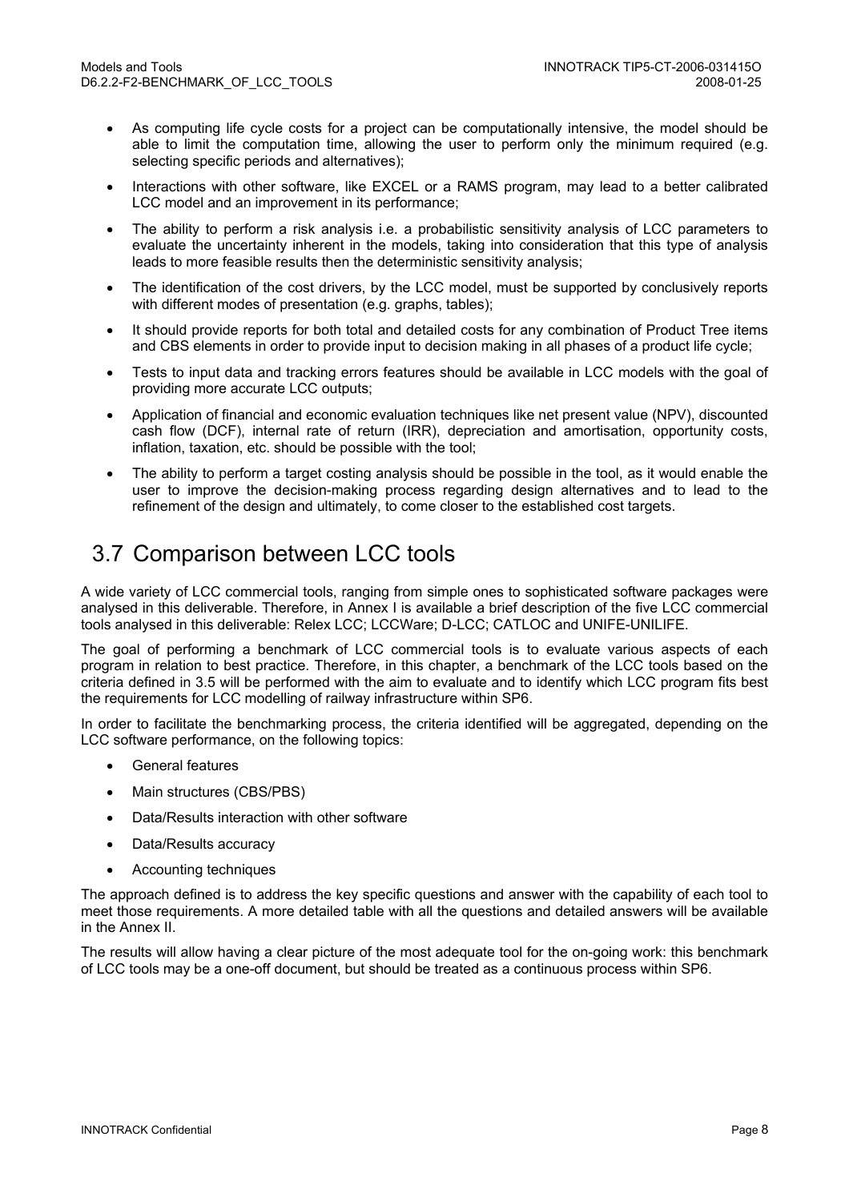- As computing life cycle costs for a project can be computationally intensive, the model should be able to limit the computation time, allowing the user to perform only the minimum required (e.g. selecting specific periods and alternatives);
- Interactions with other software, like EXCEL or a RAMS program, may lead to a better calibrated LCC model and an improvement in its performance;
- The ability to perform a risk analysis i.e. a probabilistic sensitivity analysis of LCC parameters to evaluate the uncertainty inherent in the models, taking into consideration that this type of analysis leads to more feasible results then the deterministic sensitivity analysis;
- The identification of the cost drivers, by the LCC model, must be supported by conclusively reports with different modes of presentation (e.g. graphs, tables);
- It should provide reports for both total and detailed costs for any combination of Product Tree items and CBS elements in order to provide input to decision making in all phases of a product life cycle;
- Tests to input data and tracking errors features should be available in LCC models with the goal of providing more accurate LCC outputs;
- Application of financial and economic evaluation techniques like net present value (NPV), discounted cash flow (DCF), internal rate of return (IRR), depreciation and amortisation, opportunity costs, inflation, taxation, etc. should be possible with the tool;
- The ability to perform a target costing analysis should be possible in the tool, as it would enable the user to improve the decision-making process regarding design alternatives and to lead to the refinement of the design and ultimately, to come closer to the established cost targets.

## 3.7 Comparison between LCC tools

A wide variety of LCC commercial tools, ranging from simple ones to sophisticated software packages were analysed in this deliverable. Therefore, in Annex I is available a brief description of the five LCC commercial tools analysed in this deliverable: Relex LCC; LCCWare; D-LCC; CATLOC and UNIFE-UNILIFE.

The goal of performing a benchmark of LCC commercial tools is to evaluate various aspects of each program in relation to best practice. Therefore, in this chapter, a benchmark of the LCC tools based on the criteria defined in 3.5 will be performed with the aim to evaluate and to identify which LCC program fits best the requirements for LCC modelling of railway infrastructure within SP6.

In order to facilitate the benchmarking process, the criteria identified will be aggregated, depending on the LCC software performance, on the following topics:

- General features
- Main structures (CBS/PBS)
- Data/Results interaction with other software
- Data/Results accuracy
- Accounting techniques

The approach defined is to address the key specific questions and answer with the capability of each tool to meet those requirements. A more detailed table with all the questions and detailed answers will be available in the Annex II.

The results will allow having a clear picture of the most adequate tool for the on-going work: this benchmark of LCC tools may be a one-off document, but should be treated as a continuous process within SP6.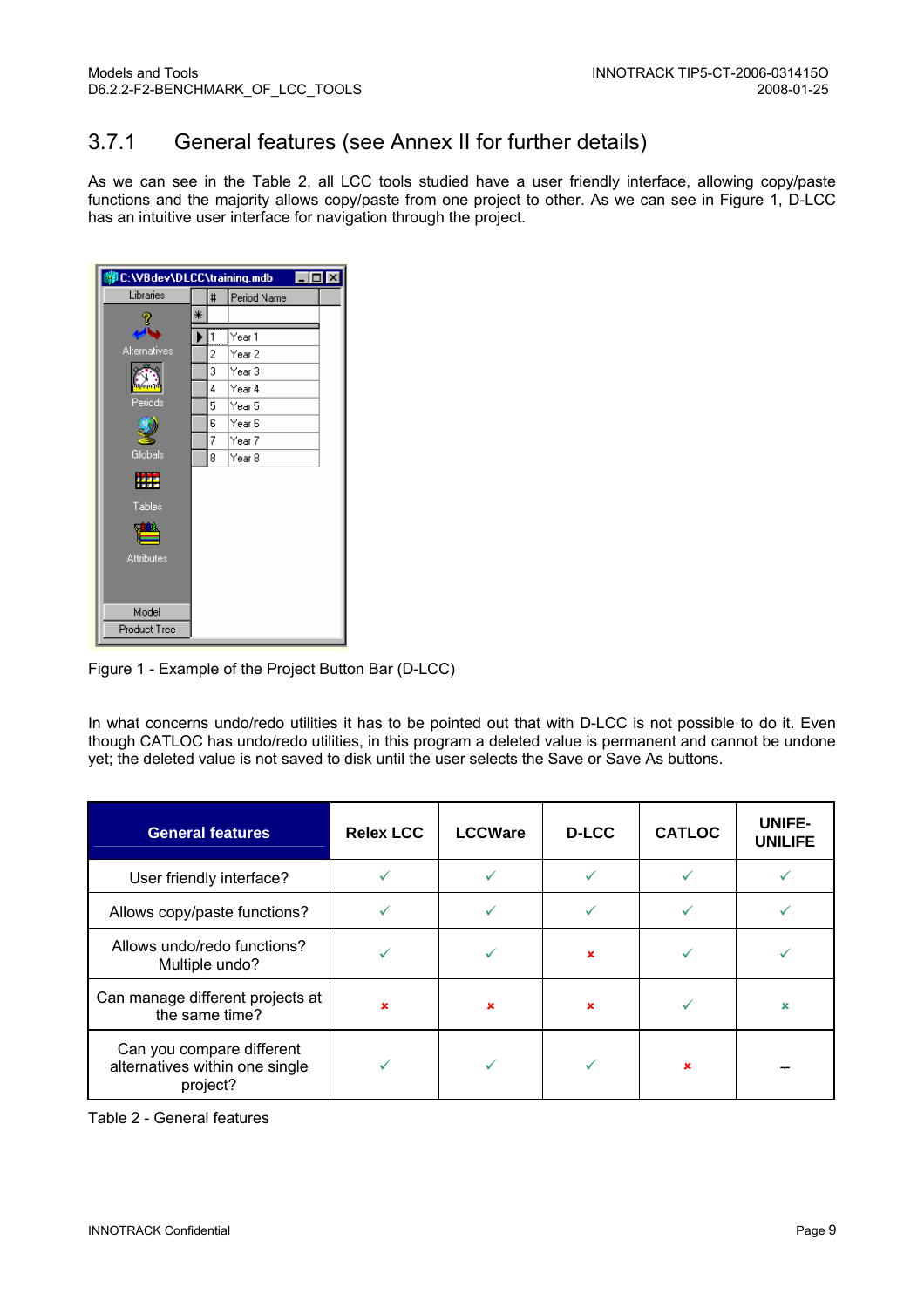### 3.7.1 General features (see Annex II for further details)

As we can see in the Table 2, all LCC tools studied have a user friendly interface, allowing copy/paste functions and the majority allows copy/paste from one project to other. As we can see in Figure 1, D-LCC has an intuitive user interface for navigation through the project.

Figure 1 - Example of the Project Button Bar (D-LCC)

In what concerns undo/redo utilities it has to be pointed out that with D-LCC is not possible to do it. Even though CATLOC has undo/redo utilities, in this program a deleted value is permanent and cannot be undone yet; the deleted value is not saved to disk until the user selects the Save or Save As buttons.

| General features | Relex LCC | LCCWare | D-LCC | CATLOC | UNIFE-UNILIFE |
|---|---|---|---|---|---|
| User friendly interface? | ✓ | ✓ | ✓ | ✓ | ✓ |
| Allows copy/paste functions? | ✓ | ✓ | ✓ | ✓ | ✓ |
| Allows undo/redo functions? Multiple undo? | ✓ | ✓ | × | ✓ | ✓ |
| Can manage different projects at the same time? | × | × | × | ✓ | × |
| Can you compare different alternatives within one single project? | ✓ | ✓ | ✓ | × | -- |

Table 2 - General features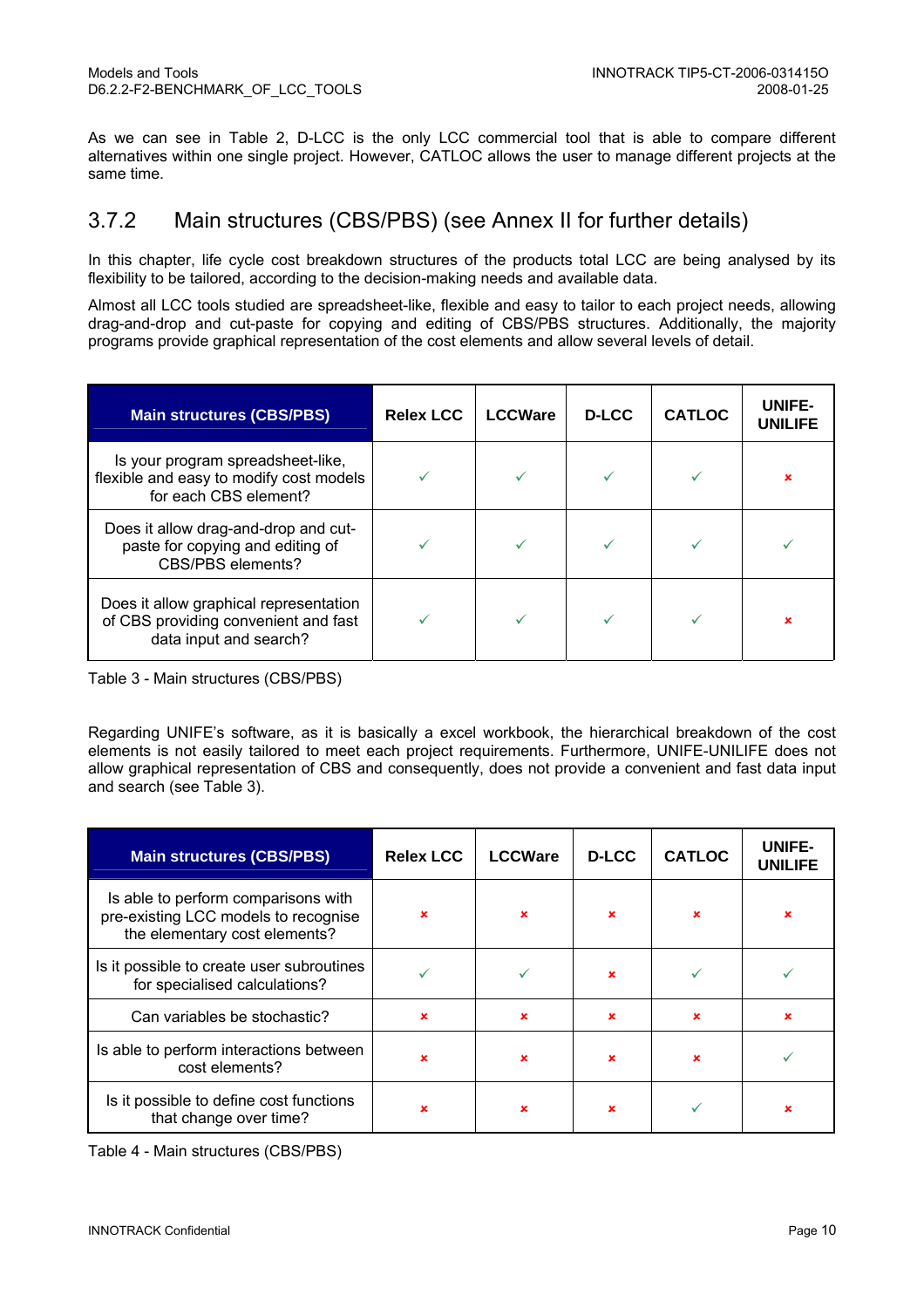As we can see in Table 2, D-LCC is the only LCC commercial tool that is able to compare different alternatives within one single project. However, CATLOC allows the user to manage different projects at the same time.

### 3.7.2 Main structures (CBS/PBS) (see Annex II for further details)

In this chapter, life cycle cost breakdown structures of the products total LCC are being analysed by its flexibility to be tailored, according to the decision-making needs and available data.

Almost all LCC tools studied are spreadsheet-like, flexible and easy to tailor to each project needs, allowing drag-and-drop and cut-paste for copying and editing of CBS/PBS structures. Additionally, the majority programs provide graphical representation of the cost elements and allow several levels of detail.

| Main structures (CBS/PBS) | Relex LCC | LCCWare | D-LCC | CATLOC | UNIFE-UNILIFE |
|---|---|---|---|---|---|
| Is your program spreadsheet-like, flexible and easy to modify cost models for each CBS element? | ✓ | ✓ | ✓ | ✓ | ✗ |
| Does it allow drag-and-drop and cut-paste for copying and editing of CBS/PBS elements? | ✓ | ✓ | ✓ | ✓ | ✓ |
| Does it allow graphical representation of CBS providing convenient and fast data input and search? | ✓ | ✓ | ✓ | ✓ | ✗ |

Table 3 - Main structures (CBS/PBS)

Regarding UNIFE's software, as it is basically a excel workbook, the hierarchical breakdown of the cost elements is not easily tailored to meet each project requirements. Furthermore, UNIFE-UNILIFE does not allow graphical representation of CBS and consequently, does not provide a convenient and fast data input and search (see Table 3).

| Main structures (CBS/PBS) | Relex LCC | LCCWare | D-LCC | CATLOC | UNIFE-UNILIFE |
|---|---|---|---|---|---|
| Is able to perform comparisons with pre-existing LCC models to recognise the elementary cost elements? | ✗ | ✗ | ✗ | ✗ | ✗ |
| Is it possible to create user subroutines for specialised calculations? | ✓ | ✓ | ✗ | ✓ | ✓ |
| Can variables be stochastic? | ✗ | ✗ | ✗ | ✗ | ✗ |
| Is able to perform interactions between cost elements? | ✗ | ✗ | ✗ | ✗ | ✓ |
| Is it possible to define cost functions that change over time? | ✗ | ✗ | ✗ | ✓ | ✗ |

Table 4 - Main structures (CBS/PBS)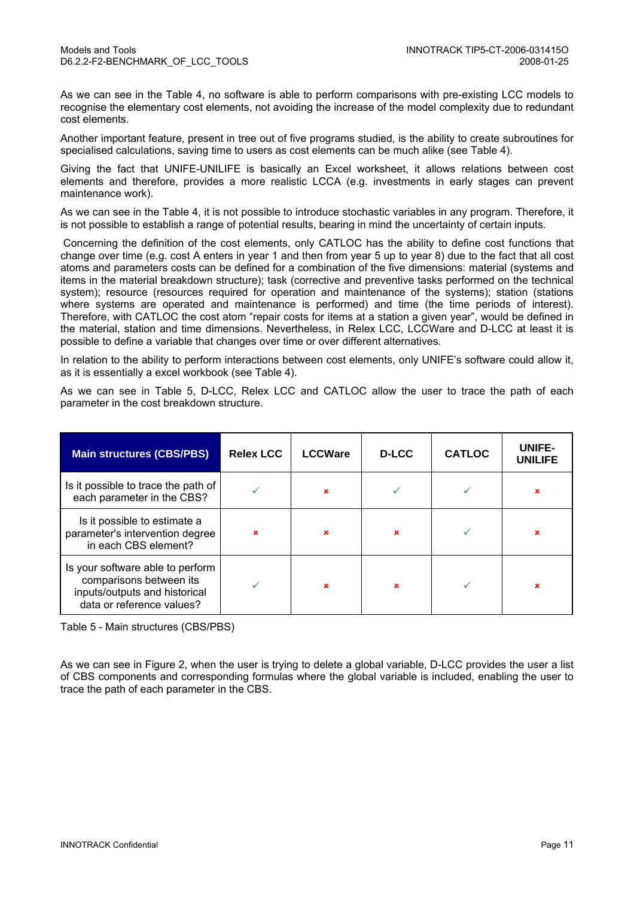As we can see in the Table 4, no software is able to perform comparisons with pre-existing LCC models to recognise the elementary cost elements, not avoiding the increase of the model complexity due to redundant cost elements.

Another important feature, present in tree out of five programs studied, is the ability to create subroutines for specialised calculations, saving time to users as cost elements can be much alike (see Table 4).

Giving the fact that UNIFE-UNILIFE is basically an Excel worksheet, it allows relations between cost elements and therefore, provides a more realistic LCCA (e.g. investments in early stages can prevent maintenance work).

As we can see in the Table 4, it is not possible to introduce stochastic variables in any program. Therefore, it is not possible to establish a range of potential results, bearing in mind the uncertainty of certain inputs.

Concerning the definition of the cost elements, only CATLOC has the ability to define cost functions that change over time (e.g. cost A enters in year 1 and then from year 5 up to year 8) due to the fact that all cost atoms and parameters costs can be defined for a combination of the five dimensions: material (systems and items in the material breakdown structure); task (corrective and preventive tasks performed on the technical system); resource (resources required for operation and maintenance of the systems); station (stations where systems are operated and maintenance is performed) and time (the time periods of interest). Therefore, with CATLOC the cost atom "repair costs for items at a station a given year", would be defined in the material, station and time dimensions. Nevertheless, in Relex LCC, LCCWare and D-LCC at least it is possible to define a variable that changes over time or over different alternatives.

In relation to the ability to perform interactions between cost elements, only UNIFE's software could allow it, as it is essentially a excel workbook (see Table 4).

As we can see in Table 5, D-LCC, Relex LCC and CATLOC allow the user to trace the path of each parameter in the cost breakdown structure.

| Main structures (CBS/PBS) | Relex LCC | LCCWare | D-LCC | CATLOC | UNIFE-UNILIFE |
|---|---|---|---|---|---|
| Is it possible to trace the path of each parameter in the CBS? | ✓ | ✗ | ✓ | ✓ | ✗ |
| Is it possible to estimate a parameter's intervention degree in each CBS element? | ✗ | ✗ | ✗ | ✓ | ✗ |
| Is your software able to perform comparisons between its inputs/outputs and historical data or reference values? | ✓ | ✗ | ✗ | ✓ | ✗ |

Table 5 - Main structures (CBS/PBS)

As we can see in Figure 2, when the user is trying to delete a global variable, D-LCC provides the user a list of CBS components and corresponding formulas where the global variable is included, enabling the user to trace the path of each parameter in the CBS.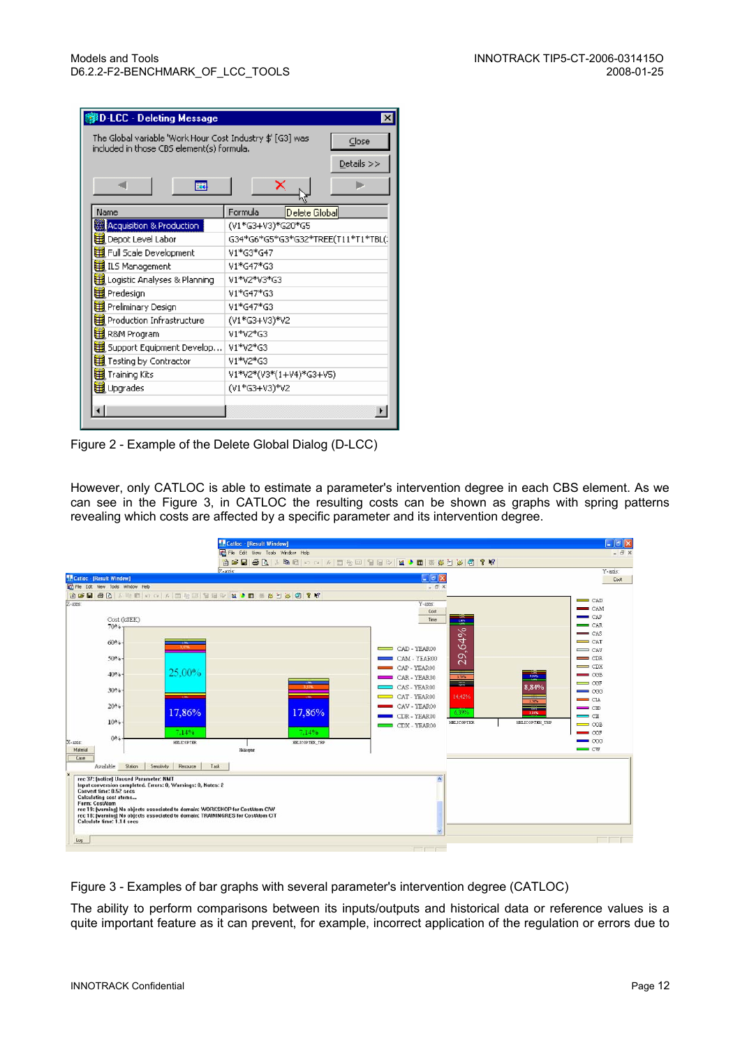Figure 2 - Example of the Delete Global Dialog (D-LCC)

However, only CATLOC is able to estimate a parameter's intervention degree in each CBS element. As we can see in the Figure 3, in CATLOC the resulting costs can be shown as graphs with spring patterns revealing which costs are affected by a specific parameter and its intervention degree.

Figure 3 - Examples of bar graphs with several parameter's intervention degree (CATLOC)

The ability to perform comparisons between its inputs/outputs and historical data or reference values is a quite important feature as it can prevent, for example, incorrect application of the regulation or errors due to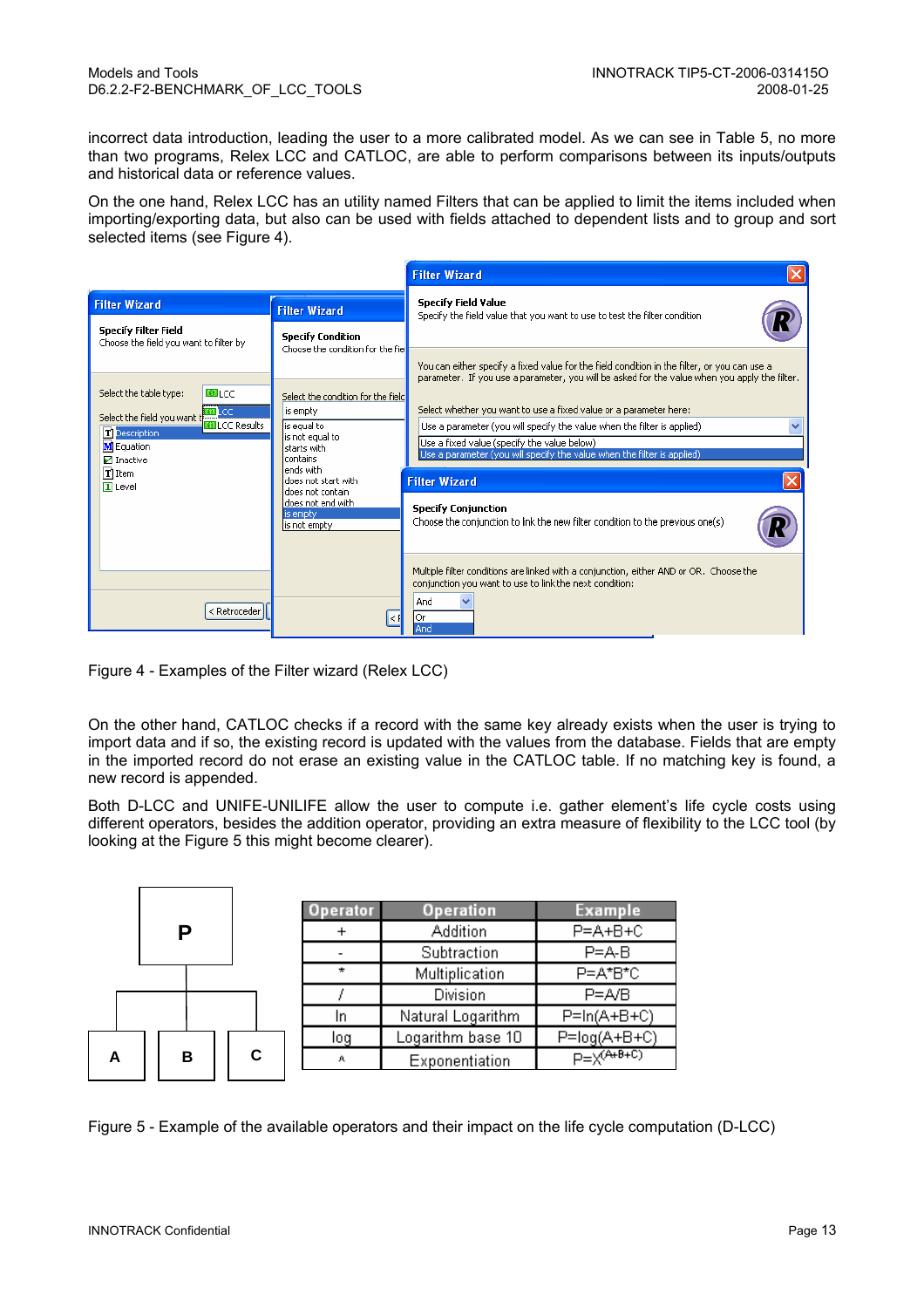incorrect data introduction, leading the user to a more calibrated model. As we can see in Table 5, no more than two programs, Relex LCC and CATLOC, are able to perform comparisons between its inputs/outputs and historical data or reference values.

On the one hand, Relex LCC has an utility named Filters that can be applied to limit the items included when importing/exporting data, but also can be used with fields attached to dependent lists and to group and sort selected items (see Figure 4).

Figure 4 - Examples of the Filter wizard (Relex LCC)

On the other hand, CATLOC checks if a record with the same key already exists when the user is trying to import data and if so, the existing record is updated with the values from the database. Fields that are empty in the imported record do not erase an existing value in the CATLOC table. If no matching key is found, a new record is appended.

Both D-LCC and UNIFE-UNILIFE allow the user to compute i.e. gather element's life cycle costs using different operators, besides the addition operator, providing an extra measure of flexibility to the LCC tool (by looking at the Figure 5 this might become clearer).

| Operator | Operation | Example |
|---|---|---|
| + | Addition | P=A+B+C |
| - | Subtraction | P=A-B |
| * | Multiplication | P=A*B*C |
| / | Division | P=A/B |
| ln | Natural Logarithm | P=ln(A+B+C) |
| log | Logarithm base 10 | P=log(A+B+C) |
| ^ | Exponentiation | $P=X^{(A+B+C)}$ |

Figure 5 - Example of the available operators and their impact on the life cycle computation (D-LCC)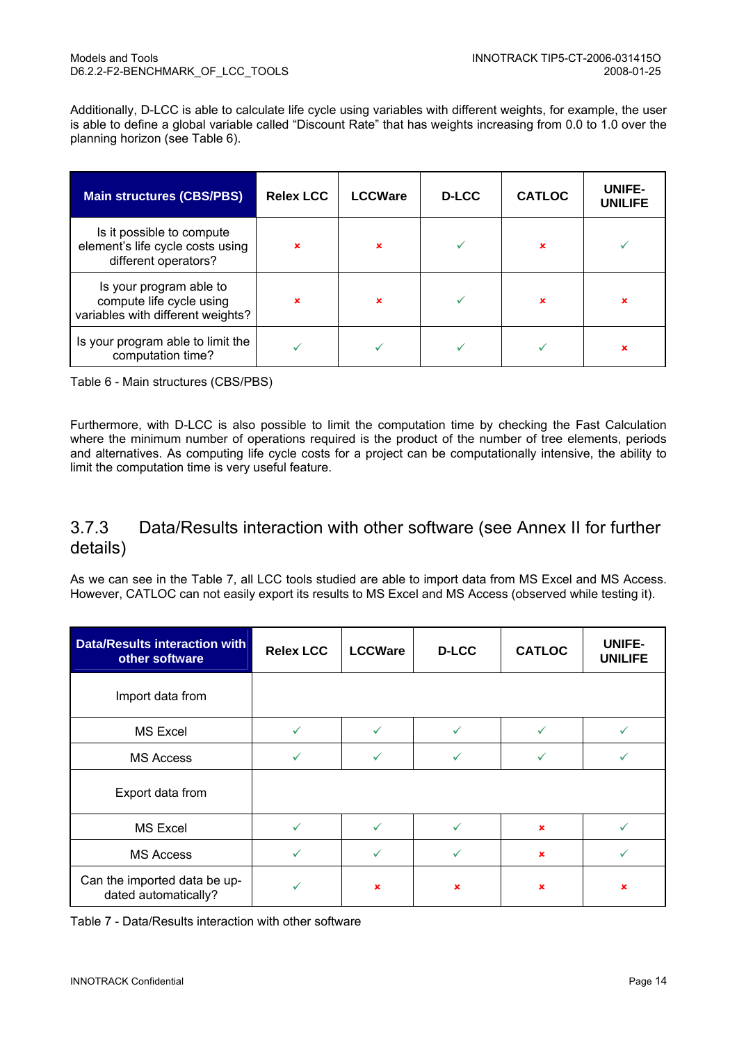Additionally, D-LCC is able to calculate life cycle using variables with different weights, for example, the user is able to define a global variable called "Discount Rate" that has weights increasing from 0.0 to 1.0 over the planning horizon (see Table 6).

| Main structures (CBS/PBS) | Relex LCC | LCCWare | D-LCC | CATLOC | UNIFE-UNILIFE |
|---|---|---|---|---|---|
| Is it possible to compute element's life cycle costs using different operators? | ✗ | ✗ | ✓ | ✗ | ✓ |
| Is your program able to compute life cycle using variables with different weights? | ✗ | ✗ | ✓ | ✗ | ✗ |
| Is your program able to limit the computation time? | ✓ | ✓ | ✓ | ✓ | ✗ |

Table 6 - Main structures (CBS/PBS)

Furthermore, with D-LCC is also possible to limit the computation time by checking the Fast Calculation where the minimum number of operations required is the product of the number of tree elements, periods and alternatives. As computing life cycle costs for a project can be computationally intensive, the ability to limit the computation time is very useful feature.

### 3.7.3 Data/Results interaction with other software (see Annex II for further details)

As we can see in the Table 7, all LCC tools studied are able to import data from MS Excel and MS Access. However, CATLOC can not easily export its results to MS Excel and MS Access (observed while testing it).

| Data/Results interaction with other software | Relex LCC | LCCWare | D-LCC | CATLOC | UNIFE-UNILIFE |
|---|---|---|---|---|---|
| Import data from | | | | | |
| MS Excel | ✓ | ✓ | ✓ | ✓ | ✓ |
| MS Access | ✓ | ✓ | ✓ | ✓ | ✓ |
| Export data from | | | | | |
| MS Excel | ✓ | ✓ | ✓ | ✗ | ✓ |
| MS Access | ✓ | ✓ | ✓ | ✗ | ✓ |
| Can the imported data be up-dated automatically? | ✓ | ✗ | ✗ | ✗ | ✗ |

Table 7 - Data/Results interaction with other software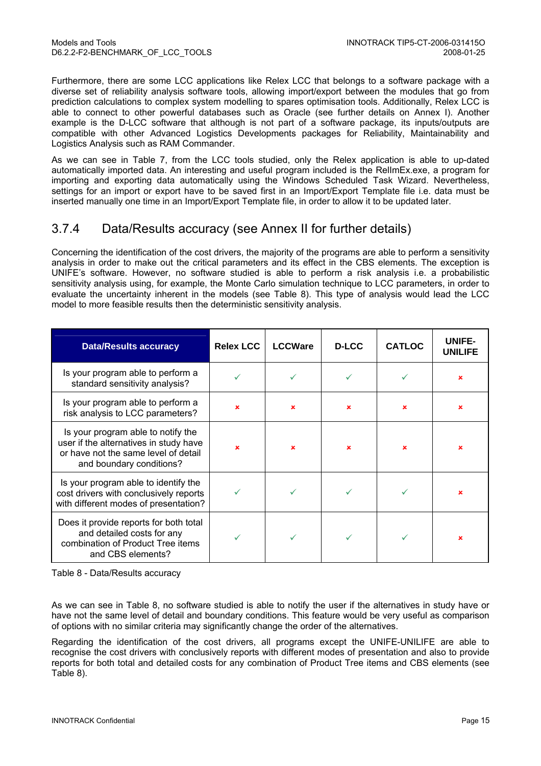Furthermore, there are some LCC applications like Relex LCC that belongs to a software package with a diverse set of reliability analysis software tools, allowing import/export between the modules that go from prediction calculations to complex system modelling to spares optimisation tools. Additionally, Relex LCC is able to connect to other powerful databases such as Oracle (see further details on Annex I). Another example is the D-LCC software that although is not part of a software package, its inputs/outputs are compatible with other Advanced Logistics Developments packages for Reliability, Maintainability and Logistics Analysis such as RAM Commander.

As we can see in Table 7, from the LCC tools studied, only the Relex application is able to up-dated automatically imported data. An interesting and useful program included is the RelImEx.exe, a program for importing and exporting data automatically using the Windows Scheduled Task Wizard. Nevertheless, settings for an import or export have to be saved first in an Import/Export Template file i.e. data must be inserted manually one time in an Import/Export Template file, in order to allow it to be updated later.

### 3.7.4 Data/Results accuracy (see Annex II for further details)

Concerning the identification of the cost drivers, the majority of the programs are able to perform a sensitivity analysis in order to make out the critical parameters and its effect in the CBS elements. The exception is UNIFE's software. However, no software studied is able to perform a risk analysis i.e. a probabilistic sensitivity analysis using, for example, the Monte Carlo simulation technique to LCC parameters, in order to evaluate the uncertainty inherent in the models (see Table 8). This type of analysis would lead the LCC model to more feasible results then the deterministic sensitivity analysis.

| Data/Results accuracy | Relex LCC | LCCWare | D-LCC | CATLOC | UNIFE-UNILIFE |
|---|---|---|---|---|---|
| Is your program able to perform a standard sensitivity analysis? | ✓ | ✓ | ✓ | ✓ | ✗ |
| Is your program able to perform a risk analysis to LCC parameters? | ✗ | ✗ | ✗ | ✗ | ✗ |
| Is your program able to notify the user if the alternatives in study have or have not the same level of detail and boundary conditions? | ✗ | ✗ | ✗ | ✗ | ✗ |
| Is your program able to identify the cost drivers with conclusively reports with different modes of presentation? | ✓ | ✓ | ✓ | ✓ | ✗ |
| Does it provide reports for both total and detailed costs for any combination of Product Tree items and CBS elements? | ✓ | ✓ | ✓ | ✓ | ✗ |

Table 8 - Data/Results accuracy

As we can see in Table 8, no software studied is able to notify the user if the alternatives in study have or have not the same level of detail and boundary conditions. This feature would be very useful as comparison of options with no similar criteria may significantly change the order of the alternatives.

Regarding the identification of the cost drivers, all programs except the UNIFE-UNILIFE are able to recognise the cost drivers with conclusively reports with different modes of presentation and also to provide reports for both total and detailed costs for any combination of Product Tree items and CBS elements (see Table 8).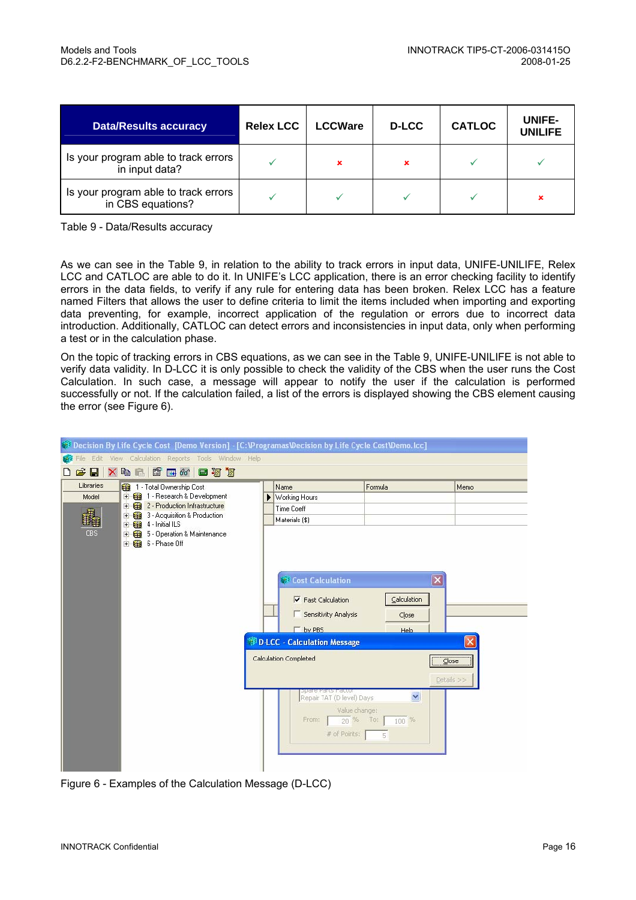| Data/Results accuracy | Relex LCC | LCCWare | D-LCC | CATLOC | UNIFE-UNILIFE |
|---|---|---|---|---|---|
| Is your program able to track errors in input data? | ✓ | ✗ | ✗ | ✓ | ✓ |
| Is your program able to track errors in CBS equations? | ✓ | ✓ | ✓ | ✓ | ✗ |

Table 9 - Data/Results accuracy

As we can see in the Table 9, in relation to the ability to track errors in input data, UNIFE-UNILIFE, Relex LCC and CATLOC are able to do it. In UNIFE's LCC application, there is an error checking facility to identify errors in the data fields, to verify if any rule for entering data has been broken. Relex LCC has a feature named Filters that allows the user to define criteria to limit the items included when importing and exporting data preventing, for example, incorrect application of the regulation or errors due to incorrect data introduction. Additionally, CATLOC can detect errors and inconsistencies in input data, only when performing a test or in the calculation phase.

On the topic of tracking errors in CBS equations, as we can see in the Table 9, UNIFE-UNILIFE is not able to verify data validity. In D-LCC it is only possible to check the validity of the CBS when the user runs the Cost Calculation. In such case, a message will appear to notify the user if the calculation is performed successfully or not. If the calculation failed, a list of the errors is displayed showing the CBS element causing the error (see Figure 6).

Figure 6 - Examples of the Calculation Message (D-LCC)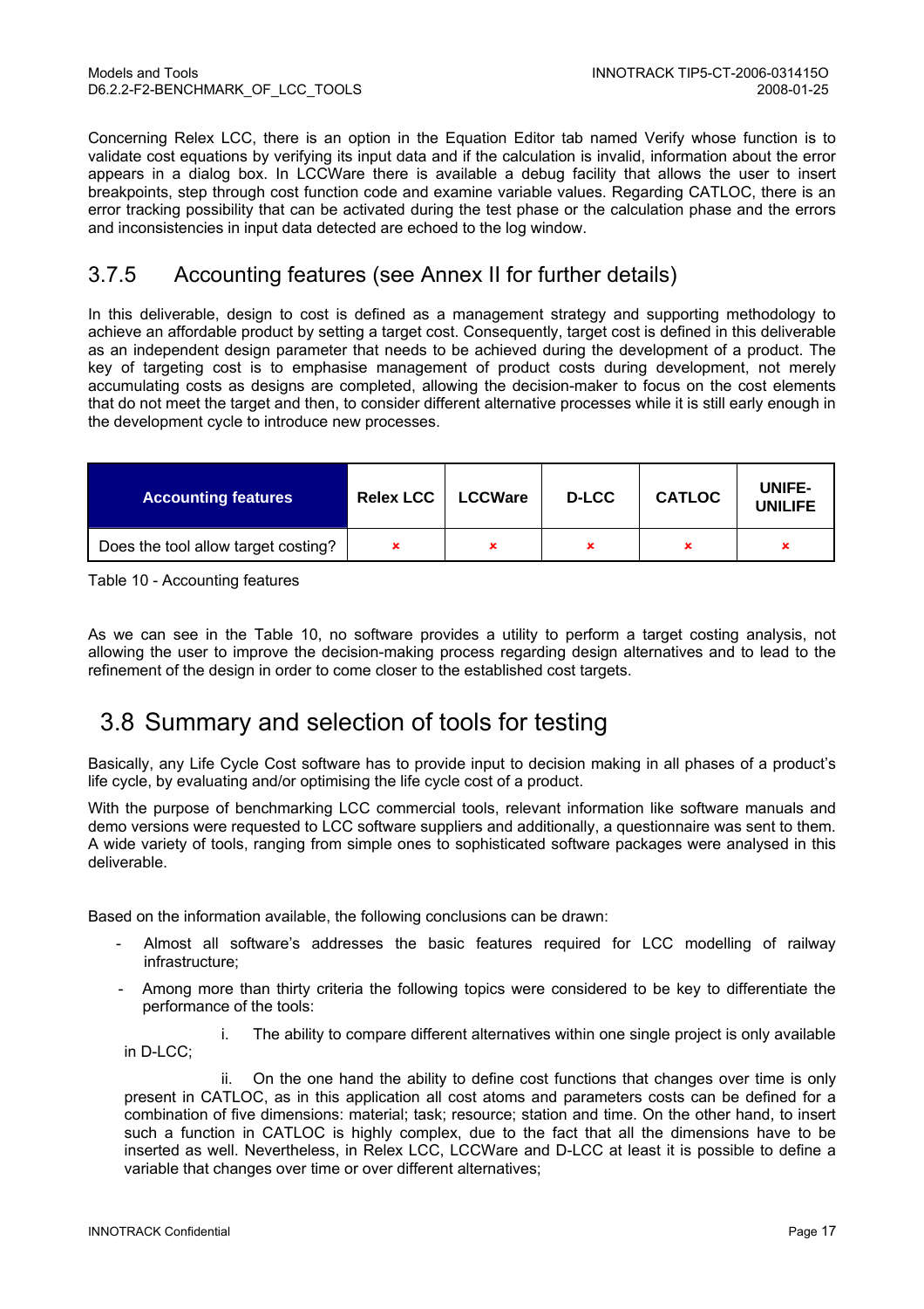Concerning Relex LCC, there is an option in the Equation Editor tab named Verify whose function is to validate cost equations by verifying its input data and if the calculation is invalid, information about the error appears in a dialog box. In LCCWare there is available a debug facility that allows the user to insert breakpoints, step through cost function code and examine variable values. Regarding CATLOC, there is an error tracking possibility that can be activated during the test phase or the calculation phase and the errors and inconsistencies in input data detected are echoed to the log window.

### 3.7.5 Accounting features (see Annex II for further details)

In this deliverable, design to cost is defined as a management strategy and supporting methodology to achieve an affordable product by setting a target cost. Consequently, target cost is defined in this deliverable as an independent design parameter that needs to be achieved during the development of a product. The key of targeting cost is to emphasise management of product costs during development, not merely accumulating costs as designs are completed, allowing the decision-maker to focus on the cost elements that do not meet the target and then, to consider different alternative processes while it is still early enough in the development cycle to introduce new processes.

| Accounting features | Relex LCC | LCCWare | D-LCC | CATLOC | UNIFE-UNILIFE |
|---|---|---|---|---|---|
| Does the tool allow target costing? | × | × | × | × | × |

Table 10 - Accounting features

As we can see in the Table 10, no software provides a utility to perform a target costing analysis, not allowing the user to improve the decision-making process regarding design alternatives and to lead to the refinement of the design in order to come closer to the established cost targets.

## 3.8 Summary and selection of tools for testing

Basically, any Life Cycle Cost software has to provide input to decision making in all phases of a product's life cycle, by evaluating and/or optimising the life cycle cost of a product.

With the purpose of benchmarking LCC commercial tools, relevant information like software manuals and demo versions were requested to LCC software suppliers and additionally, a questionnaire was sent to them. A wide variety of tools, ranging from simple ones to sophisticated software packages were analysed in this deliverable.

Based on the information available, the following conclusions can be drawn:

- Almost all software's addresses the basic features required for LCC modelling of railway infrastructure;
- Among more than thirty criteria the following topics were considered to be key to differentiate the performance of the tools:

   i. The ability to compare different alternatives within one single project is only available in D-LCC;

   ii. On the one hand the ability to define cost functions that changes over time is only present in CATLOC, as in this application all cost atoms and parameters costs can be defined for a combination of five dimensions: material; task; resource; station and time. On the other hand, to insert such a function in CATLOC is highly complex, due to the fact that all the dimensions have to be inserted as well. Nevertheless, in Relex LCC, LCCWare and D-LCC at least it is possible to define a variable that changes over time or over different alternatives;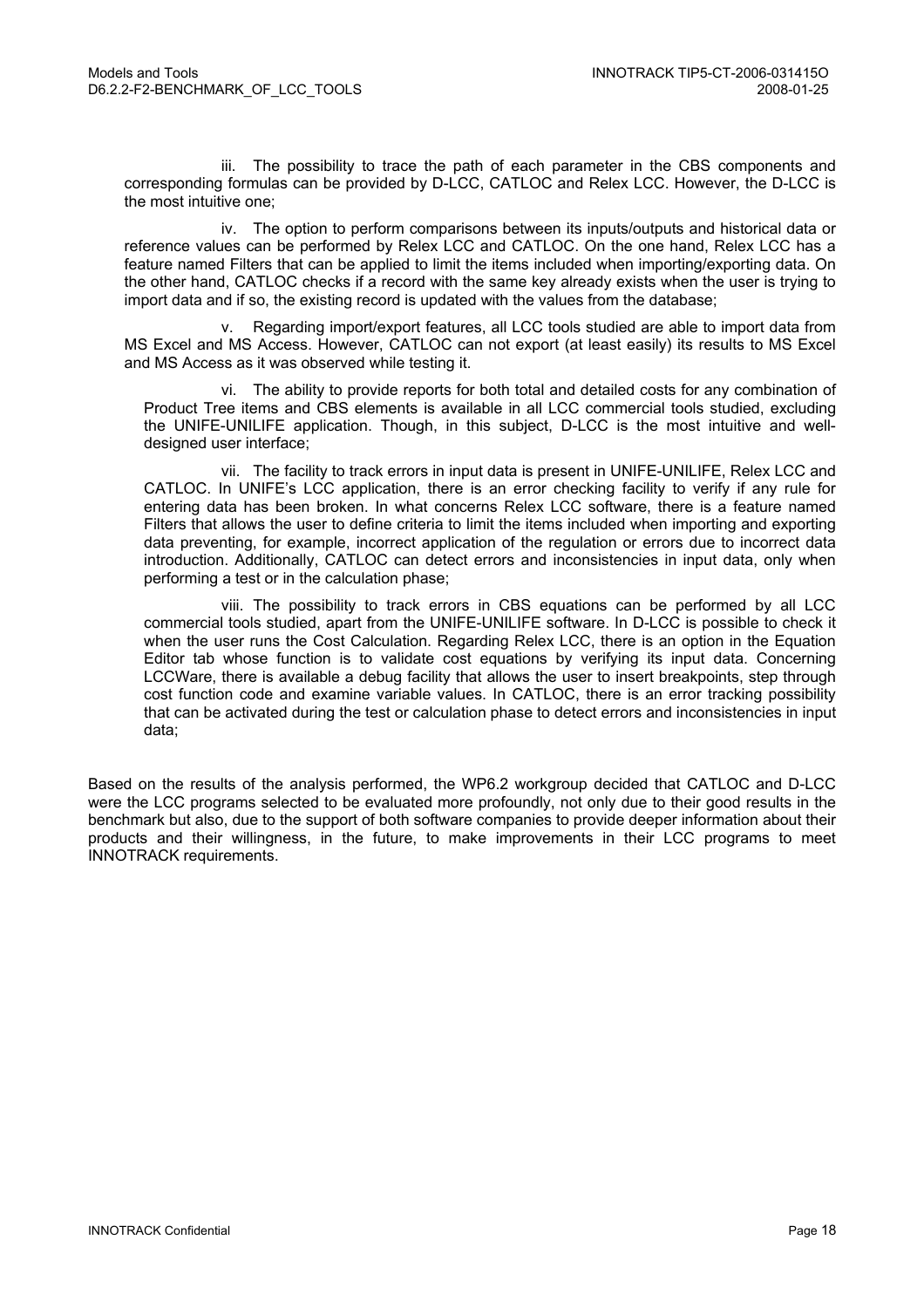iii. The possibility to trace the path of each parameter in the CBS components and corresponding formulas can be provided by D-LCC, CATLOC and Relex LCC. However, the D-LCC is the most intuitive one;

iv. The option to perform comparisons between its inputs/outputs and historical data or reference values can be performed by Relex LCC and CATLOC. On the one hand, Relex LCC has a feature named Filters that can be applied to limit the items included when importing/exporting data. On the other hand, CATLOC checks if a record with the same key already exists when the user is trying to import data and if so, the existing record is updated with the values from the database;

v. Regarding import/export features, all LCC tools studied are able to import data from MS Excel and MS Access. However, CATLOC can not export (at least easily) its results to MS Excel and MS Access as it was observed while testing it.

vi. The ability to provide reports for both total and detailed costs for any combination of Product Tree items and CBS elements is available in all LCC commercial tools studied, excluding the UNIFE-UNILIFE application. Though, in this subject, D-LCC is the most intuitive and well-designed user interface;

vii. The facility to track errors in input data is present in UNIFE-UNILIFE, Relex LCC and CATLOC. In UNIFE's LCC application, there is an error checking facility to verify if any rule for entering data has been broken. In what concerns Relex LCC software, there is a feature named Filters that allows the user to define criteria to limit the items included when importing and exporting data preventing, for example, incorrect application of the regulation or errors due to incorrect data introduction. Additionally, CATLOC can detect errors and inconsistencies in input data, only when performing a test or in the calculation phase;

viii. The possibility to track errors in CBS equations can be performed by all LCC commercial tools studied, apart from the UNIFE-UNILIFE software. In D-LCC is possible to check it when the user runs the Cost Calculation. Regarding Relex LCC, there is an option in the Equation Editor tab whose function is to validate cost equations by verifying its input data. Concerning LCCWare, there is available a debug facility that allows the user to insert breakpoints, step through cost function code and examine variable values. In CATLOC, there is an error tracking possibility that can be activated during the test or calculation phase to detect errors and inconsistencies in input data;

Based on the results of the analysis performed, the WP6.2 workgroup decided that CATLOC and D-LCC were the LCC programs selected to be evaluated more profoundly, not only due to their good results in the benchmark but also, due to the support of both software companies to provide deeper information about their products and their willingness, in the future, to make improvements in their LCC programs to meet INNOTRACK requirements.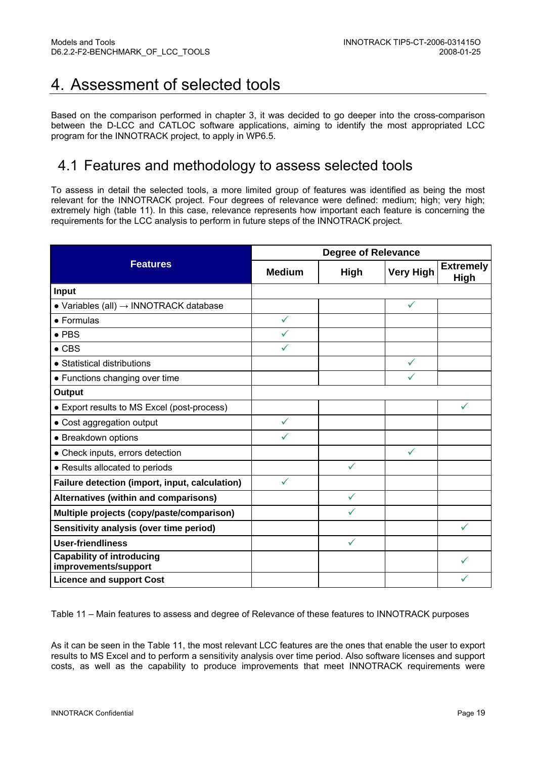# 4. Assessment of selected tools

Based on the comparison performed in chapter 3, it was decided to go deeper into the cross-comparison between the D-LCC and CATLOC software applications, aiming to identify the most appropriated LCC program for the INNOTRACK project, to apply in WP6.5.

## 4.1 Features and methodology to assess selected tools

To assess in detail the selected tools, a more limited group of features was identified as being the most relevant for the INNOTRACK project. Four degrees of relevance were defined: medium; high; very high; extremely high (table 11). In this case, relevance represents how important each feature is concerning the requirements for the LCC analysis to perform in future steps of the INNOTRACK project.

| Features | Degree of Relevance | | | |
|---|---|---|---|---|
| | Medium | High | Very High | Extremely High |
| **Input** | | | | |
| • Variables (all) → INNOTRACK database | | | ✓ | |
| • Formulas | ✓ | | | |
| • PBS | ✓ | | | |
| • CBS | ✓ | | | |
| • Statistical distributions | | | ✓ | |
| • Functions changing over time | | | ✓ | |
| **Output** | | | | |
| • Export results to MS Excel (post-process) | | | | ✓ |
| • Cost aggregation output | ✓ | | | |
| • Breakdown options | ✓ | | | |
| • Check inputs, errors detection | | | ✓ | |
| • Results allocated to periods | | ✓ | | |
| **Failure detection (import, input, calculation)** | ✓ | | | |
| **Alternatives (within and comparisons)** | | ✓ | | |
| **Multiple projects (copy/paste/comparison)** | | ✓ | | |
| **Sensitivity analysis (over time period)** | | | | ✓ |
| **User-friendliness** | | ✓ | | |
| **Capability of introducing improvements/support** | | | | ✓ |
| **Licence and support Cost** | | | | ✓ |

Table 11 – Main features to assess and degree of Relevance of these features to INNOTRACK purposes

As it can be seen in the Table 11, the most relevant LCC features are the ones that enable the user to export results to MS Excel and to perform a sensitivity analysis over time period. Also software licenses and support costs, as well as the capability to produce improvements that meet INNOTRACK requirements were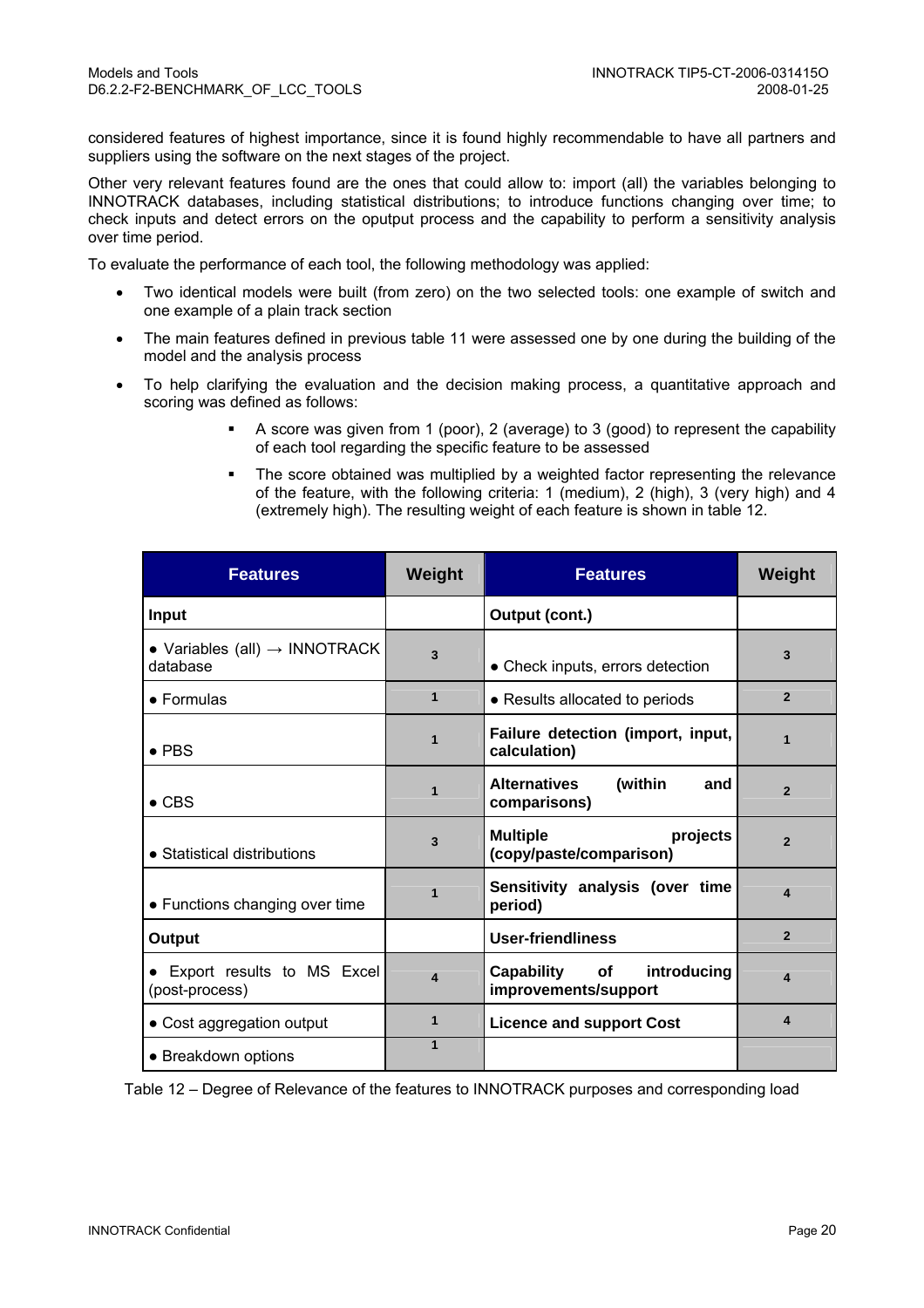considered features of highest importance, since it is found highly recommendable to have all partners and suppliers using the software on the next stages of the project.

Other very relevant features found are the ones that could allow to: import (all) the variables belonging to INNOTRACK databases, including statistical distributions; to introduce functions changing over time; to check inputs and detect errors on the oputput process and the capability to perform a sensitivity analysis over time period.

To evaluate the performance of each tool, the following methodology was applied:

- Two identical models were built (from zero) on the two selected tools: one example of switch and one example of a plain track section
- The main features defined in previous table 11 were assessed one by one during the building of the model and the analysis process
- To help clarifying the evaluation and the decision making process, a quantitative approach and scoring was defined as follows:
    - A score was given from 1 (poor), 2 (average) to 3 (good) to represent the capability of each tool regarding the specific feature to be assessed
    - The score obtained was multiplied by a weighted factor representing the relevance of the feature, with the following criteria: 1 (medium), 2 (high), 3 (very high) and 4 (extremely high). The resulting weight of each feature is shown in table 12.

| Features | Weight | Features | Weight |
|---|---|---|---|
| **Input** | | **Output (cont.)** | |
| • Variables (all) → INNOTRACK database | 3 | • Check inputs, errors detection | 3 |
| • Formulas | 1 | • Results allocated to periods | 2 |
| • PBS | 1 | **Failure detection (import, input, calculation)** | 1 |
| • CBS | 1 | **Alternatives (within and comparisons)** | 2 |
| • Statistical distributions | 3 | **Multiple projects (copy/paste/comparison)** | 2 |
| • Functions changing over time | 1 | **Sensitivity analysis (over time period)** | 4 |
| **Output** | | **User-friendliness** | 2 |
| • Export results to MS Excel (post-process) | 4 | **Capability of introducing improvements/support** | 4 |
| • Cost aggregation output | 1 | **Licence and support Cost** | 4 |
| • Breakdown options | 1 | | |

Table 12 – Degree of Relevance of the features to INNOTRACK purposes and corresponding load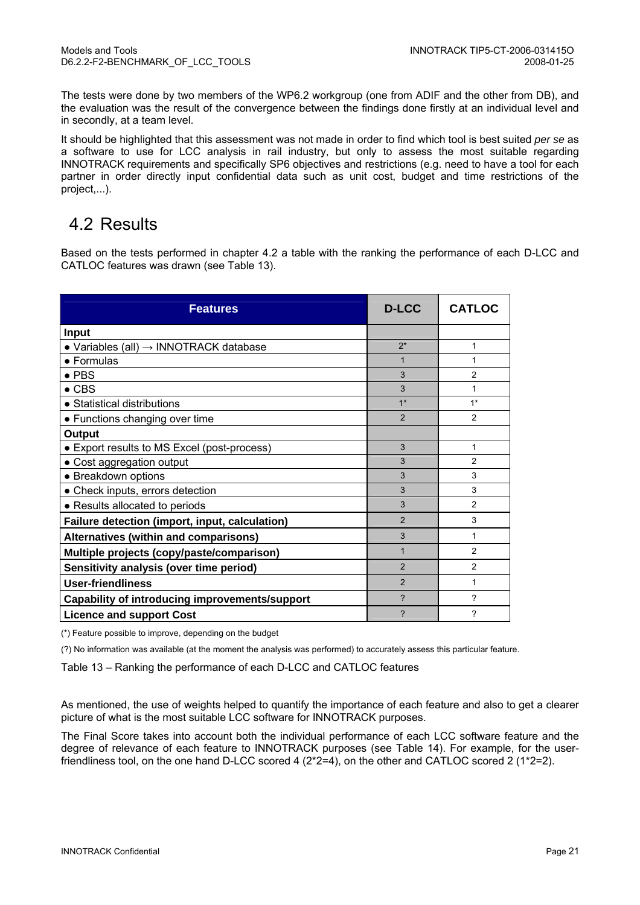The tests were done by two members of the WP6.2 workgroup (one from ADIF and the other from DB), and the evaluation was the result of the convergence between the findings done firstly at an individual level and in secondly, at a team level.

It should be highlighted that this assessment was not made in order to find which tool is best suited *per se* as a software to use for LCC analysis in rail industry, but only to assess the most suitable regarding INNOTRACK requirements and specifically SP6 objectives and restrictions (e.g. need to have a tool for each partner in order directly input confidential data such as unit cost, budget and time restrictions of the project,...).

## 4.2 Results

Based on the tests performed in chapter 4.2 a table with the ranking the performance of each D-LCC and CATLOC features was drawn (see Table 13).

| Features | D-LCC | CATLOC |
|---|---|---|
| **Input** | | |
| • Variables (all) → INNOTRACK database | 2* | 1 |
| • Formulas | 1 | 1 |
| • PBS | 3 | 2 |
| • CBS | 3 | 1 |
| • Statistical distributions | 1* | 1* |
| • Functions changing over time | 2 | 2 |
| **Output** | | |
| • Export results to MS Excel (post-process) | 3 | 1 |
| • Cost aggregation output | 3 | 2 |
| • Breakdown options | 3 | 3 |
| • Check inputs, errors detection | 3 | 3 |
| • Results allocated to periods | 3 | 2 |
| **Failure detection (import, input, calculation)** | 2 | 3 |
| **Alternatives (within and comparisons)** | 3 | 1 |
| **Multiple projects (copy/paste/comparison)** | 1 | 2 |
| **Sensitivity analysis (over time period)** | 2 | 2 |
| **User-friendliness** | 2 | 1 |
| **Capability of introducing improvements/support** | ? | ? |
| **Licence and support Cost** | ? | ? |

(*) Feature possible to improve, depending on the budget

(?) No information was available (at the moment the analysis was performed) to accurately assess this particular feature.

Table 13 – Ranking the performance of each D-LCC and CATLOC features

As mentioned, the use of weights helped to quantify the importance of each feature and also to get a clearer picture of what is the most suitable LCC software for INNOTRACK purposes.

The Final Score takes into account both the individual performance of each LCC software feature and the degree of relevance of each feature to INNOTRACK purposes (see Table 14). For example, for the user-friendliness tool, on the one hand D-LCC scored 4 (2*2=4), on the other and CATLOC scored 2 (1*2=2).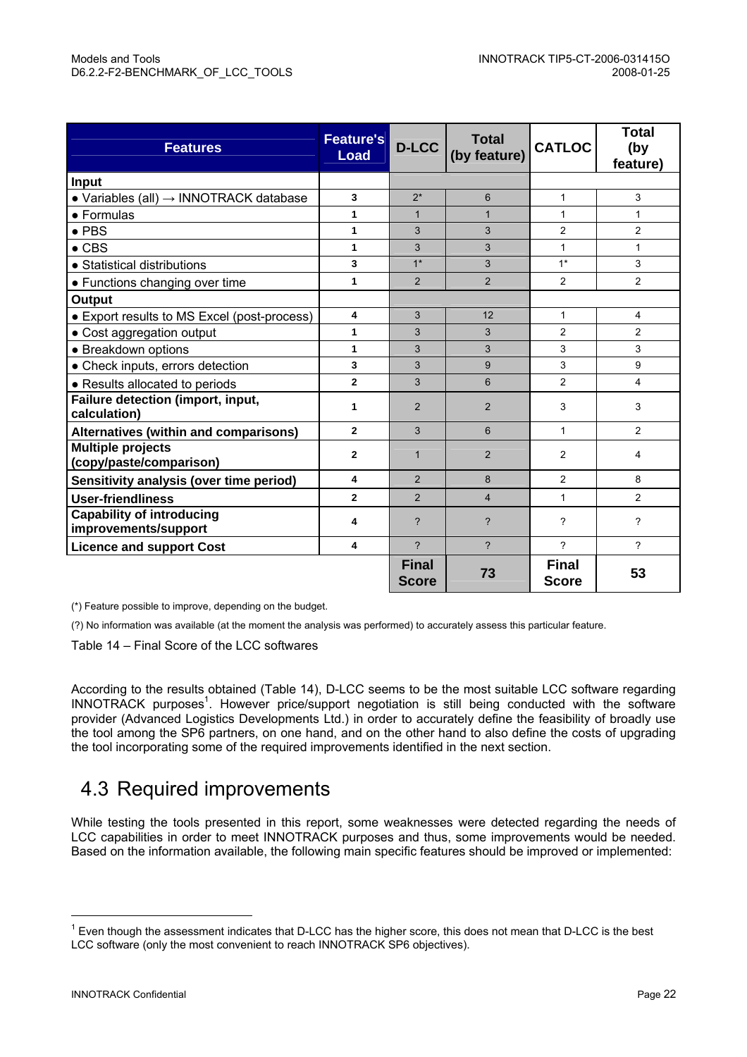| Features | Feature's Load | D-LCC | Total (by feature) | CATLOC | Total (by feature) |
|---|---|---|---|---|---|
| **Input** | | | | | |
| • Variables (all) → INNOTRACK database | 3 | 2* | 6 | 1 | 3 |
| • Formulas | 1 | 1 | 1 | 1 | 1 |
| • PBS | 1 | 3 | 3 | 2 | 2 |
| • CBS | 1 | 3 | 3 | 1 | 1 |
| • Statistical distributions | 3 | 1* | 3 | 1* | 3 |
| • Functions changing over time | 1 | 2 | 2 | 2 | 2 |
| **Output** | | | | | |
| • Export results to MS Excel (post-process) | 4 | 3 | 12 | 1 | 4 |
| • Cost aggregation output | 1 | 3 | 3 | 2 | 2 |
| • Breakdown options | 1 | 3 | 3 | 3 | 3 |
| • Check inputs, errors detection | 3 | 3 | 9 | 3 | 9 |
| • Results allocated to periods | 2 | 3 | 6 | 2 | 4 |
| **Failure detection (import, input, calculation)** | 1 | 2 | 2 | 3 | 3 |
| **Alternatives (within and comparisons)** | 2 | 3 | 6 | 1 | 2 |
| **Multiple projects (copy/paste/comparison)** | 2 | 1 | 2 | 2 | 4 |
| **Sensitivity analysis (over time period)** | 4 | 2 | 8 | 2 | 8 |
| **User-friendliness** | 2 | 2 | 4 | 1 | 2 |
| **Capability of introducing improvements/support** | 4 | ? | ? | ? | ? |
| **Licence and support Cost** | 4 | ? | ? | ? | ? |
| | | **Final Score** | **73** | **Final Score** | **53** |

(*) Feature possible to improve, depending on the budget.

(?) No information was available (at the moment the analysis was performed) to accurately assess this particular feature.

Table 14 – Final Score of the LCC softwares

According to the results obtained (Table 14), D-LCC seems to be the most suitable LCC software regarding INNOTRACK purposes[1]. However price/support negotiation is still being conducted with the software provider (Advanced Logistics Developments Ltd.) in order to accurately define the feasibility of broadly use the tool among the SP6 partners, on one hand, and on the other hand to also define the costs of upgrading the tool incorporating some of the required improvements identified in the next section.

## 4.3 Required improvements

While testing the tools presented in this report, some weaknesses were detected regarding the needs of LCC capabilities in order to meet INNOTRACK purposes and thus, some improvements would be needed. Based on the information available, the following main specific features should be improved or implemented:

[1] Even though the assessment indicates that D-LCC has the higher score, this does not mean that D-LCC is the best LCC software (only the most convenient to reach INNOTRACK SP6 objectives).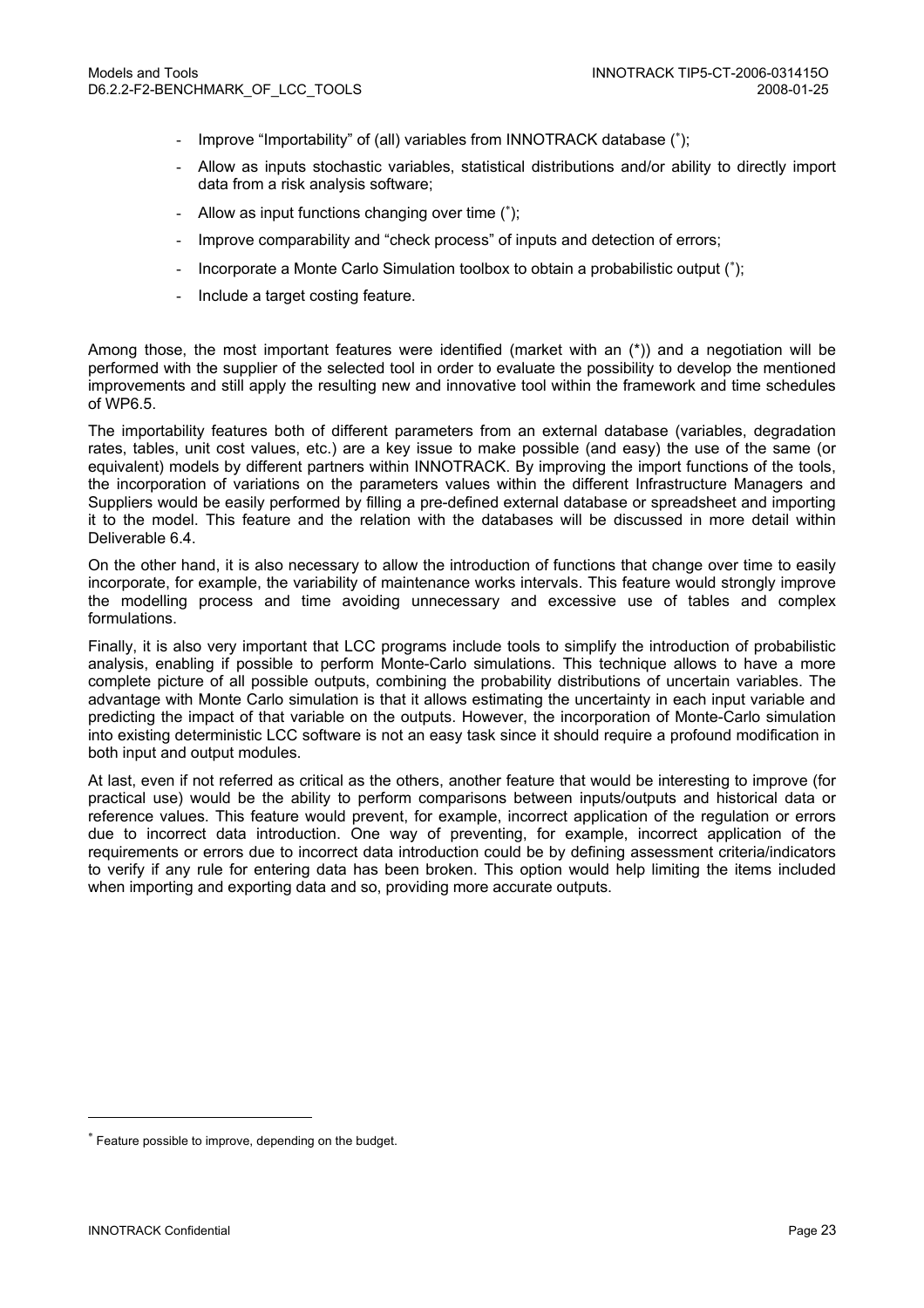- Improve "Importability" of (all) variables from INNOTRACK database (*);
- Allow as inputs stochastic variables, statistical distributions and/or ability to directly import data from a risk analysis software;
- Allow as input functions changing over time (*);
- Improve comparability and "check process" of inputs and detection of errors;
- Incorporate a Monte Carlo Simulation toolbox to obtain a probabilistic output (*);
- Include a target costing feature.

Among those, the most important features were identified (market with an (*)) and a negotiation will be performed with the supplier of the selected tool in order to evaluate the possibility to develop the mentioned improvements and still apply the resulting new and innovative tool within the framework and time schedules of WP6.5.

The importability features both of different parameters from an external database (variables, degradation rates, tables, unit cost values, etc.) are a key issue to make possible (and easy) the use of the same (or equivalent) models by different partners within INNOTRACK. By improving the import functions of the tools, the incorporation of variations on the parameters values within the different Infrastructure Managers and Suppliers would be easily performed by filling a pre-defined external database or spreadsheet and importing it to the model. This feature and the relation with the databases will be discussed in more detail within Deliverable 6.4.

On the other hand, it is also necessary to allow the introduction of functions that change over time to easily incorporate, for example, the variability of maintenance works intervals. This feature would strongly improve the modelling process and time avoiding unnecessary and excessive use of tables and complex formulations.

Finally, it is also very important that LCC programs include tools to simplify the introduction of probabilistic analysis, enabling if possible to perform Monte-Carlo simulations. This technique allows to have a more complete picture of all possible outputs, combining the probability distributions of uncertain variables. The advantage with Monte Carlo simulation is that it allows estimating the uncertainty in each input variable and predicting the impact of that variable on the outputs. However, the incorporation of Monte-Carlo simulation into existing deterministic LCC software is not an easy task since it should require a profound modification in both input and output modules.

At last, even if not referred as critical as the others, another feature that would be interesting to improve (for practical use) would be the ability to perform comparisons between inputs/outputs and historical data or reference values. This feature would prevent, for example, incorrect application of the regulation or errors due to incorrect data introduction. One way of preventing, for example, incorrect application of the requirements or errors due to incorrect data introduction could be by defining assessment criteria/indicators to verify if any rule for entering data has been broken. This option would help limiting the items included when importing and exporting data and so, providing more accurate outputs.

---

* Feature possible to improve, depending on the budget.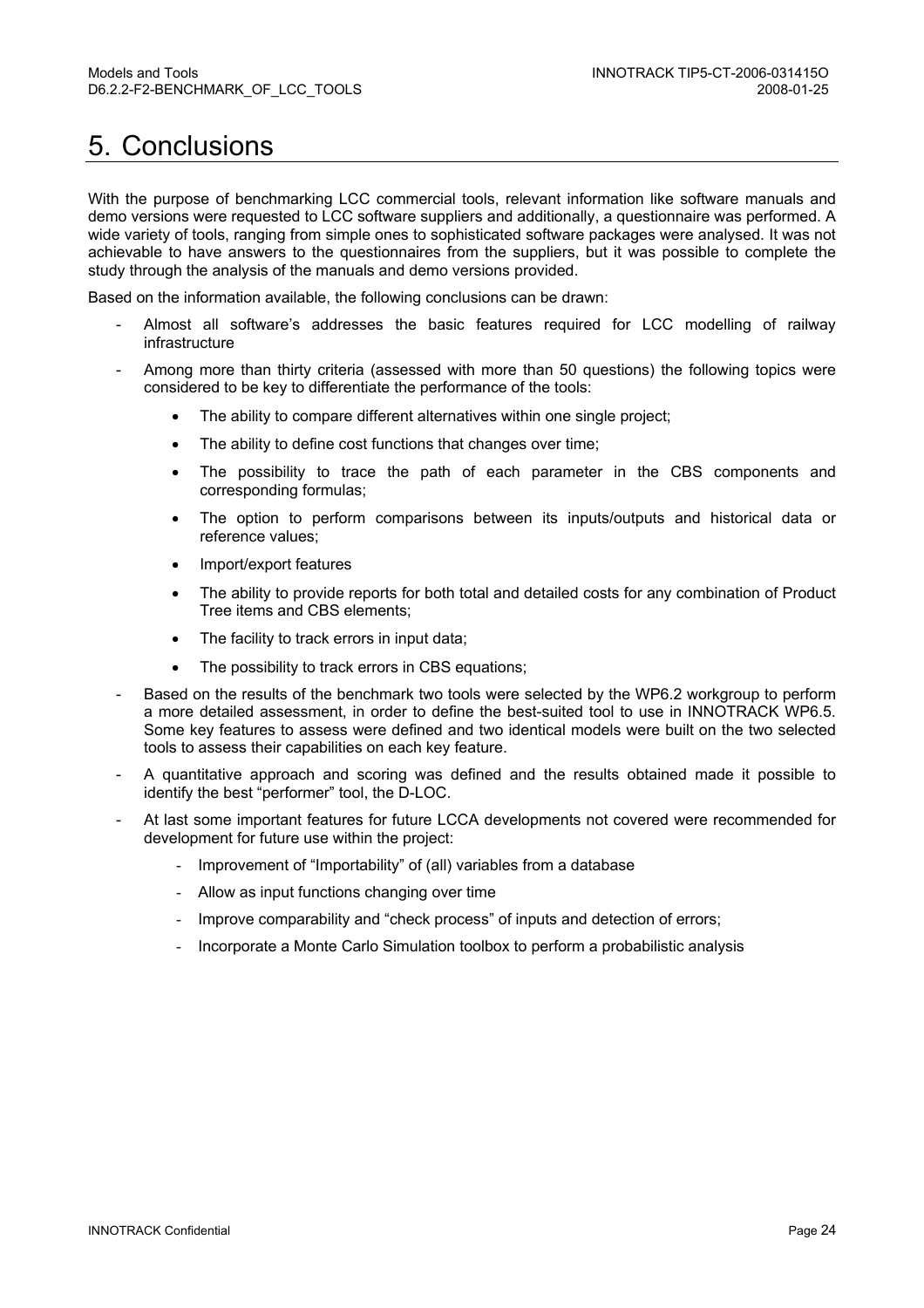# 5. Conclusions

With the purpose of benchmarking LCC commercial tools, relevant information like software manuals and demo versions were requested to LCC software suppliers and additionally, a questionnaire was performed. A wide variety of tools, ranging from simple ones to sophisticated software packages were analysed. It was not achievable to have answers to the questionnaires from the suppliers, but it was possible to complete the study through the analysis of the manuals and demo versions provided.

Based on the information available, the following conclusions can be drawn:

- Almost all software's addresses the basic features required for LCC modelling of railway infrastructure
- Among more than thirty criteria (assessed with more than 50 questions) the following topics were considered to be key to differentiate the performance of the tools:
    - The ability to compare different alternatives within one single project;
    - The ability to define cost functions that changes over time;
    - The possibility to trace the path of each parameter in the CBS components and corresponding formulas;
    - The option to perform comparisons between its inputs/outputs and historical data or reference values;
    - Import/export features
    - The ability to provide reports for both total and detailed costs for any combination of Product Tree items and CBS elements;
    - The facility to track errors in input data;
    - The possibility to track errors in CBS equations;
- Based on the results of the benchmark two tools were selected by the WP6.2 workgroup to perform a more detailed assessment, in order to define the best-suited tool to use in INNOTRACK WP6.5. Some key features to assess were defined and two identical models were built on the two selected tools to assess their capabilities on each key feature.
- A quantitative approach and scoring was defined and the results obtained made it possible to identify the best "performer" tool, the D-LOC.
- At last some important features for future LCCA developments not covered were recommended for development for future use within the project:
    - Improvement of "Importability" of (all) variables from a database
    - Allow as input functions changing over time
    - Improve comparability and "check process" of inputs and detection of errors;
    - Incorporate a Monte Carlo Simulation toolbox to perform a probabilistic analysis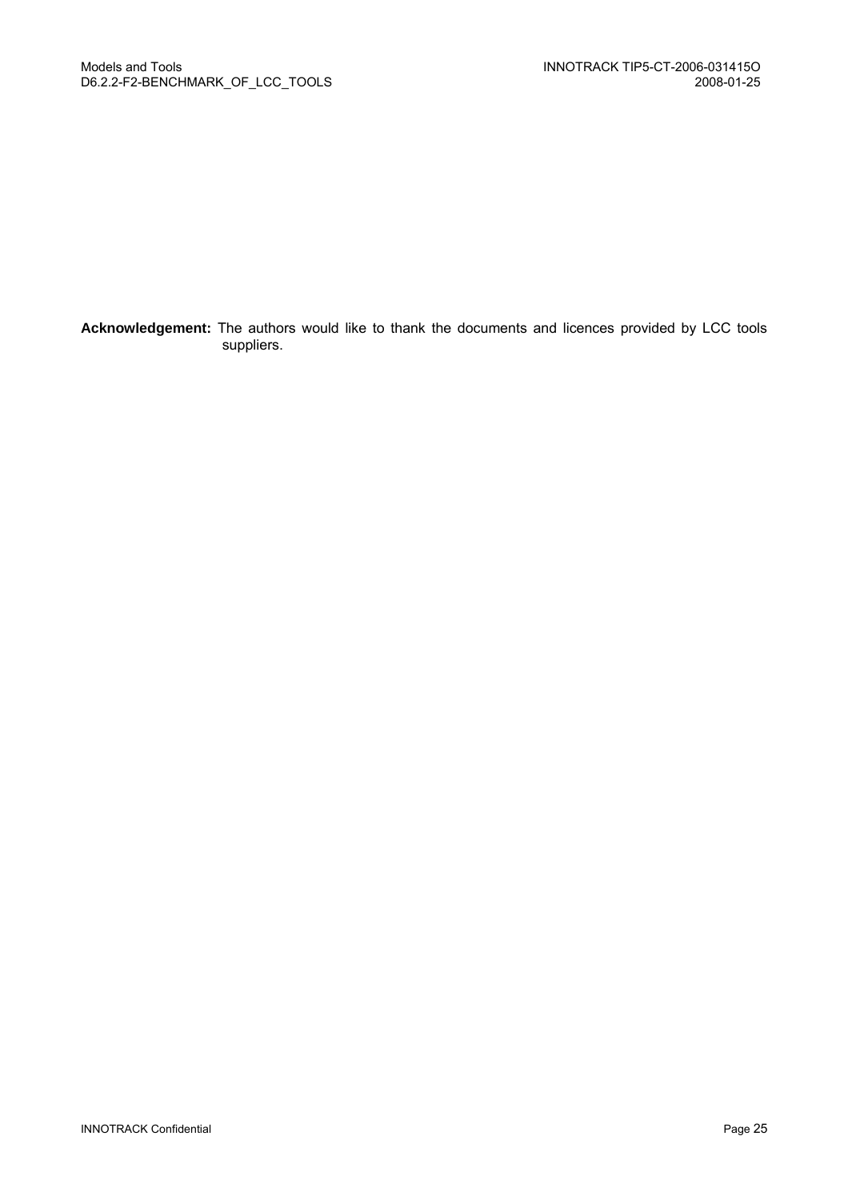**Acknowledgement:** The authors would like to thank the documents and licences provided by LCC tools suppliers.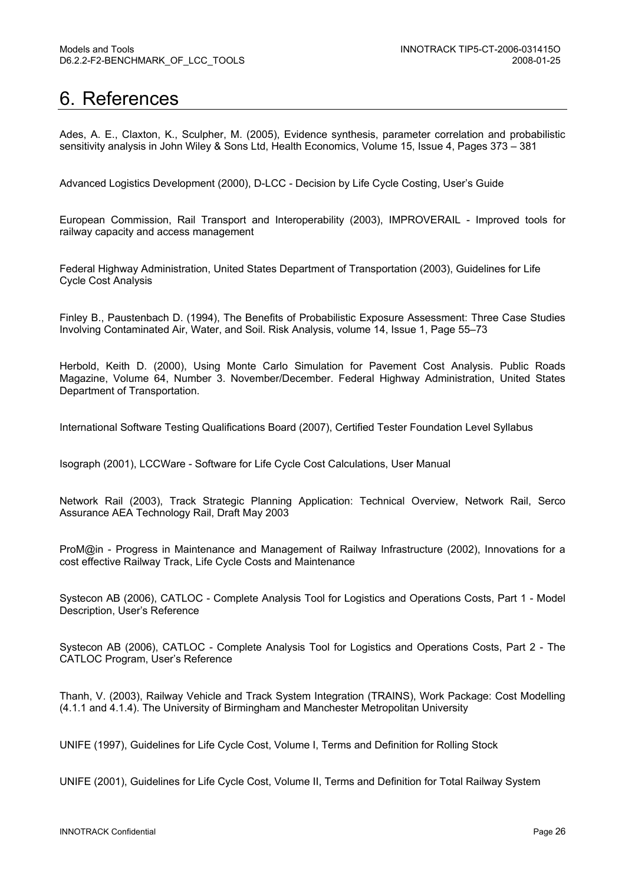# 6. References

Ades, A. E., Claxton, K., Sculpher, M. (2005), Evidence synthesis, parameter correlation and probabilistic sensitivity analysis in John Wiley & Sons Ltd, Health Economics, Volume 15, Issue 4, Pages 373 – 381

Advanced Logistics Development (2000), D-LCC - Decision by Life Cycle Costing, User's Guide

European Commission, Rail Transport and Interoperability (2003), IMPROVERAIL - Improved tools for railway capacity and access management

Federal Highway Administration, United States Department of Transportation (2003), Guidelines for Life Cycle Cost Analysis

Finley B., Paustenbach D. (1994), The Benefits of Probabilistic Exposure Assessment: Three Case Studies Involving Contaminated Air, Water, and Soil. Risk Analysis, volume 14, Issue 1, Page 55–73

Herbold, Keith D. (2000), Using Monte Carlo Simulation for Pavement Cost Analysis. Public Roads Magazine, Volume 64, Number 3. November/December. Federal Highway Administration, United States Department of Transportation.

International Software Testing Qualifications Board (2007), Certified Tester Foundation Level Syllabus

Isograph (2001), LCCWare - Software for Life Cycle Cost Calculations, User Manual

Network Rail (2003), Track Strategic Planning Application: Technical Overview, Network Rail, Serco Assurance AEA Technology Rail, Draft May 2003

ProM@in - Progress in Maintenance and Management of Railway Infrastructure (2002), Innovations for a cost effective Railway Track, Life Cycle Costs and Maintenance

Systecon AB (2006), CATLOC - Complete Analysis Tool for Logistics and Operations Costs, Part 1 - Model Description, User's Reference

Systecon AB (2006), CATLOC - Complete Analysis Tool for Logistics and Operations Costs, Part 2 - The CATLOC Program, User's Reference

Thanh, V. (2003), Railway Vehicle and Track System Integration (TRAINS), Work Package: Cost Modelling (4.1.1 and 4.1.4). The University of Birmingham and Manchester Metropolitan University

UNIFE (1997), Guidelines for Life Cycle Cost, Volume I, Terms and Definition for Rolling Stock

UNIFE (2001), Guidelines for Life Cycle Cost, Volume II, Terms and Definition for Total Railway System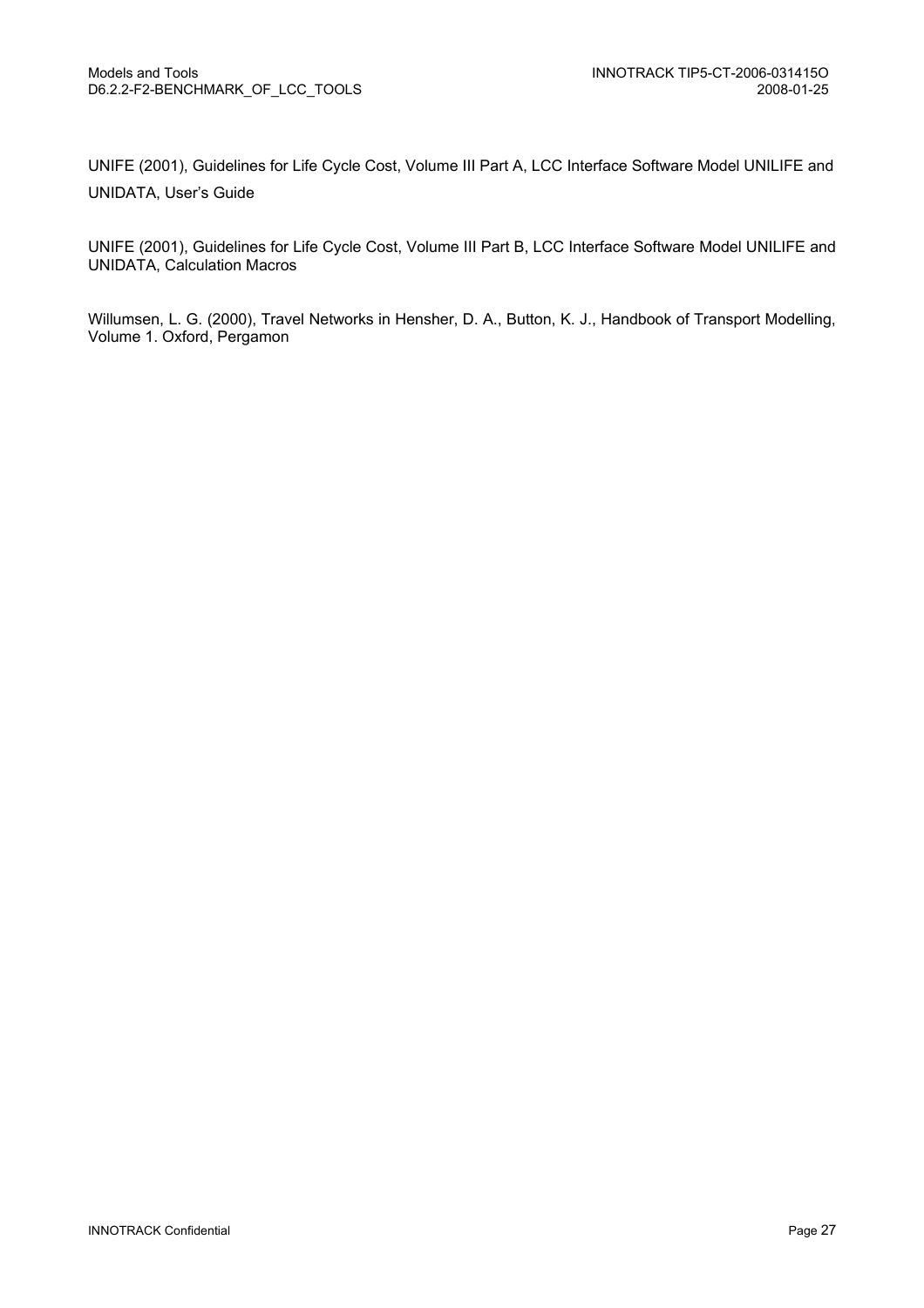UNIFE (2001), Guidelines for Life Cycle Cost, Volume III Part A, LCC Interface Software Model UNILIFE and UNIDATA, User's Guide

UNIFE (2001), Guidelines for Life Cycle Cost, Volume III Part B, LCC Interface Software Model UNILIFE and UNIDATA, Calculation Macros

Willumsen, L. G. (2000), Travel Networks in Hensher, D. A., Button, K. J., Handbook of Transport Modelling, Volume 1. Oxford, Pergamon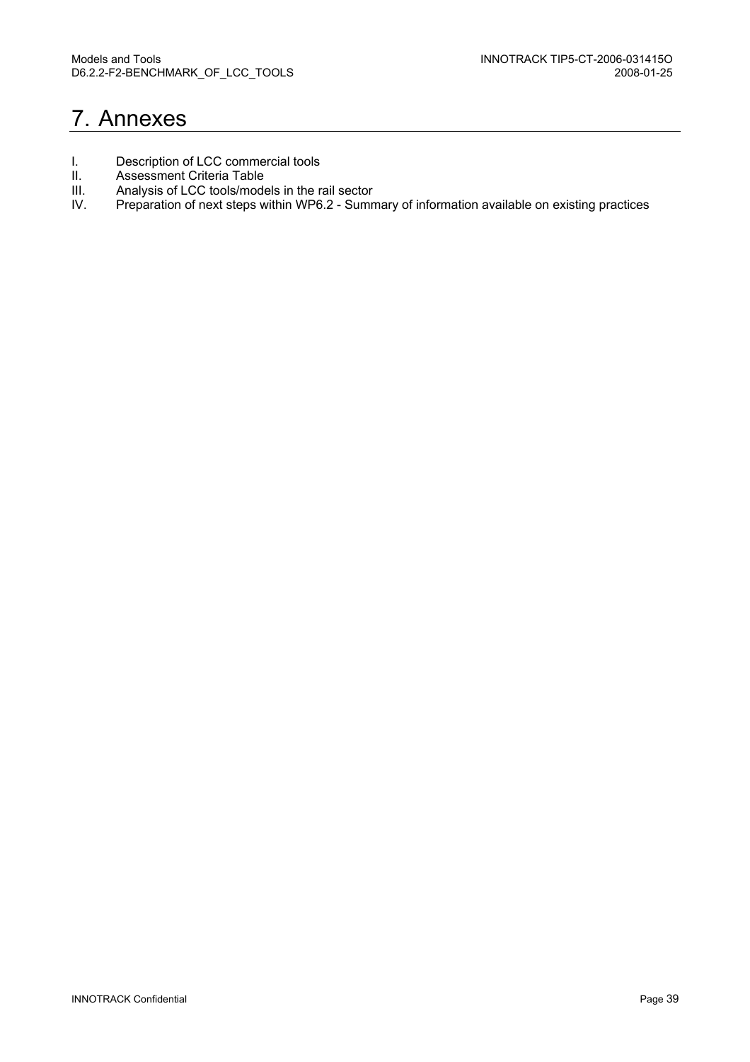# 7. Annexes

I. Description of LCC commercial tools
II. Assessment Criteria Table
III. Analysis of LCC tools/models in the rail sector
IV. Preparation of next steps within WP6.2 - Summary of information available on existing practices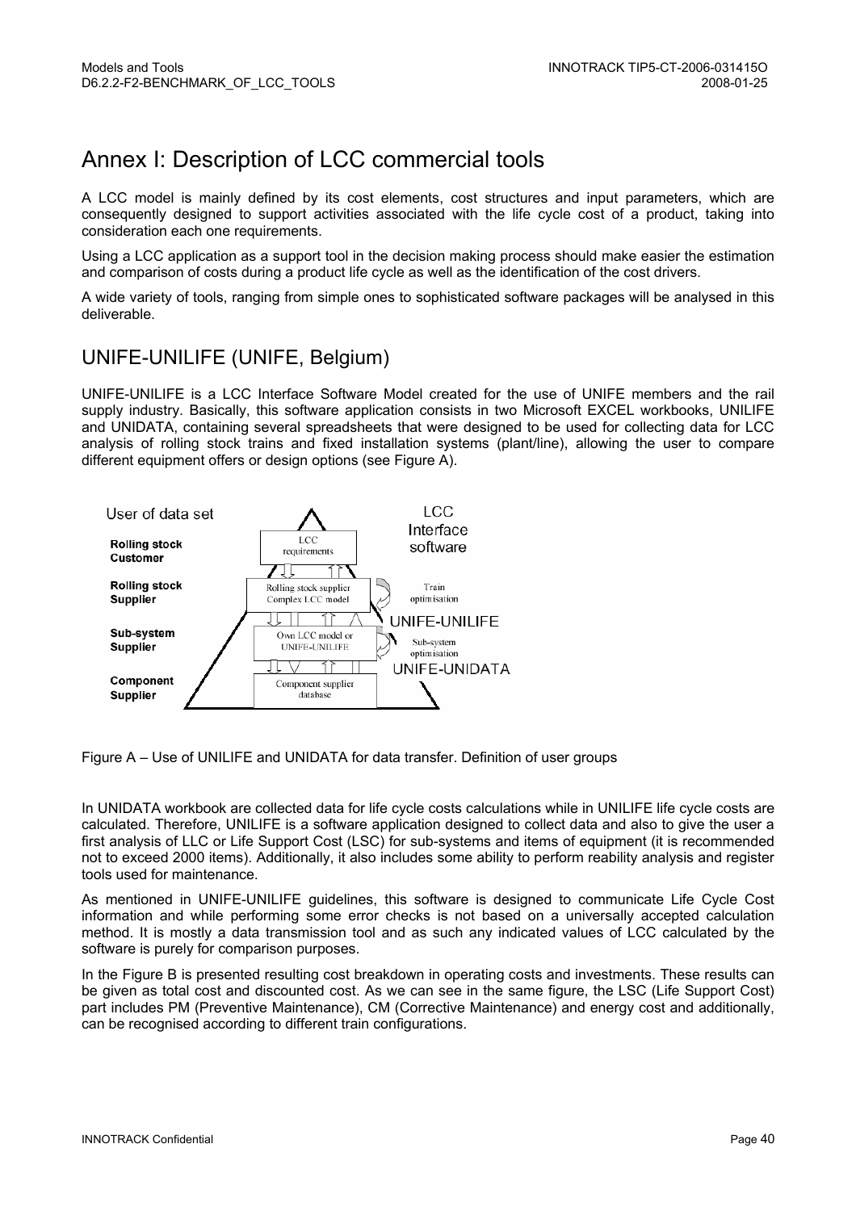# Annex I: Description of LCC commercial tools

A LCC model is mainly defined by its cost elements, cost structures and input parameters, which are consequently designed to support activities associated with the life cycle cost of a product, taking into consideration each one requirements.

Using a LCC application as a support tool in the decision making process should make easier the estimation and comparison of costs during a product life cycle as well as the identification of the cost drivers.

A wide variety of tools, ranging from simple ones to sophisticated software packages will be analysed in this deliverable.

## UNIFE-UNILIFE (UNIFE, Belgium)

UNIFE-UNILIFE is a LCC Interface Software Model created for the use of UNIFE members and the rail supply industry. Basically, this software application consists in two Microsoft EXCEL workbooks, UNILIFE and UNIDATA, containing several spreadsheets that were designed to be used for collecting data for LCC analysis of rolling stock trains and fixed installation systems (plant/line), allowing the user to compare different equipment offers or design options (see Figure A).

Figure A – Use of UNILIFE and UNIDATA for data transfer. Definition of user groups

In UNIDATA workbook are collected data for life cycle costs calculations while in UNILIFE life cycle costs are calculated. Therefore, UNILIFE is a software application designed to collect data and also to give the user a first analysis of LLC or Life Support Cost (LSC) for sub-systems and items of equipment (it is recommended not to exceed 2000 items). Additionally, it also includes some ability to perform reability analysis and register tools used for maintenance.

As mentioned in UNIFE-UNILIFE guidelines, this software is designed to communicate Life Cycle Cost information and while performing some error checks is not based on a universally accepted calculation method. It is mostly a data transmission tool and as such any indicated values of LCC calculated by the software is purely for comparison purposes.

In the Figure B is presented resulting cost breakdown in operating costs and investments. These results can be given as total cost and discounted cost. As we can see in the same figure, the LSC (Life Support Cost) part includes PM (Preventive Maintenance), CM (Corrective Maintenance) and energy cost and additionally, can be recognised according to different train configurations.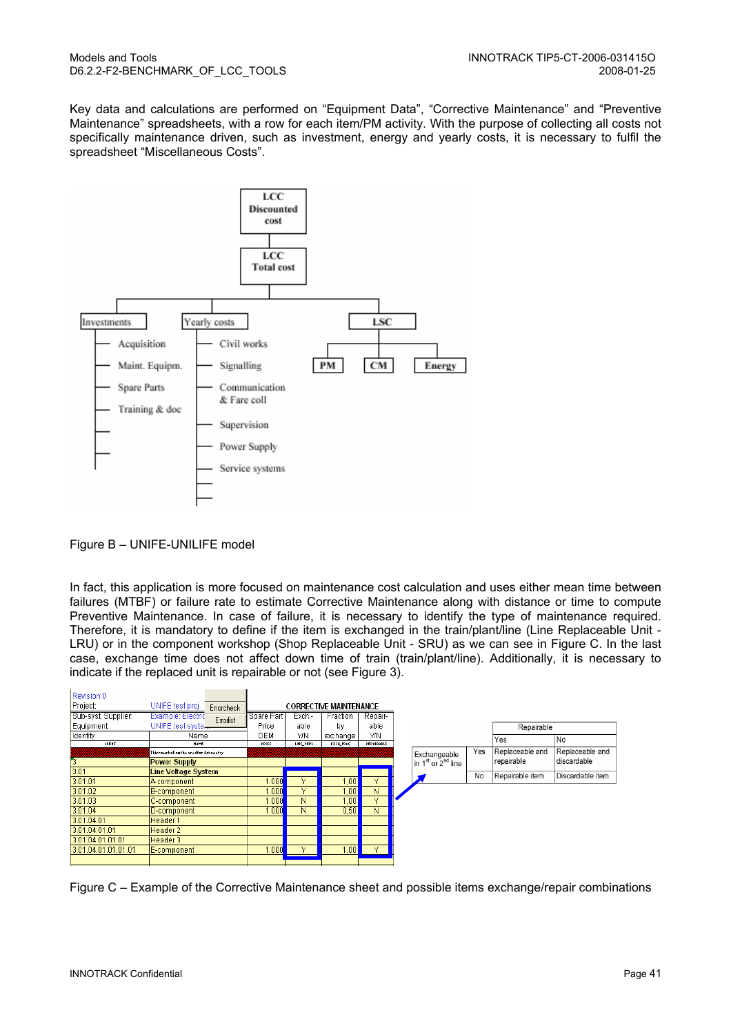Key data and calculations are performed on “Equipment Data”, “Corrective Maintenance” and “Preventive Maintenance” spreadsheets, with a row for each item/PM activity. With the purpose of collecting all costs not specifically maintenance driven, such as investment, energy and yearly costs, it is necessary to fulfil the spreadsheet “Miscellaneous Costs”.

Figure B – UNIFE-UNILIFE model

In fact, this application is more focused on maintenance cost calculation and uses either mean time between failures (MTBF) or failure rate to estimate Corrective Maintenance along with distance or time to compute Preventive Maintenance. In case of failure, it is necessary to identify the type of maintenance required. Therefore, it is mandatory to define if the item is exchanged in the train/plant/line (Line Replaceable Unit - LRU) or in the component workshop (Shop Replaceable Unit - SRU) as we can see in Figure C. In the last case, exchange time does not affect down time of train (train/plant/line). Additionally, it is necessary to indicate if the replaced unit is repairable or not (see Figure 3).

Figure C – Example of the Corrective Maintenance sheet and possible items exchange/repair combinations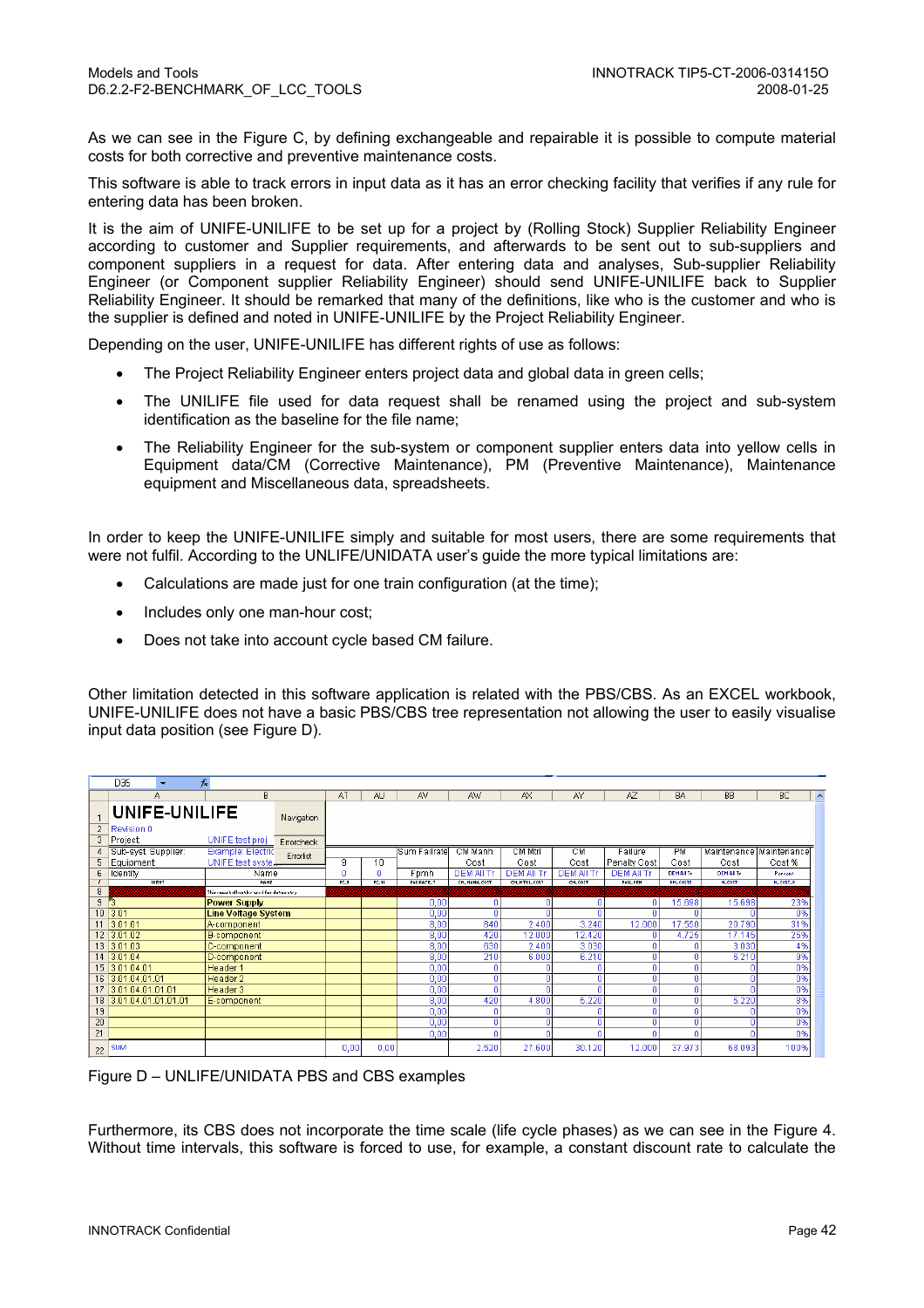As we can see in the Figure C, by defining exchangeable and repairable it is possible to compute material costs for both corrective and preventive maintenance costs.

This software is able to track errors in input data as it has an error checking facility that verifies if any rule for entering data has been broken.

It is the aim of UNIFE-UNILIFE to be set up for a project by (Rolling Stock) Supplier Reliability Engineer according to customer and Supplier requirements, and afterwards to be sent out to sub-suppliers and component suppliers in a request for data. After entering data and analyses, Sub-supplier Reliability Engineer (or Component supplier Reliability Engineer) should send UNIFE-UNILIFE back to Supplier Reliability Engineer. It should be remarked that many of the definitions, like who is the customer and who is the supplier is defined and noted in UNIFE-UNILIFE by the Project Reliability Engineer.

Depending on the user, UNIFE-UNILIFE has different rights of use as follows:

- The Project Reliability Engineer enters project data and global data in green cells;
- The UNILIFE file used for data request shall be renamed using the project and sub-system identification as the baseline for the file name;
- The Reliability Engineer for the sub-system or component supplier enters data into yellow cells in Equipment data/CM (Corrective Maintenance), PM (Preventive Maintenance), Maintenance equipment and Miscellaneous data, spreadsheets.

In order to keep the UNIFE-UNILIFE simply and suitable for most users, there are some requirements that were not fulfil. According to the UNLIFE/UNIDATA user's guide the more typical limitations are:

- Calculations are made just for one train configuration (at the time);
- Includes only one man-hour cost;
- Does not take into account cycle based CM failure.

Other limitation detected in this software application is related with the PBS/CBS. As an EXCEL workbook, UNIFE-UNILIFE does not have a basic PBS/CBS tree representation not allowing the user to easily visualise input data position (see Figure D).

| | A | B | AT | AU | AV | AW | AX | AY | AZ | BA | BB | BC |
|---|---|---|---|---|---|---|---|---|---|---|---|---|
| 1 | UNIFE-UNILIFE | Navigation | | | | | | | | | | |
| 2 | Revision 0 | | | | | | | | | | | |
| 3 | Project | UNIFE test proj | | | | | | | | | | |
| 4 | Sub-syst Supplier: | Example: Electric | | | Sum Failrate | CM Mann Cost | CM Mtrl Cost | CM Cost | Failure Penalty Cost | PM Cost | Maintenance Cost | Maintenance Cost % |
| 5 | Equipment | UNIFE test syste | 9 | 10 | | | | | | | | |
| 6 | Identity | Name | 0 | 0 | Fpmh | DEM All Tr | DEM All Tr | DEM All Tr | DEM All Tr | DEM All Tr | DEM All Tr | Percent |
| 9 | 3 | Power Supply | | | 0,00 | 0 | 0 | 0 | 0 | 15 698 | 15 698 | 23% |
| 10 | 3.01 | Line Voltage System | | | 0,00 | 0 | 0 | 0 | 0 | 0 | 0 | 0% |
| 11 | 3.01.01 | A-component | | | 8,00 | 840 | 2 400 | 3 240 | 12 000 | 17 550 | 20 790 | 31% |
| 12 | 3.01.02 | B-component | | | 8,00 | 420 | 12 000 | 12 420 | 0 | 4 725 | 17 145 | 25% |
| 13 | 3.01.03 | C-component | | | 8,00 | 630 | 2 400 | 3 030 | 0 | 0 | 3 030 | 4% |
| 14 | 3.01.04 | D-component | | | 8,00 | 210 | 6 000 | 6 210 | 0 | 0 | 6 210 | 9% |
| 15 | 3.01.04.01 | Header 1 | | | 0,00 | 0 | 0 | 0 | 0 | 0 | 0 | 0% |
| 16 | 3.01.04.01.01 | Header 2 | | | 0,00 | 0 | 0 | 0 | 0 | 0 | 0 | 0% |
| 17 | 3.01.04.01.01.01 | Header 3 | | | 0,00 | 0 | 0 | 0 | 0 | 0 | 0 | 0% |
| 18 | 3.01.04.01.01.01.01 | E-component | | | 8,00 | 420 | 4 800 | 5 220 | 0 | 0 | 5 220 | 8% |
| 19 | | | | | 0,00 | 0 | 0 | 0 | 0 | 0 | 0 | 0% |
| 20 | | | | | 0,00 | 0 | 0 | 0 | 0 | 0 | 0 | 0% |
| 21 | | | | | 0,00 | 0 | 0 | 0 | 0 | 0 | 0 | 0% |
| 22 | SUM | | 0,00 | 0,00 | | 2 520 | 27 600 | 30 120 | 12 000 | 37 973 | 68 093 | 100% |

Figure D – UNLIFE/UNIDATA PBS and CBS examples

Furthermore, its CBS does not incorporate the time scale (life cycle phases) as we can see in the Figure 4. Without time intervals, this software is forced to use, for example, a constant discount rate to calculate the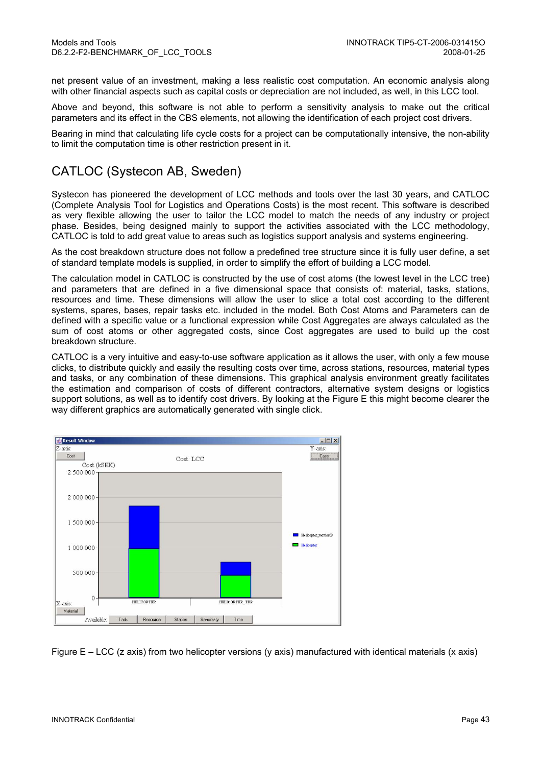net present value of an investment, making a less realistic cost computation. An economic analysis along with other financial aspects such as capital costs or depreciation are not included, as well, in this LCC tool.

Above and beyond, this software is not able to perform a sensitivity analysis to make out the critical parameters and its effect in the CBS elements, not allowing the identification of each project cost drivers.

Bearing in mind that calculating life cycle costs for a project can be computationally intensive, the non-ability to limit the computation time is other restriction present in it.

## CATLOC (Systecon AB, Sweden)

Systecon has pioneered the development of LCC methods and tools over the last 30 years, and CATLOC (Complete Analysis Tool for Logistics and Operations Costs) is the most recent. This software is described as very flexible allowing the user to tailor the LCC model to match the needs of any industry or project phase. Besides, being designed mainly to support the activities associated with the LCC methodology, CATLOC is told to add great value to areas such as logistics support analysis and systems engineering.

As the cost breakdown structure does not follow a predefined tree structure since it is fully user define, a set of standard template models is supplied, in order to simplify the effort of building a LCC model.

The calculation model in CATLOC is constructed by the use of cost atoms (the lowest level in the LCC tree) and parameters that are defined in a five dimensional space that consists of: material, tasks, stations, resources and time. These dimensions will allow the user to slice a total cost according to the different systems, spares, bases, repair tasks etc. included in the model. Both Cost Atoms and Parameters can de defined with a specific value or a functional expression while Cost Aggregates are always calculated as the sum of cost atoms or other aggregated costs, since Cost aggregates are used to build up the cost breakdown structure.

CATLOC is a very intuitive and easy-to-use software application as it allows the user, with only a few mouse clicks, to distribute quickly and easily the resulting costs over time, across stations, resources, material types and tasks, or any combination of these dimensions. This graphical analysis environment greatly facilitates the estimation and comparison of costs of different contractors, alternative system designs or logistics support solutions, as well as to identify cost drivers. By looking at the Figure E this might become clearer the way different graphics are automatically generated with single click.

Figure E – LCC (z axis) from two helicopter versions (y axis) manufactured with identical materials (x axis)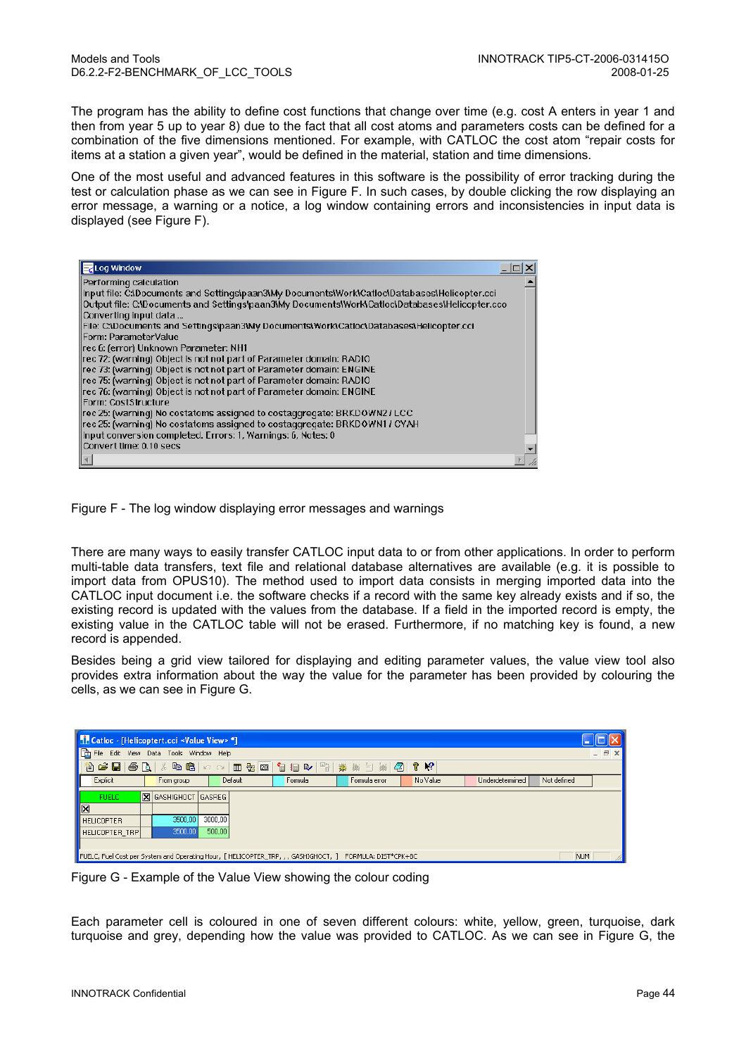The program has the ability to define cost functions that change over time (e.g. cost A enters in year 1 and then from year 5 up to year 8) due to the fact that all cost atoms and parameters costs can be defined for a combination of the five dimensions mentioned. For example, with CATLOC the cost atom “repair costs for items at a station a given year”, would be defined in the material, station and time dimensions.

One of the most useful and advanced features in this software is the possibility of error tracking during the test or calculation phase as we can see in Figure F. In such cases, by double clicking the row displaying an error message, a warning or a notice, a log window containing errors and inconsistencies in input data is displayed (see Figure F).

Figure F - The log window displaying error messages and warnings

There are many ways to easily transfer CATLOC input data to or from other applications. In order to perform multi-table data transfers, text file and relational database alternatives are available (e.g. it is possible to import data from OPUS10). The method used to import data consists in merging imported data into the CATLOC input document i.e. the software checks if a record with the same key already exists and if so, the existing record is updated with the values from the database. If a field in the imported record is empty, the existing value in the CATLOC table will not be erased. Furthermore, if no matching key is found, a new record is appended.

Besides being a grid view tailored for displaying and editing parameter values, the value view tool also provides extra information about the way the value for the parameter has been provided by colouring the cells, as we can see in Figure G.

Figure G - Example of the Value View showing the colour coding

Each parameter cell is coloured in one of seven different colours: white, yellow, green, turquoise, dark turquoise and grey, depending how the value was provided to CATLOC. As we can see in Figure G, the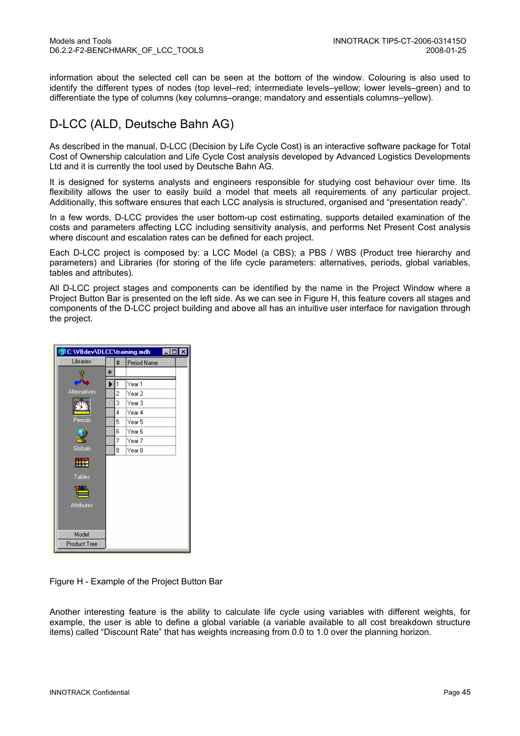information about the selected cell can be seen at the bottom of the window. Colouring is also used to identify the different types of nodes (top level–red; intermediate levels–yellow; lower levels–green) and to differentiate the type of columns (key columns–orange; mandatory and essentials columns–yellow).

## D-LCC (ALD, Deutsche Bahn AG)

As described in the manual, D-LCC (Decision by Life Cycle Cost) is an interactive software package for Total Cost of Ownership calculation and Life Cycle Cost analysis developed by Advanced Logistics Developments Ltd and it is currently the tool used by Deutsche Bahn AG.

It is designed for systems analysts and engineers responsible for studying cost behaviour over time. Its flexibility allows the user to easily build a model that meets all requirements of any particular project. Additionally, this software ensures that each LCC analysis is structured, organised and “presentation ready”.

In a few words, D-LCC provides the user bottom-up cost estimating, supports detailed examination of the costs and parameters affecting LCC including sensitivity analysis, and performs Net Present Cost analysis where discount and escalation rates can be defined for each project.

Each D-LCC project is composed by: a LCC Model (a CBS); a PBS / WBS (Product tree hierarchy and parameters) and Libraries (for storing of the life cycle parameters: alternatives, periods, global variables, tables and attributes).

All D-LCC project stages and components can be identified by the name in the Project Window where a Project Button Bar is presented on the left side. As we can see in Figure H, this feature covers all stages and components of the D-LCC project building and above all has an intuitive user interface for navigation through the project.

Figure H - Example of the Project Button Bar

Another interesting feature is the ability to calculate life cycle using variables with different weights, for example, the user is able to define a global variable (a variable available to all cost breakdown structure items) called “Discount Rate” that has weights increasing from 0.0 to 1.0 over the planning horizon.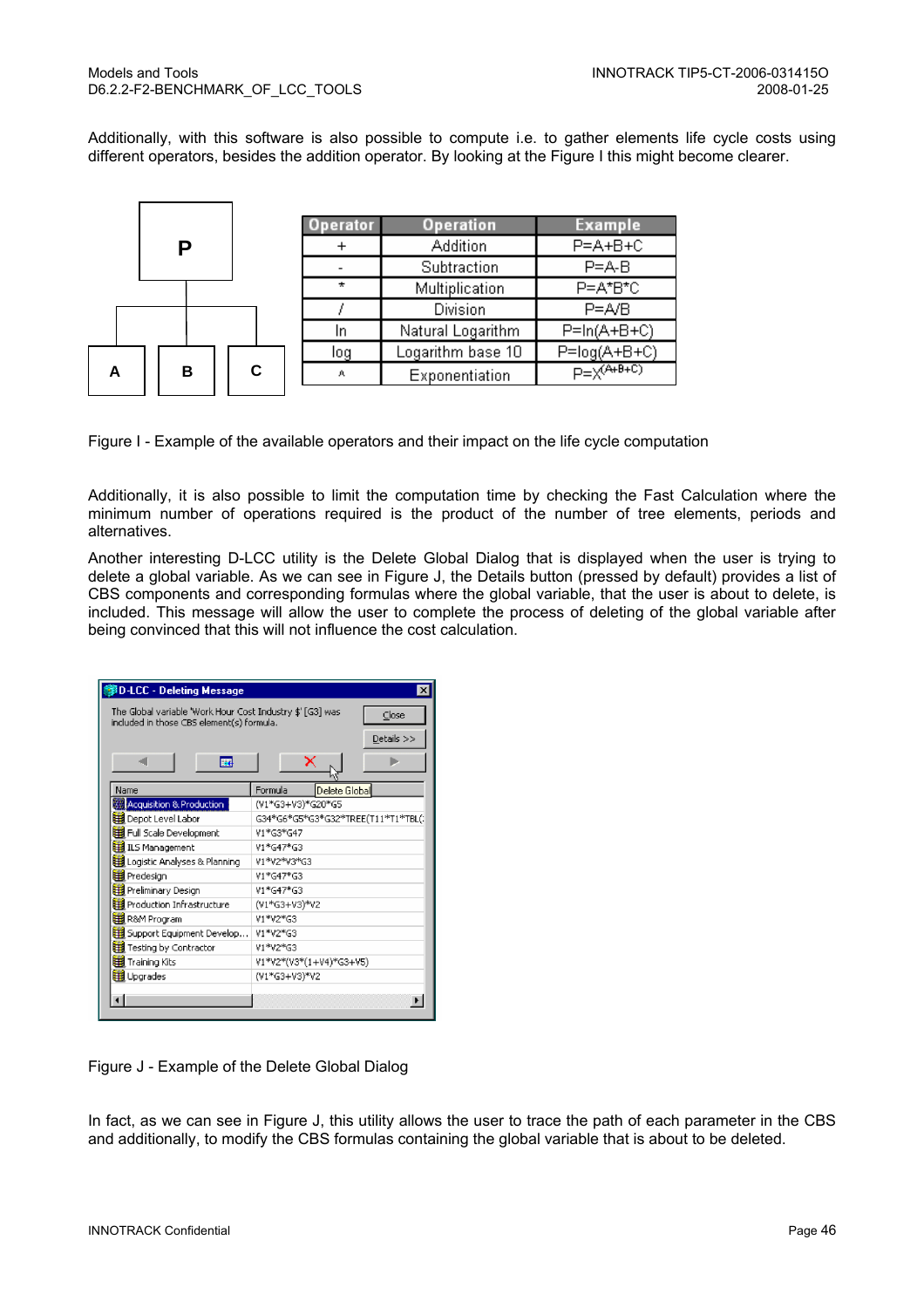Additionally, with this software is also possible to compute i.e. to gather elements life cycle costs using different operators, besides the addition operator. By looking at the Figure I this might become clearer.

| Operator | Operation | Example |
|---|---|---|
| + | Addition | P=A+B+C |
| - | Subtraction | P=A-B |
| * | Multiplication | P=A*B*C |
| / | Division | P=A/B |
| ln | Natural Logarithm | P=ln(A+B+C) |
| log | Logarithm base 10 | P=log(A+B+C) |
| ^ | Exponentiation | $P=X^{(A+B+C)}$ |

Figure I - Example of the available operators and their impact on the life cycle computation

Additionally, it is also possible to limit the computation time by checking the Fast Calculation where the minimum number of operations required is the product of the number of tree elements, periods and alternatives.

Another interesting D-LCC utility is the Delete Global Dialog that is displayed when the user is trying to delete a global variable. As we can see in Figure J, the Details button (pressed by default) provides a list of CBS components and corresponding formulas where the global variable, that the user is about to delete, is included. This message will allow the user to complete the process of deleting of the global variable after being convinced that this will not influence the cost calculation.

Figure J - Example of the Delete Global Dialog

In fact, as we can see in Figure J, this utility allows the user to trace the path of each parameter in the CBS and additionally, to modify the CBS formulas containing the global variable that is about to be deleted.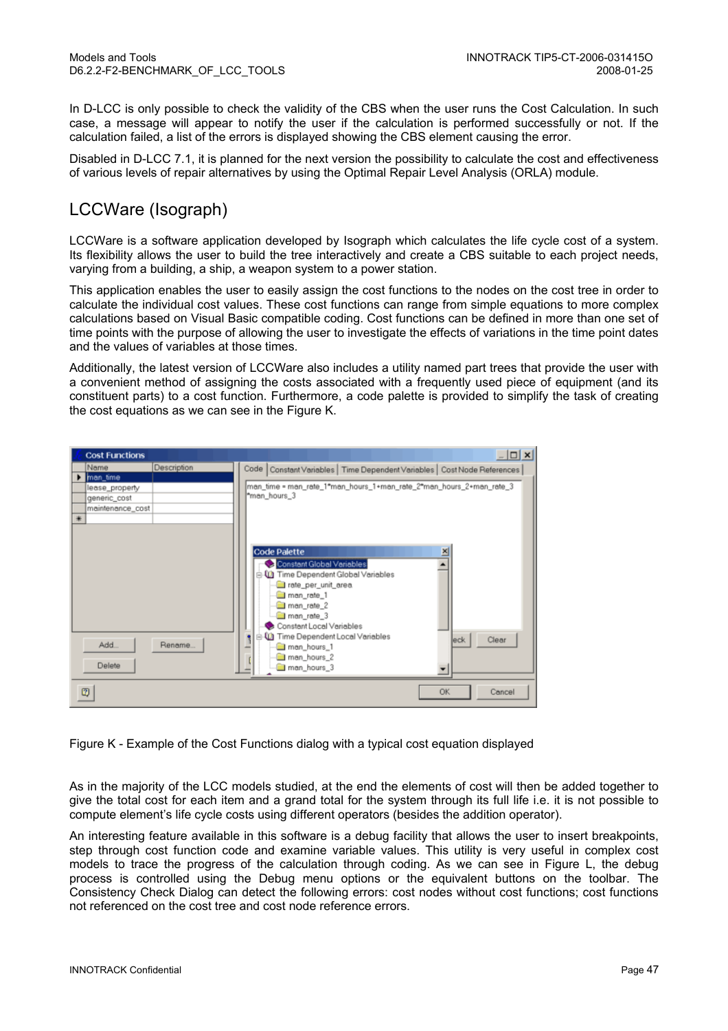In D-LCC is only possible to check the validity of the CBS when the user runs the Cost Calculation. In such case, a message will appear to notify the user if the calculation is performed successfully or not. If the calculation failed, a list of the errors is displayed showing the CBS element causing the error.

Disabled in D-LCC 7.1, it is planned for the next version the possibility to calculate the cost and effectiveness of various levels of repair alternatives by using the Optimal Repair Level Analysis (ORLA) module.

## LCCWare (Isograph)

LCCWare is a software application developed by Isograph which calculates the life cycle cost of a system. Its flexibility allows the user to build the tree interactively and create a CBS suitable to each project needs, varying from a building, a ship, a weapon system to a power station.

This application enables the user to easily assign the cost functions to the nodes on the cost tree in order to calculate the individual cost values. These cost functions can range from simple equations to more complex calculations based on Visual Basic compatible coding. Cost functions can be defined in more than one set of time points with the purpose of allowing the user to investigate the effects of variations in the time point dates and the values of variables at those times.

Additionally, the latest version of LCCWare also includes a utility named part trees that provide the user with a convenient method of assigning the costs associated with a frequently used piece of equipment (and its constituent parts) to a cost function. Furthermore, a code palette is provided to simplify the task of creating the cost equations as we can see in the Figure K.

Figure K - Example of the Cost Functions dialog with a typical cost equation displayed

As in the majority of the LCC models studied, at the end the elements of cost will then be added together to give the total cost for each item and a grand total for the system through its full life i.e. it is not possible to compute element's life cycle costs using different operators (besides the addition operator).

An interesting feature available in this software is a debug facility that allows the user to insert breakpoints, step through cost function code and examine variable values. This utility is very useful in complex cost models to trace the progress of the calculation through coding. As we can see in Figure L, the debug process is controlled using the Debug menu options or the equivalent buttons on the toolbar. The Consistency Check Dialog can detect the following errors: cost nodes without cost functions; cost functions not referenced on the cost tree and cost node reference errors.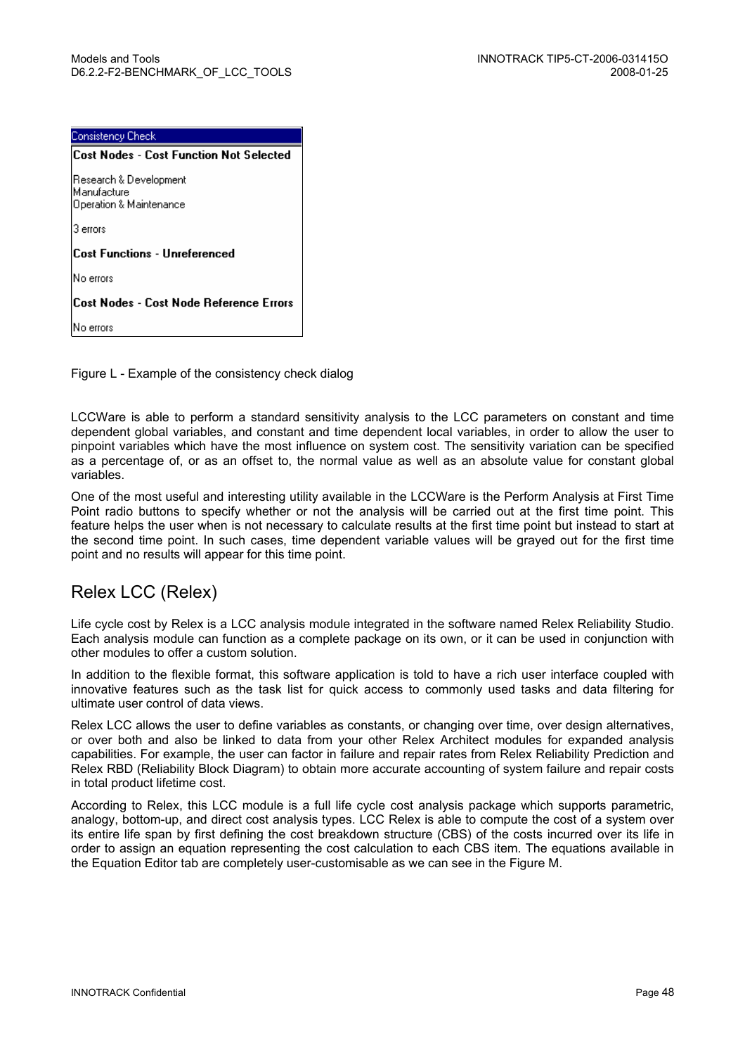| Consistency Check |
| --- |
| **Cost Nodes - Cost Function Not Selected** |
| Research & Development<br>Manufacture<br>Operation & Maintenance |
| 3 errors |
| **Cost Functions - Unreferenced** |
| No errors |
| **Cost Nodes - Cost Node Reference Errors** |
| No errors |

Figure L - Example of the consistency check dialog

LCCWare is able to perform a standard sensitivity analysis to the LCC parameters on constant and time dependent global variables, and constant and time dependent local variables, in order to allow the user to pinpoint variables which have the most influence on system cost. The sensitivity variation can be specified as a percentage of, or as an offset to, the normal value as well as an absolute value for constant global variables.

One of the most useful and interesting utility available in the LCCWare is the Perform Analysis at First Time Point radio buttons to specify whether or not the analysis will be carried out at the first time point. This feature helps the user when is not necessary to calculate results at the first time point but instead to start at the second time point. In such cases, time dependent variable values will be grayed out for the first time point and no results will appear for this time point.

## Relex LCC (Relex)

Life cycle cost by Relex is a LCC analysis module integrated in the software named Relex Reliability Studio. Each analysis module can function as a complete package on its own, or it can be used in conjunction with other modules to offer a custom solution.

In addition to the flexible format, this software application is told to have a rich user interface coupled with innovative features such as the task list for quick access to commonly used tasks and data filtering for ultimate user control of data views.

Relex LCC allows the user to define variables as constants, or changing over time, over design alternatives, or over both and also be linked to data from your other Relex Architect modules for expanded analysis capabilities. For example, the user can factor in failure and repair rates from Relex Reliability Prediction and Relex RBD (Reliability Block Diagram) to obtain more accurate accounting of system failure and repair costs in total product lifetime cost.

According to Relex, this LCC module is a full life cycle cost analysis package which supports parametric, analogy, bottom-up, and direct cost analysis types. LCC Relex is able to compute the cost of a system over its entire life span by first defining the cost breakdown structure (CBS) of the costs incurred over its life in order to assign an equation representing the cost calculation to each CBS item. The equations available in the Equation Editor tab are completely user-customisable as we can see in the Figure M.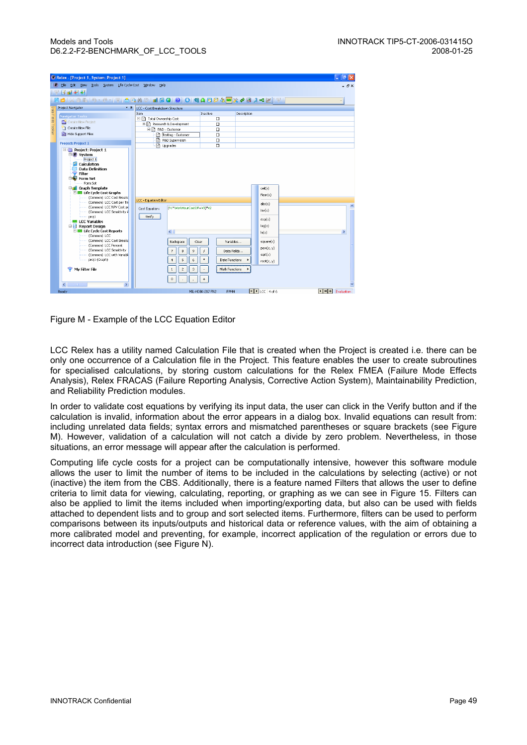Figure M - Example of the LCC Equation Editor

LCC Relex has a utility named Calculation File that is created when the Project is created i.e. there can be only one occurrence of a Calculation file in the Project. This feature enables the user to create subroutines for specialised calculations, by storing custom calculations for the Relex FMEA (Failure Mode Effects Analysis), Relex FRACAS (Failure Reporting Analysis, Corrective Action System), Maintainability Prediction, and Reliability Prediction modules.

In order to validate cost equations by verifying its input data, the user can click in the Verify button and if the calculation is invalid, information about the error appears in a dialog box. Invalid equations can result from: including unrelated data fields; syntax errors and mismatched parentheses or square brackets (see Figure M). However, validation of a calculation will not catch a divide by zero problem. Nevertheless, in those situations, an error message will appear after the calculation is performed.

Computing life cycle costs for a project can be computationally intensive, however this software module allows the user to limit the number of items to be included in the calculations by selecting (active) or not (inactive) the item from the CBS. Additionally, there is a feature named Filters that allows the user to define criteria to limit data for viewing, calculating, reporting, or graphing as we can see in Figure 15. Filters can also be applied to limit the items included when importing/exporting data, but also can be used with fields attached to dependent lists and to group and sort selected items. Furthermore, filters can be used to perform comparisons between its inputs/outputs and historical data or reference values, with the aim of obtaining a more calibrated model and preventing, for example, incorrect application of the regulation or errors due to incorrect data introduction (see Figure N).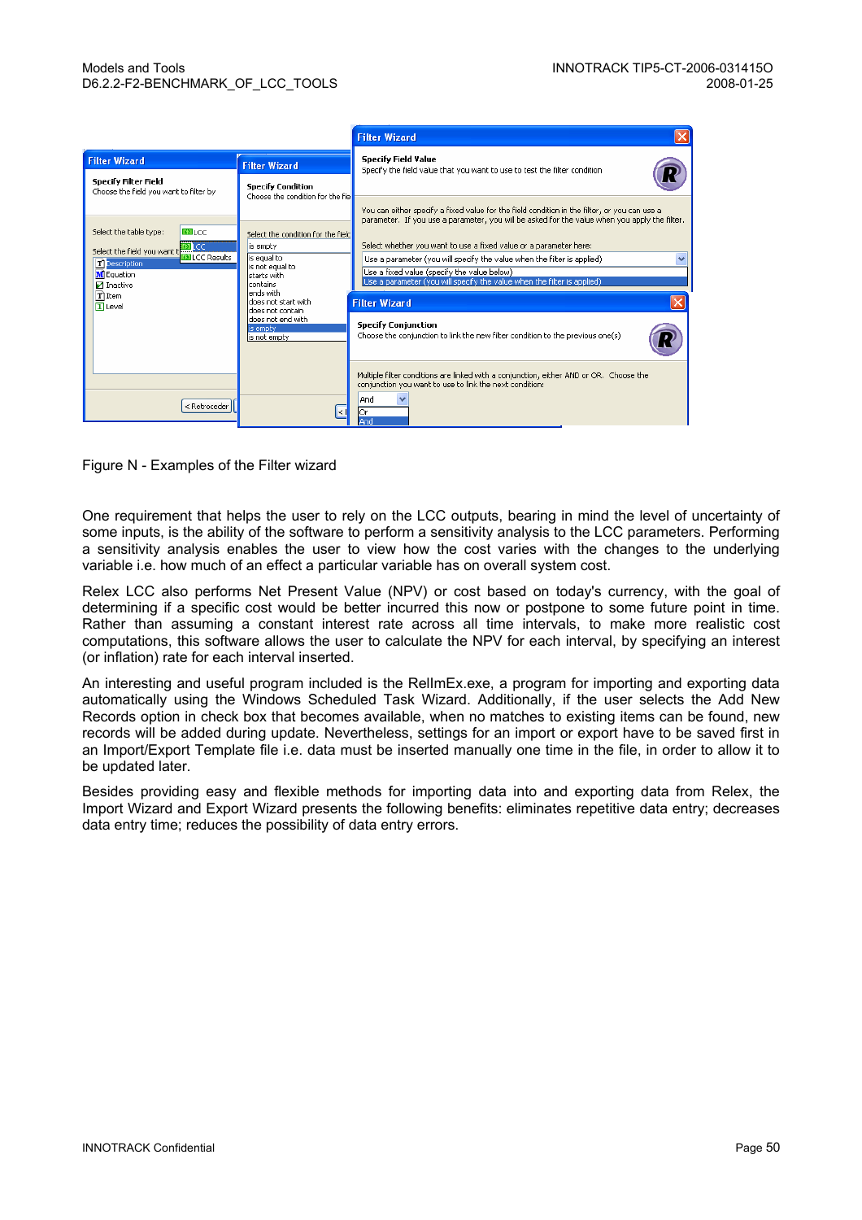Figure N - Examples of the Filter wizard

One requirement that helps the user to rely on the LCC outputs, bearing in mind the level of uncertainty of some inputs, is the ability of the software to perform a sensitivity analysis to the LCC parameters. Performing a sensitivity analysis enables the user to view how the cost varies with the changes to the underlying variable i.e. how much of an effect a particular variable has on overall system cost.

Relex LCC also performs Net Present Value (NPV) or cost based on today's currency, with the goal of determining if a specific cost would be better incurred this now or postpone to some future point in time. Rather than assuming a constant interest rate across all time intervals, to make more realistic cost computations, this software allows the user to calculate the NPV for each interval, by specifying an interest (or inflation) rate for each interval inserted.

An interesting and useful program included is the RelImEx.exe, a program for importing and exporting data automatically using the Windows Scheduled Task Wizard. Additionally, if the user selects the Add New Records option in check box that becomes available, when no matches to existing items can be found, new records will be added during update. Nevertheless, settings for an import or export have to be saved first in an Import/Export Template file i.e. data must be inserted manually one time in the file, in order to allow it to be updated later.

Besides providing easy and flexible methods for importing data into and exporting data from Relex, the Import Wizard and Export Wizard presents the following benefits: eliminates repetitive data entry; decreases data entry time; reduces the possibility of data entry errors.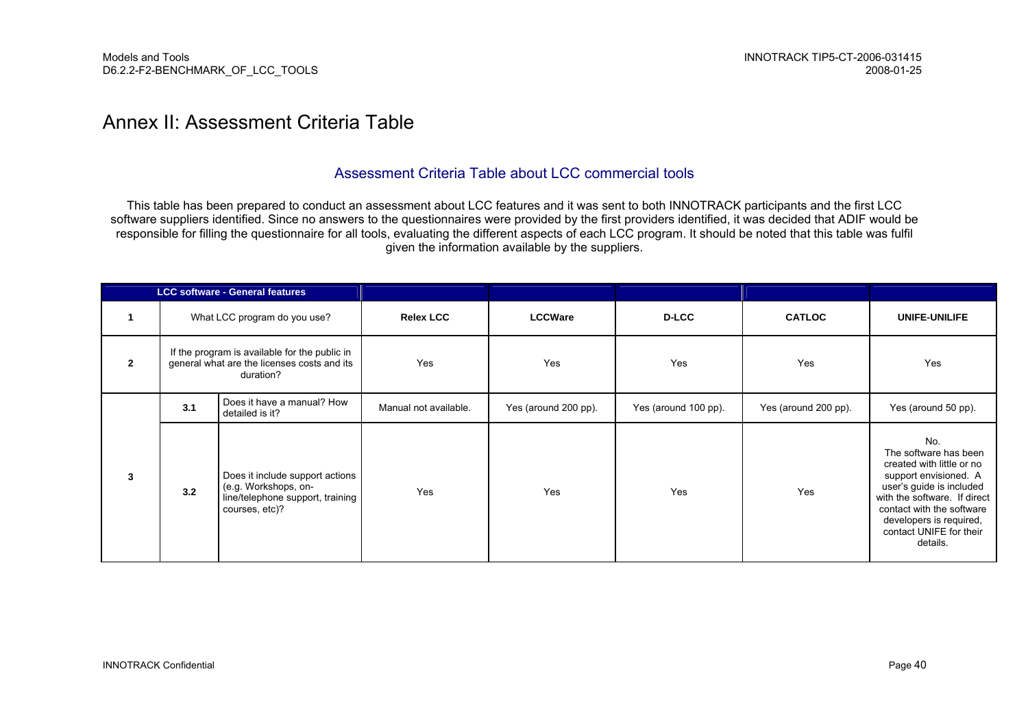# Annex II: Assessment Criteria Table

## Assessment Criteria Table about LCC commercial tools

This table has been prepared to conduct an assessment about LCC features and it was sent to both INNOTRACK participants and the first LCC software suppliers identified. Since no answers to the questionnaires were provided by the first providers identified, it was decided that ADIF would be responsible for filling the questionnaire for all tools, evaluating the different aspects of each LCC program. It should be noted that this table was fulfil given the information available by the suppliers.

| LCC software - General features | | | | | | | |
|---|---|---|---|---|---|---|---|
| 1 | What LCC program do you use? | | **Relex LCC** | **LCCWare** | **D-LCC** | **CATLOC** | **UNIFE-UNILIFE** |
| 2 | If the program is available for the public in general what are the licenses costs and its duration? | | Yes | Yes | Yes | Yes | Yes |
| 3 | 3.1 | Does it have a manual? How detailed is it? | Manual not available. | Yes (around 200 pp). | Yes (around 100 pp). | Yes (around 200 pp). | Yes (around 50 pp). |
| | 3.2 | Does it include support actions (e.g. Workshops, on-line/telephone support, training courses, etc)? | Yes | Yes | Yes | Yes | No. The software has been created with little or no support envisioned. A user's guide is included with the software. If direct contact with the software developers is required, contact UNIFE for their details. |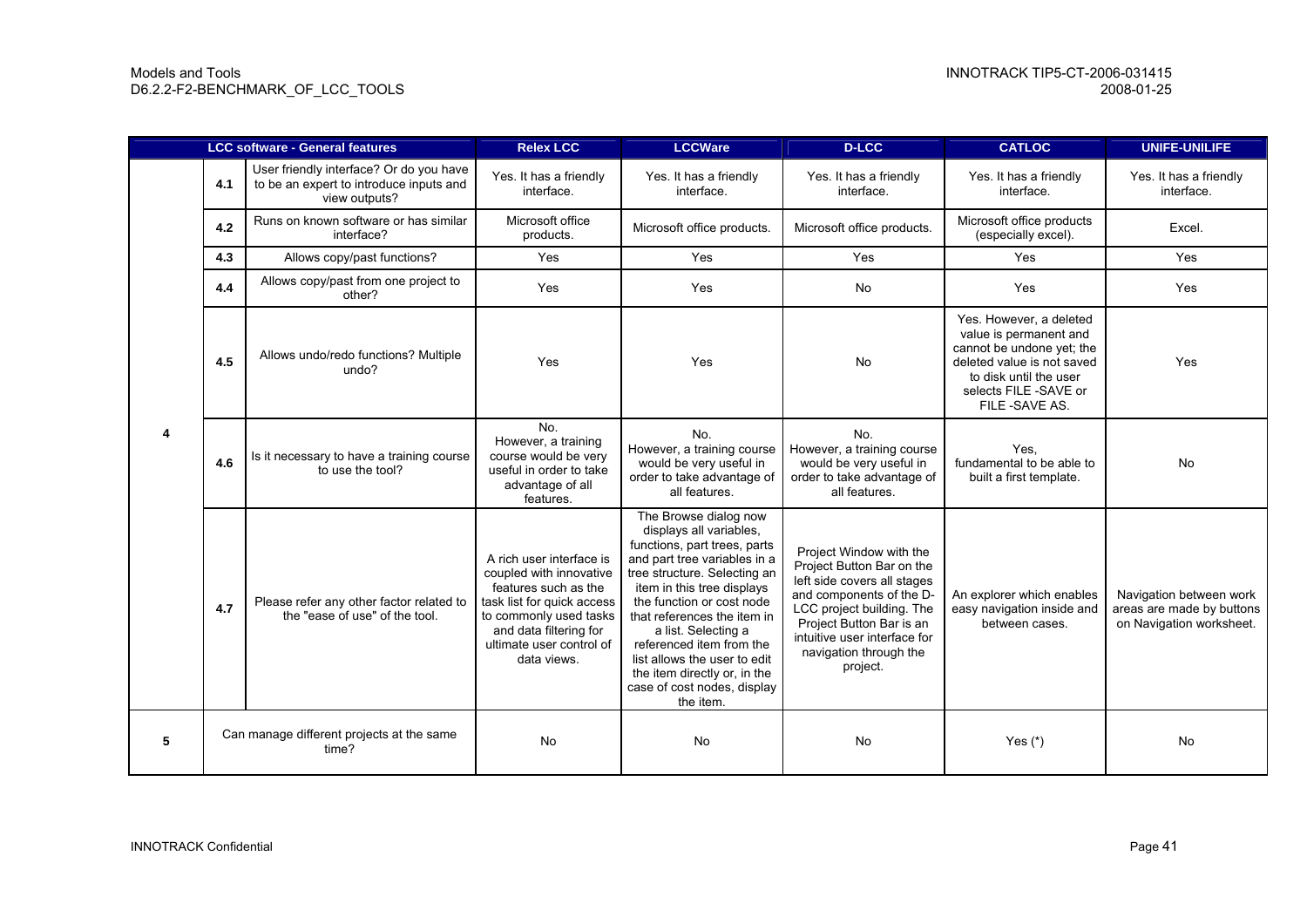| | | LCC software - General features | Relex LCC | LCCWare | D-LCC | CATLOC | UNIFE-UNILIFE |
|---|---|---|---|---|---|---|---|
| 4 | 4.1 | User friendly interface? Or do you have to be an expert to introduce inputs and view outputs? | Yes. It has a friendly interface. | Yes. It has a friendly interface. | Yes. It has a friendly interface. | Yes. It has a friendly interface. | Yes. It has a friendly interface. |
| | 4.2 | Runs on known software or has similar interface? | Microsoft office products. | Microsoft office products. | Microsoft office products. | Microsoft office products (especially excel). | Excel. |
| | 4.3 | Allows copy/past functions? | Yes | Yes | Yes | Yes | Yes |
| | 4.4 | Allows copy/past from one project to other? | Yes | Yes | No | Yes | Yes |
| | 4.5 | Allows undo/redo functions? Multiple undo? | Yes | Yes | No | Yes. However, a deleted value is permanent and cannot be undone yet; the deleted value is not saved to disk until the user selects FILE -SAVE or FILE -SAVE AS. | Yes |
| | 4.6 | Is it necessary to have a training course to use the tool? | No. However, a training course would be very useful in order to take advantage of all features. | No. However, a training course would be very useful in order to take advantage of all features. | No. However, a training course would be very useful in order to take advantage of all features. | Yes, fundamental to be able to built a first template. | No |
| | 4.7 | Please refer any other factor related to the "ease of use" of the tool. | A rich user interface is coupled with innovative features such as the task list for quick access to commonly used tasks and data filtering for ultimate user control of data views. | The Browse dialog now displays all variables, functions, part trees, parts and part tree variables in a tree structure. Selecting an item in this tree displays the function or cost node that references the item in a list. Selecting a referenced item from the list allows the user to edit the item directly or, in the case of cost nodes, display the item. | Project Window with the Project Button Bar on the left side covers all stages and components of the D-LCC project building. The Project Button Bar is an intuitive user interface for navigation through the project. | An explorer which enables easy navigation inside and between cases. | Navigation between work areas are made by buttons on Navigation worksheet. |
| 5 | | Can manage different projects at the same time? | No | No | No | Yes (*) | No |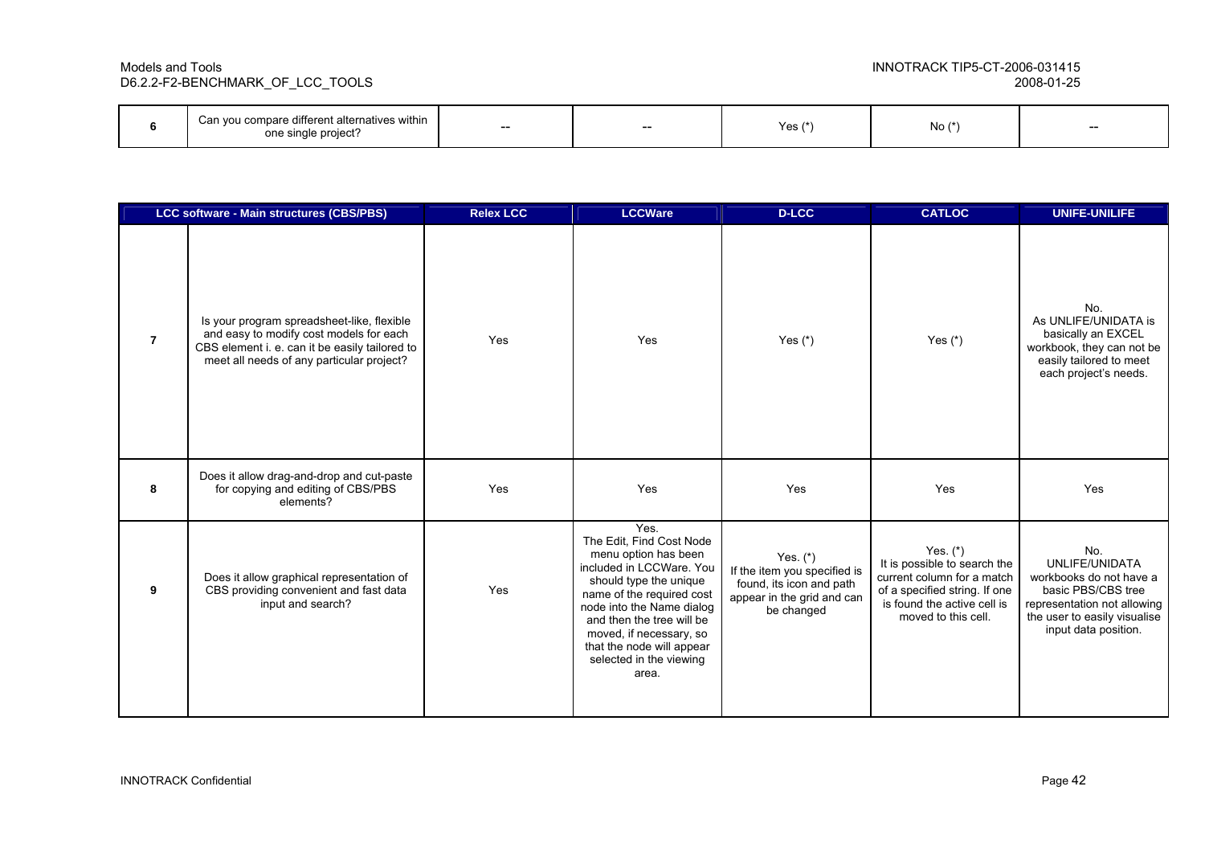| | | | | | | |
|---|---|---|---|---|---|---|
| **6** | Can you compare different alternatives within one single project? | -- | -- | Yes (*) | No (*) | -- |

| | LCC software - Main structures (CBS/PBS) | Relex LCC | LCCWare | D-LCC | CATLOC | UNIFE-UNILIFE |
|---|---|---|---|---|---|---|
| **7** | Is your program spreadsheet-like, flexible and easy to modify cost models for each CBS element i. e. can it be easily tailored to meet all needs of any particular project? | Yes | Yes | Yes (*) | Yes (*) | No. As UNLIFE/UNIDATA is basically an EXCEL workbook, they can not be easily tailored to meet each project's needs. |
| **8** | Does it allow drag-and-drop and cut-paste for copying and editing of CBS/PBS elements? | Yes | Yes | Yes | Yes | Yes |
| **9** | Does it allow graphical representation of CBS providing convenient and fast data input and search? | Yes | Yes. The Edit, Find Cost Node menu option has been included in LCCWare. You should type the unique name of the required cost node into the Name dialog and then the tree will be moved, if necessary, so that the node will appear selected in the viewing area. | Yes. (*) If the item you specified is found, its icon and path appear in the grid and can be changed | Yes. (*) It is possible to search the current column for a match of a specified string. If one is found the active cell is moved to this cell. | No. UNLIFE/UNIDATA workbooks do not have a basic PBS/CBS tree representation not allowing the user to easily visualise input data position. |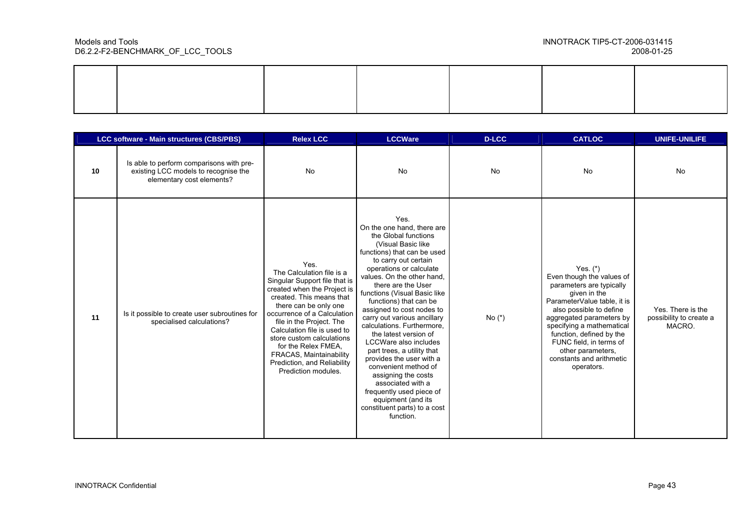| | | | | | | |
|---|---|---|---|---|---|---|
| | | | | | | |

| | LCC software - Main structures (CBS/PBS) | Relex LCC | LCCWare | D-LCC | CATLOC | UNIFE-UNILIFE |
|---|---|---|---|---|---|---|
| 10 | Is able to perform comparisons with pre-existing LCC models to recognise the elementary cost elements? | No | No | No | No | No |
| 11 | Is it possible to create user subroutines for specialised calculations? | Yes. The Calculation file is a Singular Support file that is created when the Project is created. This means that there can be only one occurrence of a Calculation file in the Project. The Calculation file is used to store custom calculations for the Relex FMEA, FRACAS, Maintainability Prediction, and Reliability Prediction modules. | Yes. On the one hand, there are the Global functions (Visual Basic like functions) that can be used to carry out certain operations or calculate values. On the other hand, there are the User functions (Visual Basic like functions) that can be assigned to cost nodes to carry out various ancillary calculations. Furthermore, the latest version of LCCWare also includes part trees, a utility that provides the user with a convenient method of assigning the costs associated with a frequently used piece of equipment (and its constituent parts) to a cost function. | No (*) | Yes. (*) Even though the values of parameters are typically given in the ParameterValue table, it is also possible to define aggregated parameters by specifying a mathematical function, defined by the FUNC field, in terms of other parameters, constants and arithmetic operators. | Yes. There is the possibility to create a MACRO. |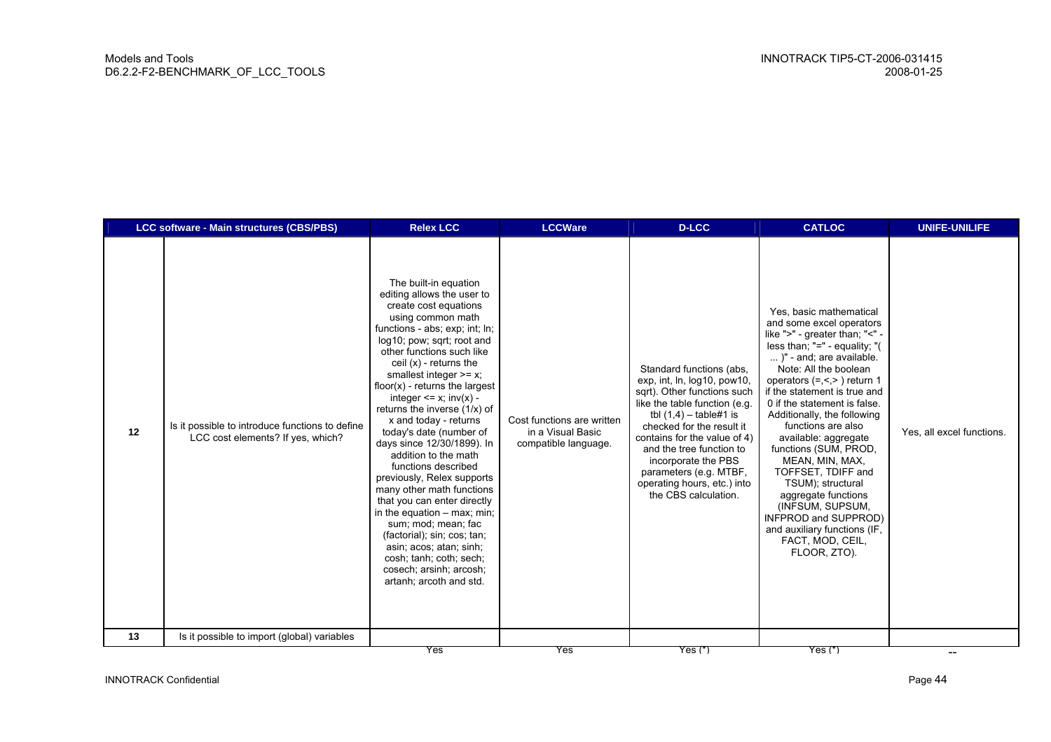| LCC software - Main structures (CBS/PBS) | | Relex LCC | LCCWare | D-LCC | CATLOC | UNIFE-UNILIFE |
|---|---|---|---|---|---|---|
| 12 | Is it possible to introduce functions to define LCC cost elements? If yes, which? | The built-in equation editing allows the user to create cost equations using common math functions - abs; exp; int; ln; log10; pow; sqrt; root and other functions such like ceil (x) - returns the smallest integer >= x; floor(x) - returns the largest integer <= x; inv(x) - returns the inverse (1/x) of x and today - returns today's date (number of days since 12/30/1899). In addition to the math functions described previously, Relex supports many other math functions that you can enter directly in the equation – max; min; sum; mod; mean; fac (factorial); sin; cos; tan; asin; acos; atan; sinh; cosh; tanh; coth; sech; cosech; arsinh; arcosh; artanh; arcoth and std. | Cost functions are written in a Visual Basic compatible language. | Standard functions (abs, exp, int, ln, log10, pow10, sqrt). Other functions such like the table function (e.g. tbl (1,4) – table#1 is checked for the result it contains for the value of 4) and the tree function to incorporate the PBS parameters (e.g. MTBF, operating hours, etc.) into the CBS calculation. | Yes, basic mathematical and some excel operators like ">" - greater than; "<" - less than; "=" - equality; "( ... )" - and; are available. Note: All the boolean operators (=,<,> ) return 1 if the statement is true and 0 if the statement is false. Additionally, the following functions are also available: aggregate functions (SUM, PROD, MEAN, MIN, MAX, TOFFSET, TDIFF and TSUM); structural aggregate functions (INFSUM, SUPSUM, INFPROD and SUPPROD) and auxiliary functions (IF, FACT, MOD, CEIL, FLOOR, ZTO). | Yes, all excel functions. |
| 13 | Is it possible to import (global) variables | Yes | Yes | Yes (*) | Yes (*) | -- |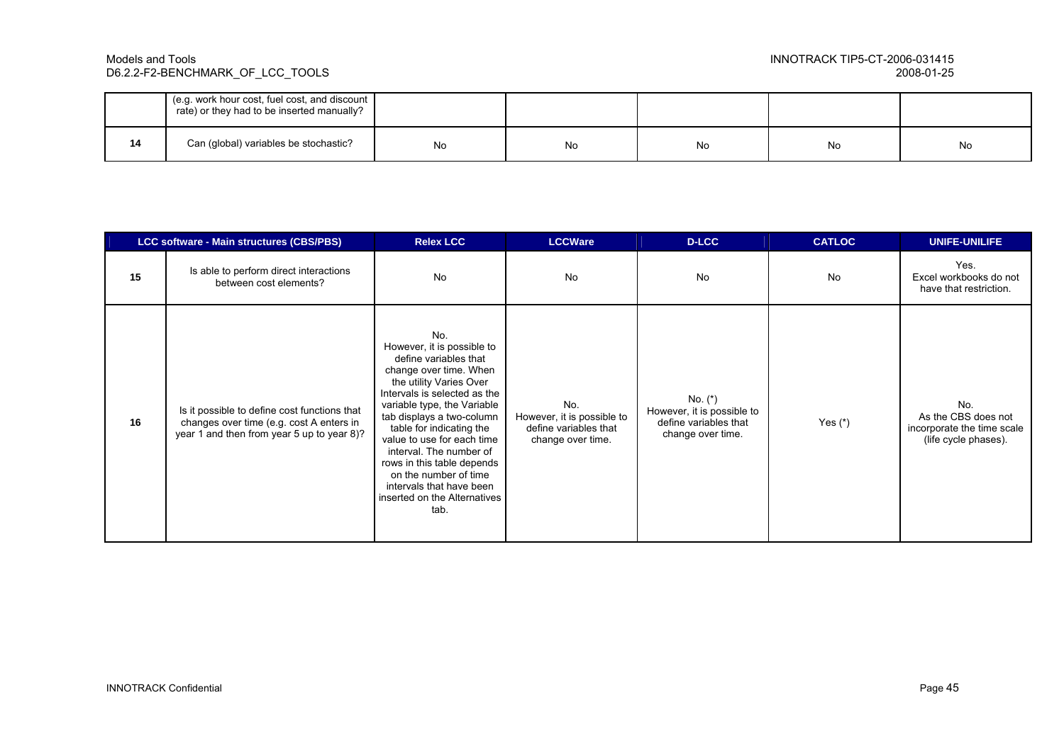| | | | | | | |
|---|---|---|---|---|---|---|
| | (e.g. work hour cost, fuel cost, and discount rate) or they had to be inserted manually? | | | | | |
| 14 | Can (global) variables be stochastic? | No | No | No | No | No |

| LCC software - Main structures (CBS/PBS) | | Relex LCC | LCCWare | D-LCC | CATLOC | UNIFE-UNILIFE |
|---|---|---|---|---|---|---|
| 15 | Is able to perform direct interactions between cost elements? | No | No | No | No | Yes. Excel workbooks do not have that restriction. |
| 16 | Is it possible to define cost functions that changes over time (e.g. cost A enters in year 1 and then from year 5 up to year 8)? | No. However, it is possible to define variables that change over time. When the utility Varies Over Intervals is selected as the variable type, the Variable tab displays a two-column table for indicating the value to use for each time interval. The number of rows in this table depends on the number of time intervals that have been inserted on the Alternatives tab. | No. However, it is possible to define variables that change over time. | No. (*) However, it is possible to define variables that change over time. | Yes (*) | No. As the CBS does not incorporate the time scale (life cycle phases). |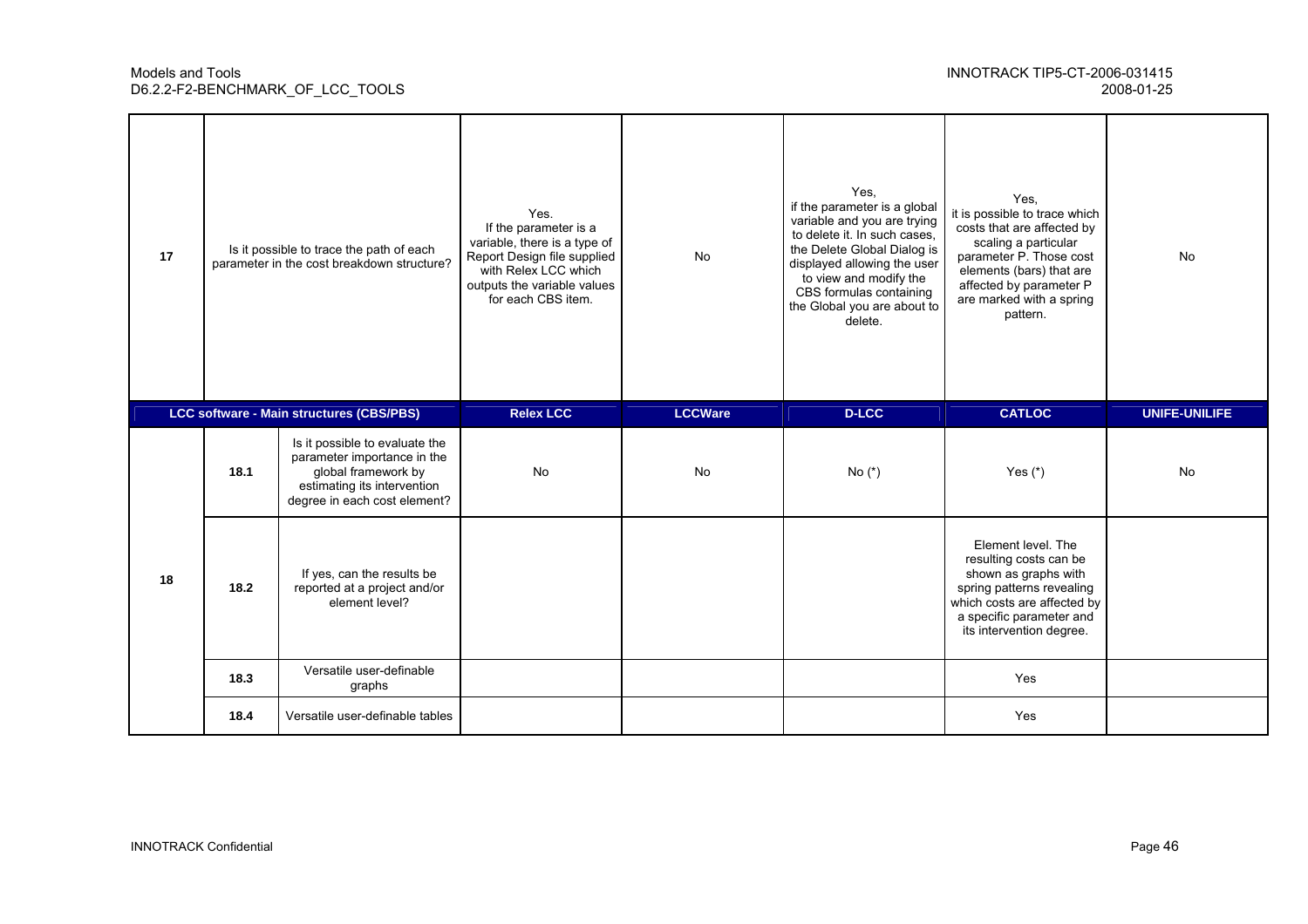| 17 | Is it possible to trace the path of each parameter in the cost breakdown structure? | | Yes. If the parameter is a variable, there is a type of Report Design file supplied with Relex LCC which outputs the variable values for each CBS item. | No | Yes, if the parameter is a global variable and you are trying to delete it. In such cases, the Delete Global Dialog is displayed allowing the user to view and modify the CBS formulas containing the Global you are about to delete. | Yes, it is possible to trace which costs that are affected by scaling a particular parameter P. Those cost elements (bars) that are affected by parameter P are marked with a spring pattern. | No |
|---|---|---|---|---|---|---|---|
| **LCC software - Main structures (CBS/PBS)** | | | **Relex LCC** | **LCCWare** | **D-LCC** | **CATLOC** | **UNIFE-UNILIFE** |
| 18 | 18.1 | Is it possible to evaluate the parameter importance in the global framework by estimating its intervention degree in each cost element? | No | No | No (*) | Yes (*) | No |
| | 18.2 | If yes, can the results be reported at a project and/or element level? | | | | Element level. The resulting costs can be shown as graphs with spring patterns revealing which costs are affected by a specific parameter and its intervention degree. | |
| | 18.3 | Versatile user-definable graphs | | | | Yes | |
| | 18.4 | Versatile user-definable tables | | | | Yes | |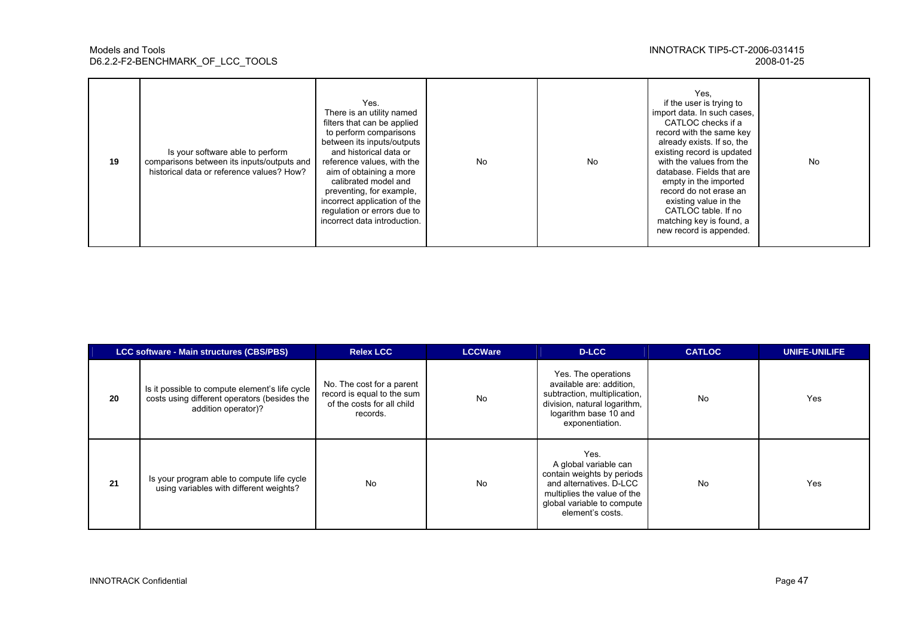| | | | | | | |
|---|---|---|---|---|---|---|
| 19 | Is your software able to perform comparisons between its inputs/outputs and historical data or reference values? How? | Yes. There is an utility named filters that can be applied to perform comparisons between its inputs/outputs and historical data or reference values, with the aim of obtaining a more calibrated model and preventing, for example, incorrect application of the regulation or errors due to incorrect data introduction. | No | No | Yes, if the user is trying to import data. In such cases, CATLOC checks if a record with the same key already exists. If so, the existing record is updated with the values from the database. Fields that are empty in the imported record do not erase an existing value in the CATLOC table. If no matching key is found, a new record is appended. | No |

| | LCC software - Main structures (CBS/PBS) | Relex LCC | LCCWare | D-LCC | CATLOC | UNIFE-UNILIFE |
|---|---|---|---|---|---|---|
| 20 | Is it possible to compute element's life cycle costs using different operators (besides the addition operator)? | No. The cost for a parent record is equal to the sum of the costs for all child records. | No | Yes. The operations available are: addition, subtraction, multiplication, division, natural logarithm, logarithm base 10 and exponentiation. | No | Yes |
| 21 | Is your program able to compute life cycle using variables with different weights? | No | No | Yes. A global variable can contain weights by periods and alternatives. D-LCC multiplies the value of the global variable to compute element's costs. | No | Yes |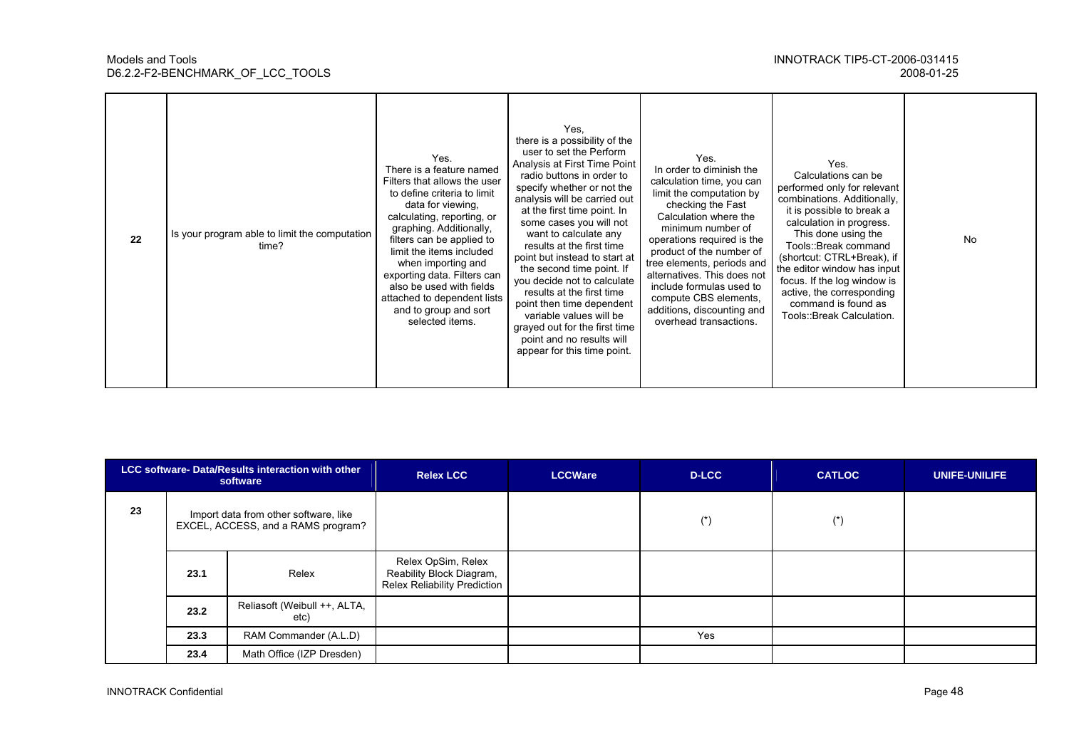| 22 | Is your program able to limit the computation time? | Yes. There is a feature named Filters that allows the user to define criteria to limit data for viewing, calculating, reporting, or graphing. Additionally, filters can be applied to limit the items included when importing and exporting data. Filters can also be used with fields attached to dependent lists and to group and sort selected items. | Yes, there is a possibility of the user to set the Perform Analysis at First Time Point radio buttons in order to specify whether or not the analysis will be carried out at the first time point. In some cases you will not want to calculate any results at the first time point but instead to start at the second time point. If you decide not to calculate results at the first time point then time dependent variable values will be grayed out for the first time point and no results will appear for this time point. | Yes. In order to diminish the calculation time, you can limit the computation by checking the Fast Calculation where the minimum number of operations required is the product of the number of tree elements, periods and alternatives. This does not include formulas used to compute CBS elements, additions, discounting and overhead transactions. | Yes. Calculations can be performed only for relevant combinations. Additionally, it is possible to break a calculation in progress. This done using the Tools::Break command (shortcut: CTRL+Break), if the editor window has input focus. If the log window is active, the corresponding command is found as Tools::Break Calculation. | No |
|---|---|---|---|---|---|---|

| LCC software- Data/Results interaction with other software | | | Relex LCC | LCCWare | D-LCC | CATLOC | UNIFE-UNILIFE |
|---|---|---|---|---|---|---|---|
| 23 | Import data from other software, like EXCEL, ACCESS, and a RAMS program? | | | | (*) | (*) | |
| | 23.1 | Relex | Relex OpSim, Relex Reability Block Diagram, Relex Reliability Prediction | | | | |
| | 23.2 | Reliasoft (Weibull ++, ALTA, etc) | | | | | |
| | 23.3 | RAM Commander (A.L.D) | | | Yes | | |
| | 23.4 | Math Office (IZP Dresden) | | | | | |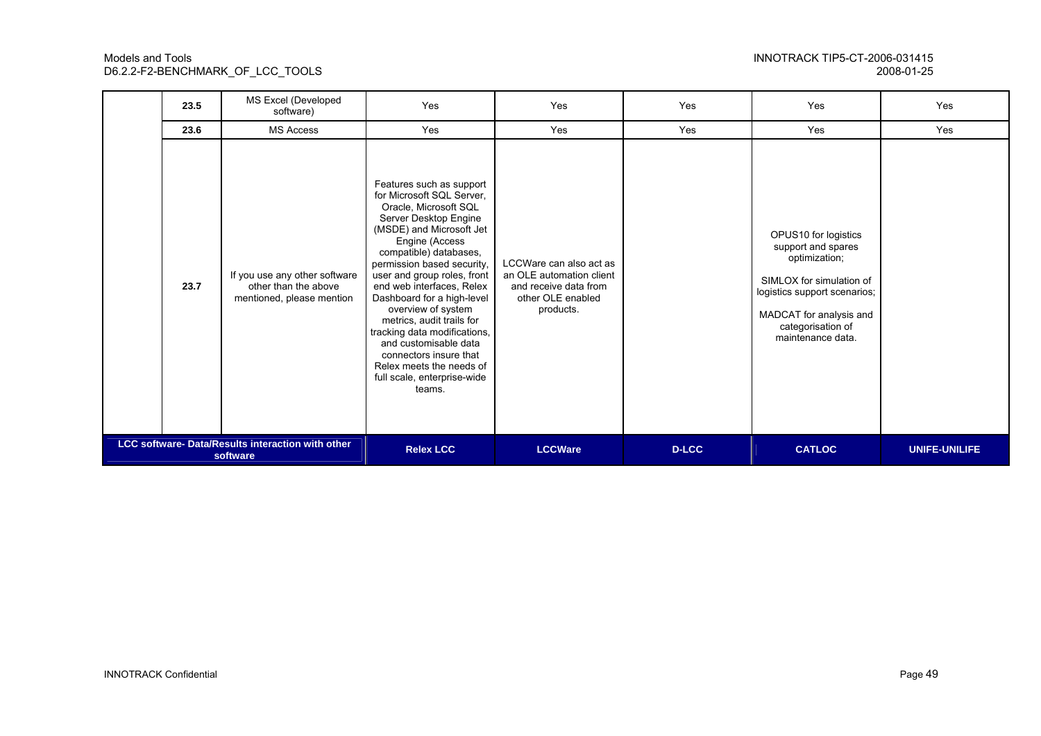| | | | | | | | |
|---|---|---|---|---|---|---|---|
| | 23.5 | MS Excel (Developed software) | Yes | Yes | Yes | Yes | Yes |
| | 23.6 | MS Access | Yes | Yes | Yes | Yes | Yes |
| | 23.7 | If you use any other software other than the above mentioned, please mention | Features such as support for Microsoft SQL Server, Oracle, Microsoft SQL Server Desktop Engine (MSDE) and Microsoft Jet Engine (Access compatible) databases, permission based security, user and group roles, front end web interfaces, Relex Dashboard for a high-level overview of system metrics, audit trails for tracking data modifications, and customisable data connectors insure that Relex meets the needs of full scale, enterprise-wide teams. | LCCWare can also act as an OLE automation client and receive data from other OLE enabled products. | | OPUS10 for logistics support and spares optimization; SIMLOX for simulation of logistics support scenarios; MADCAT for analysis and categorisation of maintenance data. | |
| **LCC software- Data/Results interaction with other software** | | | **Relex LCC** | **LCCWare** | **D-LCC** | **CATLOC** | **UNIFE-UNILIFE** |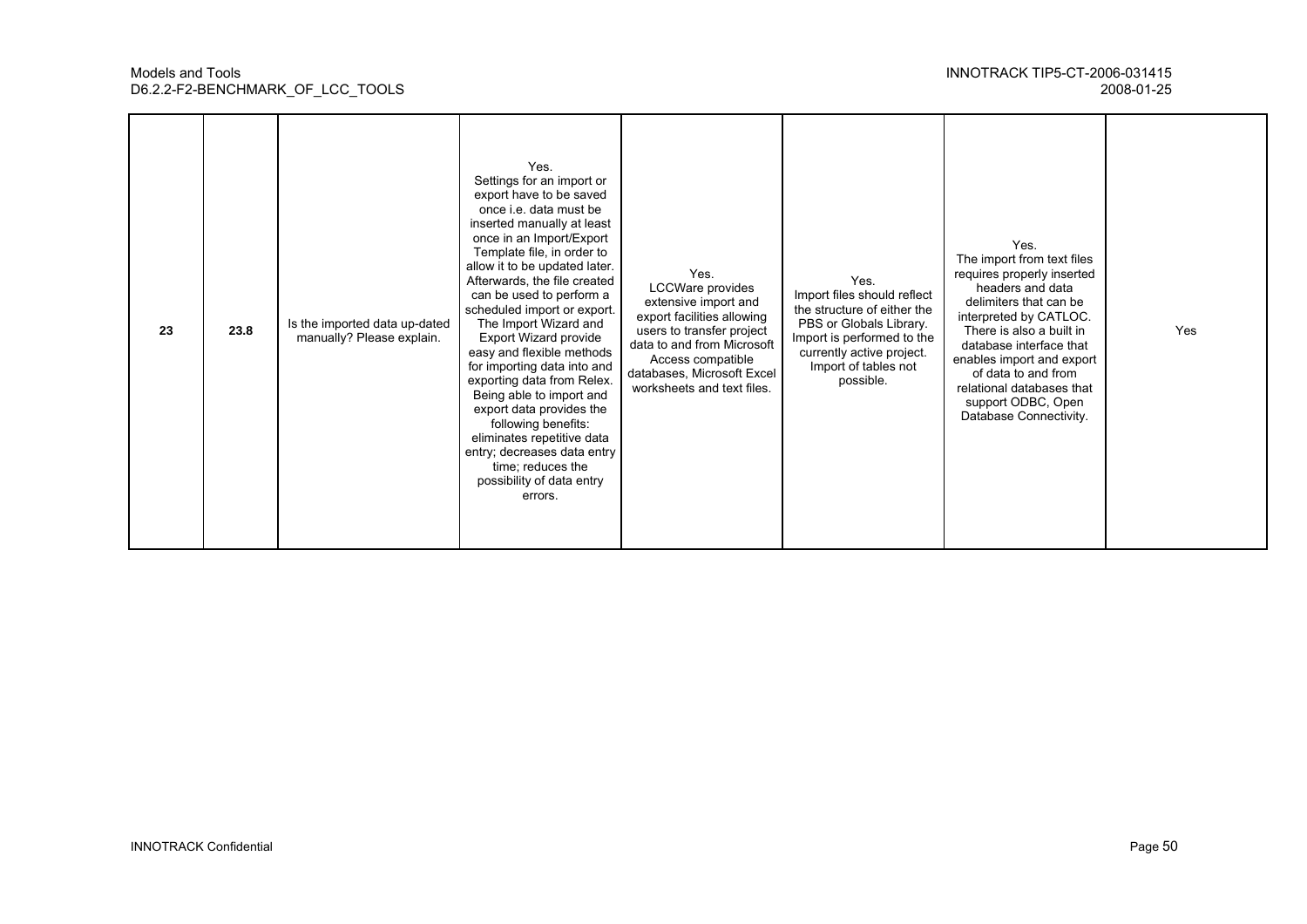| 23 | 23.8 | Is the imported data up-dated manually? Please explain. | Yes. Settings for an import or export have to be saved once i.e. data must be inserted manually at least once in an Import/Export Template file, in order to allow it to be updated later. Afterwards, the file created can be used to perform a scheduled import or export. The Import Wizard and Export Wizard provide easy and flexible methods for importing data into and exporting data from Relex. Being able to import and export data provides the following benefits: eliminates repetitive data entry; decreases data entry time; reduces the possibility of data entry errors. | Yes. LCCWare provides extensive import and export facilities allowing users to transfer project data to and from Microsoft Access compatible databases, Microsoft Excel worksheets and text files. | Yes. Import files should reflect the structure of either the PBS or Globals Library. Import is performed to the currently active project. Import of tables not possible. | Yes. The import from text files requires properly inserted headers and data delimiters that can be interpreted by CATLOC. There is also a built in database interface that enables import and export of data to and from relational databases that support ODBC, Open Database Connectivity. | Yes |
|---|---|---|---|---|---|---|---|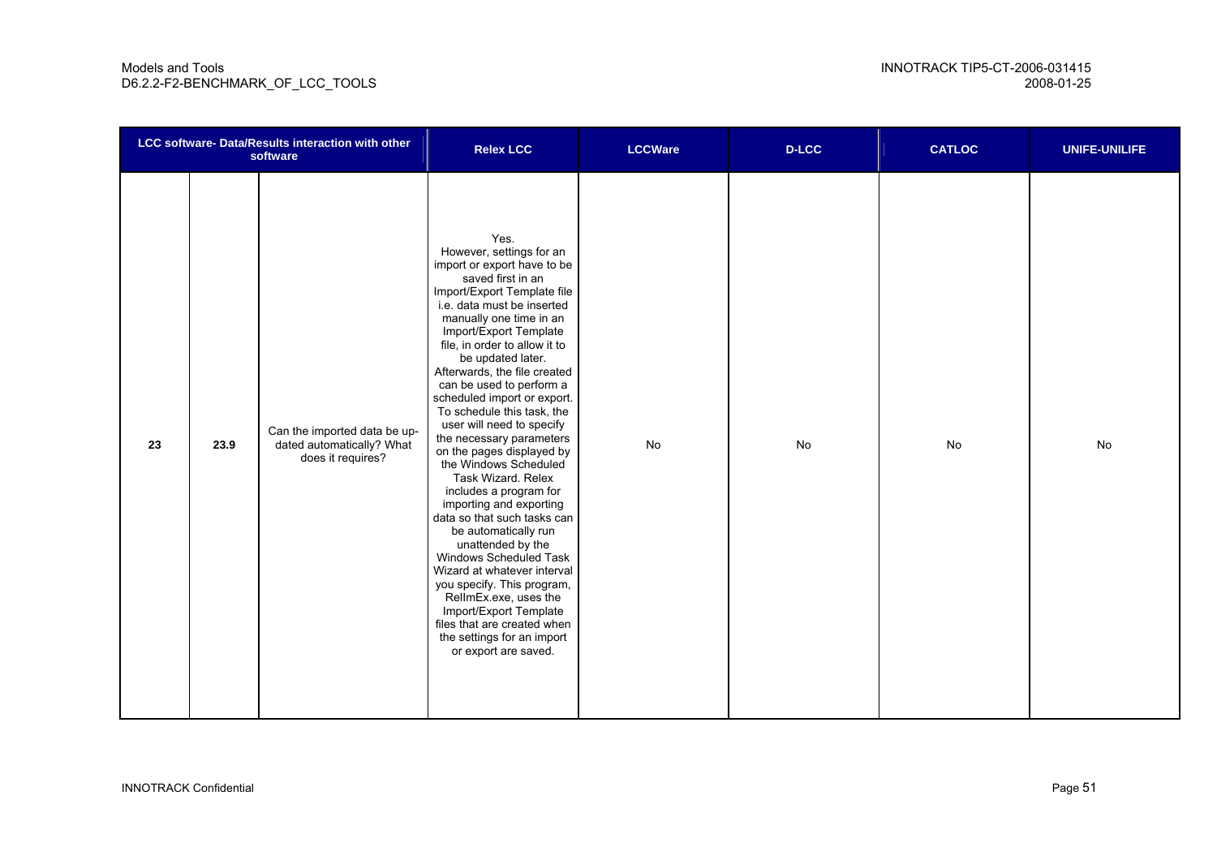| LCC software- Data/Results interaction with other software | | | Relex LCC | LCCWare | D-LCC | CATLOC | UNIFE-UNILIFE |
|---|---|---|---|---|---|---|---|
| 23 | 23.9 | Can the imported data be up-dated automatically? What does it require? | Yes. However, settings for an import or export have to be saved first in an Import/Export Template file i.e. data must be inserted manually one time in an Import/Export Template file, in order to allow it to be updated later. Afterwards, the file created can be used to perform a scheduled import or export. To schedule this task, the user will need to specify the necessary parameters on the pages displayed by the Windows Scheduled Task Wizard. Relex includes a program for importing and exporting data so that such tasks can be automatically run unattended by the Windows Scheduled Task Wizard at whatever interval you specify. This program, RelImEx.exe, uses the Import/Export Template files that are created when the settings for an import or export are saved. | No | No | No | No |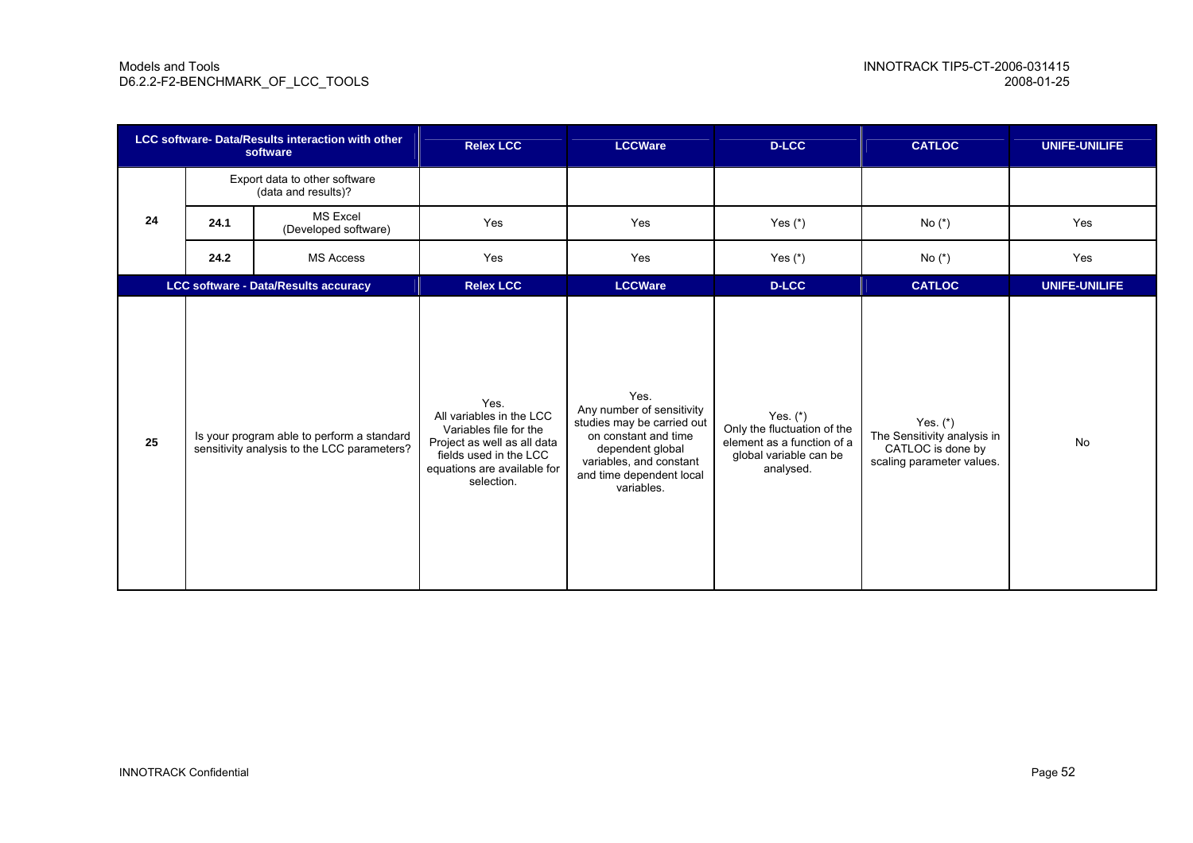| LCC software- Data/Results interaction with other software | | | Relex LCC | LCCWare | D-LCC | CATLOC | UNIFE-UNILIFE |
|---|---|---|---|---|---|---|---|
| 24 | Export data to other software (data and results)? | | | | | | |
| | 24.1 | MS Excel (Developed software) | Yes | Yes | Yes (*) | No (*) | Yes |
| | 24.2 | MS Access | Yes | Yes | Yes (*) | No (*) | Yes |
| **LCC software - Data/Results accuracy** | | | **Relex LCC** | **LCCWare** | **D-LCC** | **CATLOC** | **UNIFE-UNILIFE** |
| 25 | Is your program able to perform a standard sensitivity analysis to the LCC parameters? | | Yes. All variables in the LCC Variables file for the Project as well as all data fields used in the LCC equations are available for selection. | Yes. Any number of sensitivity studies may be carried out on constant and time dependent global variables, and constant and time dependent local variables. | Yes. (*) Only the fluctuation of the element as a function of a global variable can be analysed. | Yes. (*) The Sensitivity analysis in CATLOC is done by scaling parameter values. | No |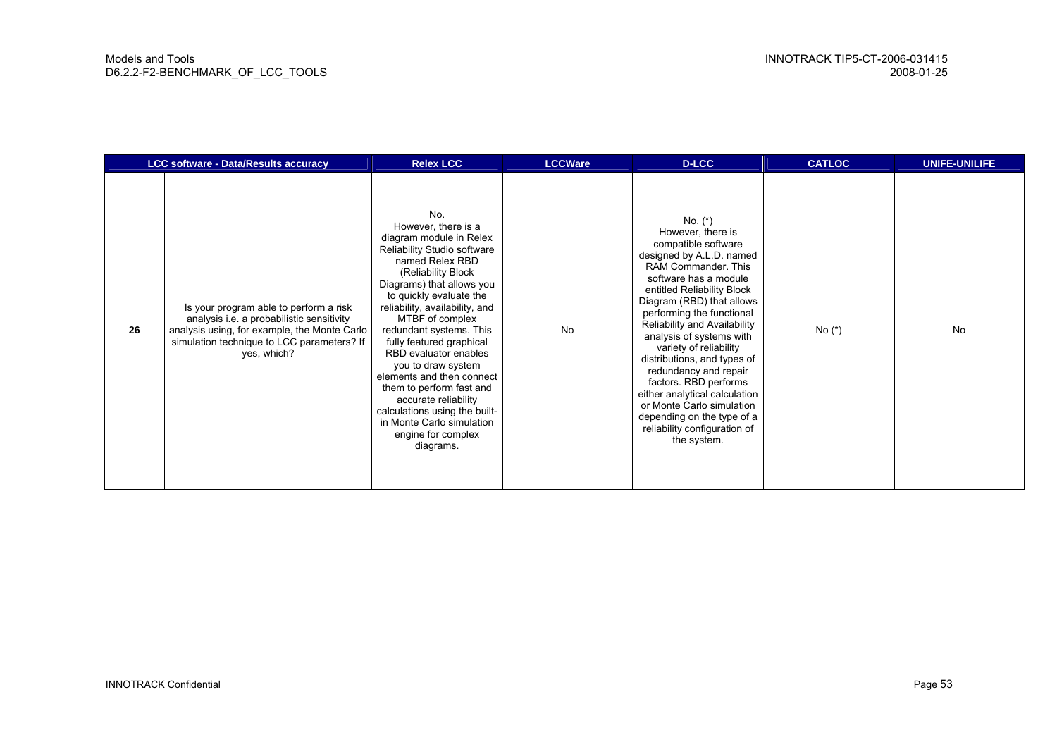| LCC software - Data/Results accuracy | | Relex LCC | LCCWare | D-LCC | CATLOC | UNIFE-UNILIFE |
|---|---|---|---|---|---|---|
| 26 | Is your program able to perform a risk analysis i.e. a probabilistic sensitivity analysis using, for example, the Monte Carlo simulation technique to LCC parameters? If yes, which? | No. However, there is a diagram module in Relex Reliability Studio software named Relex RBD (Reliability Block Diagrams) that allows you to quickly evaluate the reliability, availability, and MTBF of complex redundant systems. This fully featured graphical RBD evaluator enables you to draw system elements and then connect them to perform fast and accurate reliability calculations using the built-in Monte Carlo simulation engine for complex diagrams. | No | No. (*) However, there is compatible software designed by A.L.D. named RAM Commander. This software has a module entitled Reliability Block Diagram (RBD) that allows performing the functional Reliability and Availability analysis of systems with variety of reliability distributions, and types of redundancy and repair factors. RBD performs either analytical calculation or Monte Carlo simulation depending on the type of a reliability configuration of the system. | No (*) | No |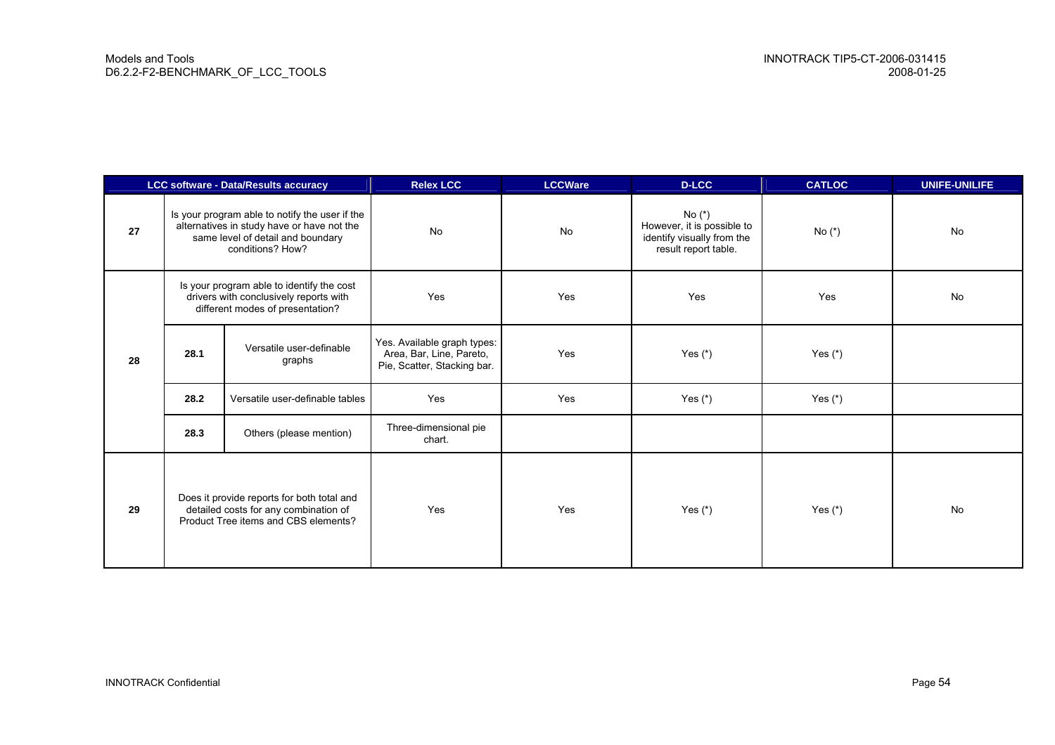| | | LCC software - Data/Results accuracy | Relex LCC | LCCWare | D-LCC | CATLOC | UNIFE-UNILIFE |
|---|---|---|---|---|---|---|---|
| 27 | Is your program able to notify the user if the alternatives in study have or have not the same level of detail and boundary conditions? How? | | No | No | No (*) However, it is possible to identify visually from the result report table. | No (*) | No |
| 28 | Is your program able to identify the cost drivers with conclusively reports with different modes of presentation? | | Yes | Yes | Yes | Yes | No |
| | 28.1 | Versatile user-definable graphs | Yes. Available graph types: Area, Bar, Line, Pareto, Pie, Scatter, Stacking bar. | Yes | Yes (*) | Yes (*) | |
| | 28.2 | Versatile user-definable tables | Yes | Yes | Yes (*) | Yes (*) | |
| | 28.3 | Others (please mention) | Three-dimensional pie chart. | | | | |
| 29 | Does it provide reports for both total and detailed costs for any combination of Product Tree items and CBS elements? | | Yes | Yes | Yes (*) | Yes (*) | No |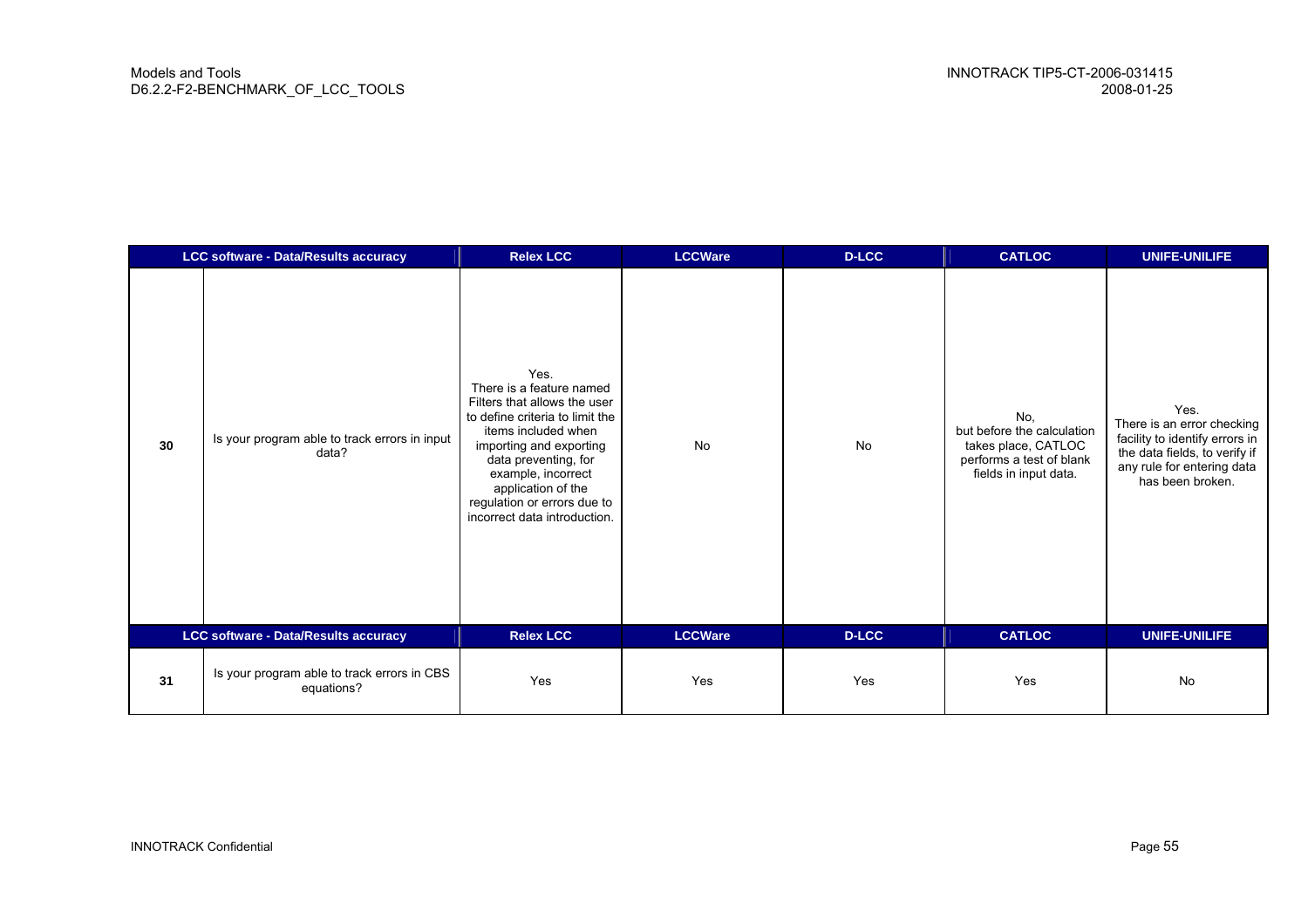| LCC software - Data/Results accuracy | | Relex LCC | LCCWare | D-LCC | CATLOC | UNIFE-UNILIFE |
|---|---|---|---|---|---|---|
| 30 | Is your program able to track errors in input data? | Yes. There is a feature named Filters that allows the user to define criteria to limit the items included when importing and exporting data preventing, for example, incorrect application of the regulation or errors due to incorrect data introduction. | No | No | No, but before the calculation takes place, CATLOC performs a test of blank fields in input data. | Yes. There is an error checking facility to identify errors in the data fields, to verify if any rule for entering data has been broken. |
| **LCC software - Data/Results accuracy** | | **Relex LCC** | **LCCWare** | **D-LCC** | **CATLOC** | **UNIFE-UNILIFE** |
| 31 | Is your program able to track errors in CBS equations? | Yes | Yes | Yes | Yes | No |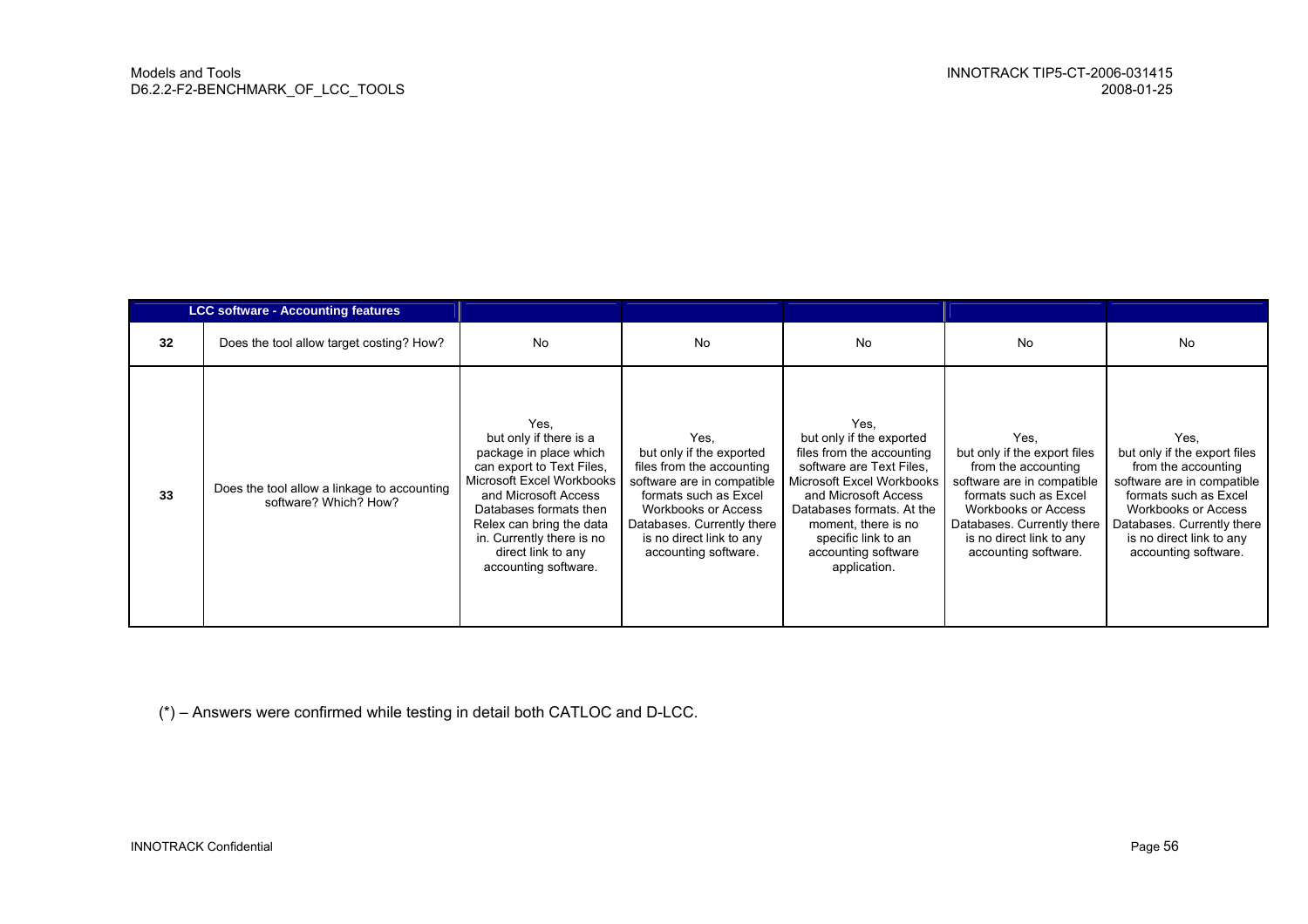| LCC software - Accounting features | | | | | | |
|---|---|---|---|---|---|---|
| 32 | Does the tool allow target costing? How? | No | No | No | No | No |
| 33 | Does the tool allow a linkage to accounting software? Which? How? | Yes, but only if there is a package in place which can export to Text Files, Microsoft Excel Workbooks and Microsoft Access Databases formats then Relex can bring the data in. Currently there is no direct link to any accounting software. | Yes, but only if the exported files from the accounting software are in compatible formats such as Excel Workbooks or Access Databases. Currently there is no direct link to any accounting software. | Yes, but only if the exported files from the accounting software are Text Files, Microsoft Excel Workbooks and Microsoft Access Databases formats. At the moment, there is no specific link to an accounting software application. | Yes, but only if the export files from the accounting software are in compatible formats such as Excel Workbooks or Access Databases. Currently there is no direct link to any accounting software. | Yes, but only if the export files from the accounting software are in compatible formats such as Excel Workbooks or Access Databases. Currently there is no direct link to any accounting software. |

(*) – Answers were confirmed while testing in detail both CATLOC and D-LCC.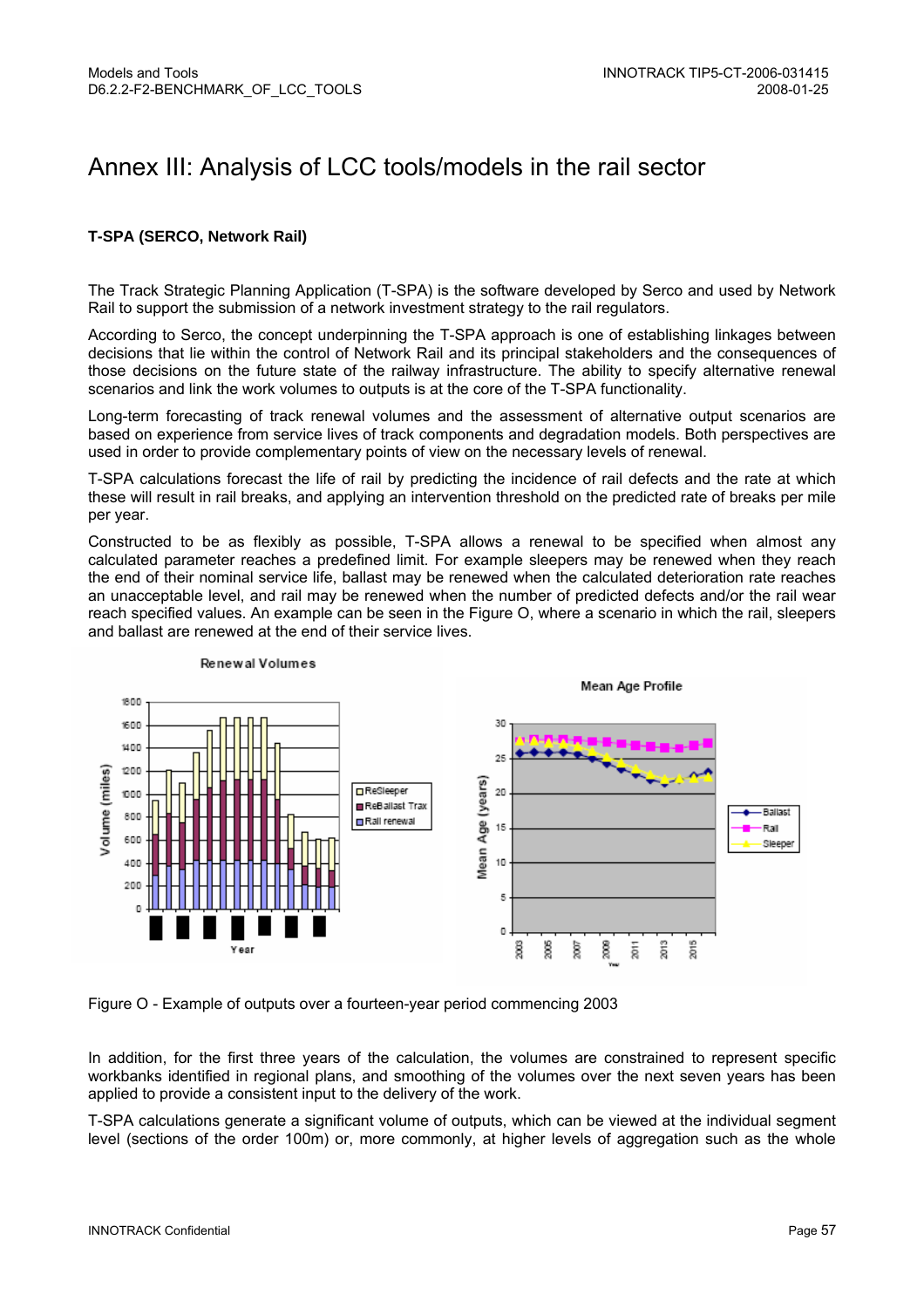# Annex III: Analysis of LCC tools/models in the rail sector

**T-SPA (SERCO, Network Rail)**

The Track Strategic Planning Application (T-SPA) is the software developed by Serco and used by Network Rail to support the submission of a network investment strategy to the rail regulators.

According to Serco, the concept underpinning the T-SPA approach is one of establishing linkages between decisions that lie within the control of Network Rail and its principal stakeholders and the consequences of those decisions on the future state of the railway infrastructure. The ability to specify alternative renewal scenarios and link the work volumes to outputs is at the core of the T-SPA functionality.

Long-term forecasting of track renewal volumes and the assessment of alternative output scenarios are based on experience from service lives of track components and degradation models. Both perspectives are used in order to provide complementary points of view on the necessary levels of renewal.

T-SPA calculations forecast the life of rail by predicting the incidence of rail defects and the rate at which these will result in rail breaks, and applying an intervention threshold on the predicted rate of breaks per mile per year.

Constructed to be as flexibly as possible, T-SPA allows a renewal to be specified when almost any calculated parameter reaches a predefined limit. For example sleepers may be renewed when they reach the end of their nominal service life, ballast may be renewed when the calculated deterioration rate reaches an unacceptable level, and rail may be renewed when the number of predicted defects and/or the rail wear reach specified values. An example can be seen in the Figure O, where a scenario in which the rail, sleepers and ballast are renewed at the end of their service lives.

Figure O - Example of outputs over a fourteen-year period commencing 2003

In addition, for the first three years of the calculation, the volumes are constrained to represent specific workbanks identified in regional plans, and smoothing of the volumes over the next seven years has been applied to provide a consistent input to the delivery of the work.

T-SPA calculations generate a significant volume of outputs, which can be viewed at the individual segment level (sections of the order 100m) or, more commonly, at higher levels of aggregation such as the whole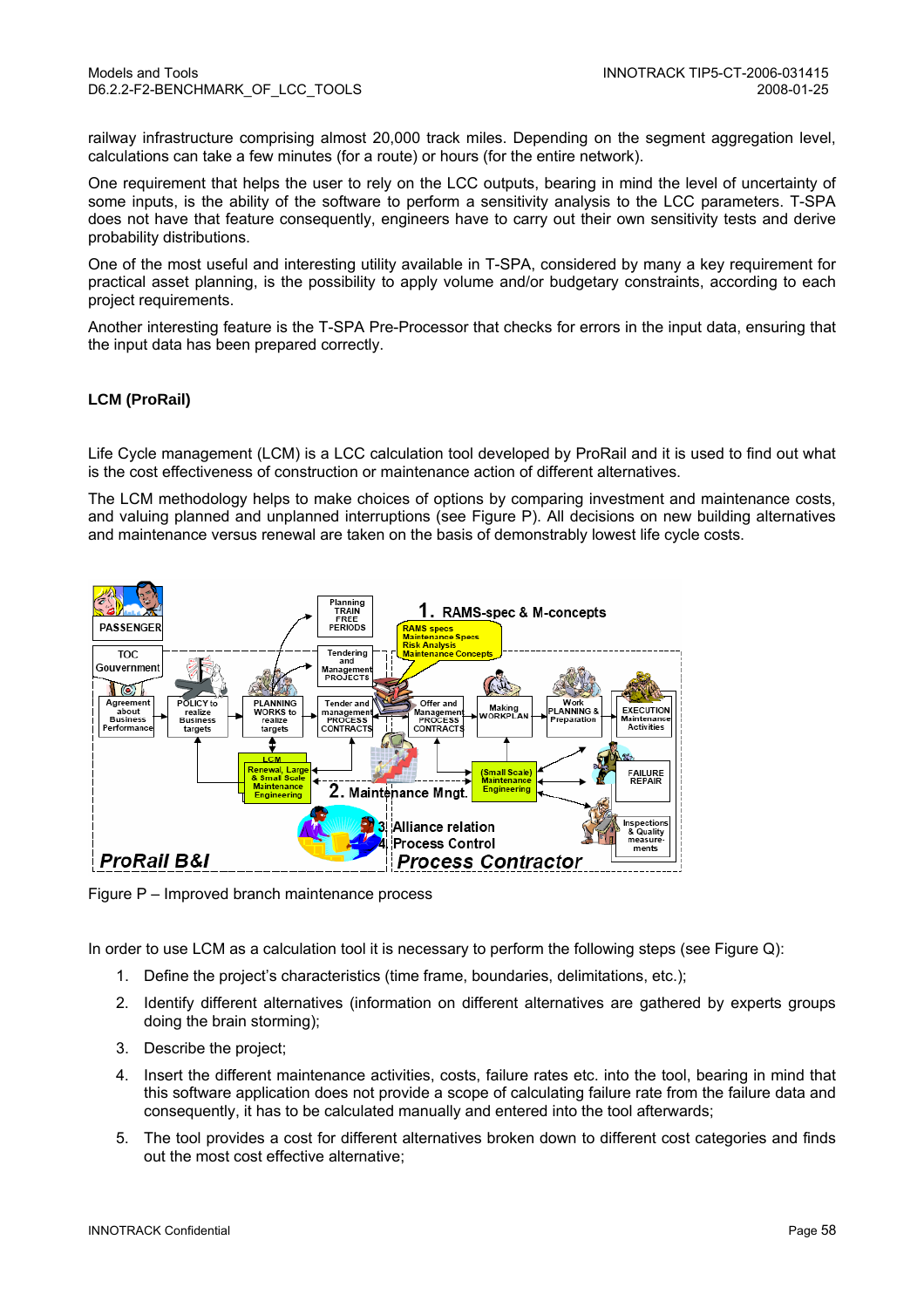railway infrastructure comprising almost 20,000 track miles. Depending on the segment aggregation level, calculations can take a few minutes (for a route) or hours (for the entire network).

One requirement that helps the user to rely on the LCC outputs, bearing in mind the level of uncertainty of some inputs, is the ability of the software to perform a sensitivity analysis to the LCC parameters. T-SPA does not have that feature consequently, engineers have to carry out their own sensitivity tests and derive probability distributions.

One of the most useful and interesting utility available in T-SPA, considered by many a key requirement for practical asset planning, is the possibility to apply volume and/or budgetary constraints, according to each project requirements.

Another interesting feature is the T-SPA Pre-Processor that checks for errors in the input data, ensuring that the input data has been prepared correctly.

### LCM (ProRail)

Life Cycle management (LCM) is a LCC calculation tool developed by ProRail and it is used to find out what is the cost effectiveness of construction or maintenance action of different alternatives.

The LCM methodology helps to make choices of options by comparing investment and maintenance costs, and valuing planned and unplanned interruptions (see Figure P). All decisions on new building alternatives and maintenance versus renewal are taken on the basis of demonstrably lowest life cycle costs.

Figure P – Improved branch maintenance process

In order to use LCM as a calculation tool it is necessary to perform the following steps (see Figure Q):

1. Define the project's characteristics (time frame, boundaries, delimitations, etc.);
2. Identify different alternatives (information on different alternatives are gathered by experts groups doing the brain storming);
3. Describe the project;
4. Insert the different maintenance activities, costs, failure rates etc. into the tool, bearing in mind that this software application does not provide a scope of calculating failure rate from the failure data and consequently, it has to be calculated manually and entered into the tool afterwards;
5. The tool provides a cost for different alternatives broken down to different cost categories and finds out the most cost effective alternative;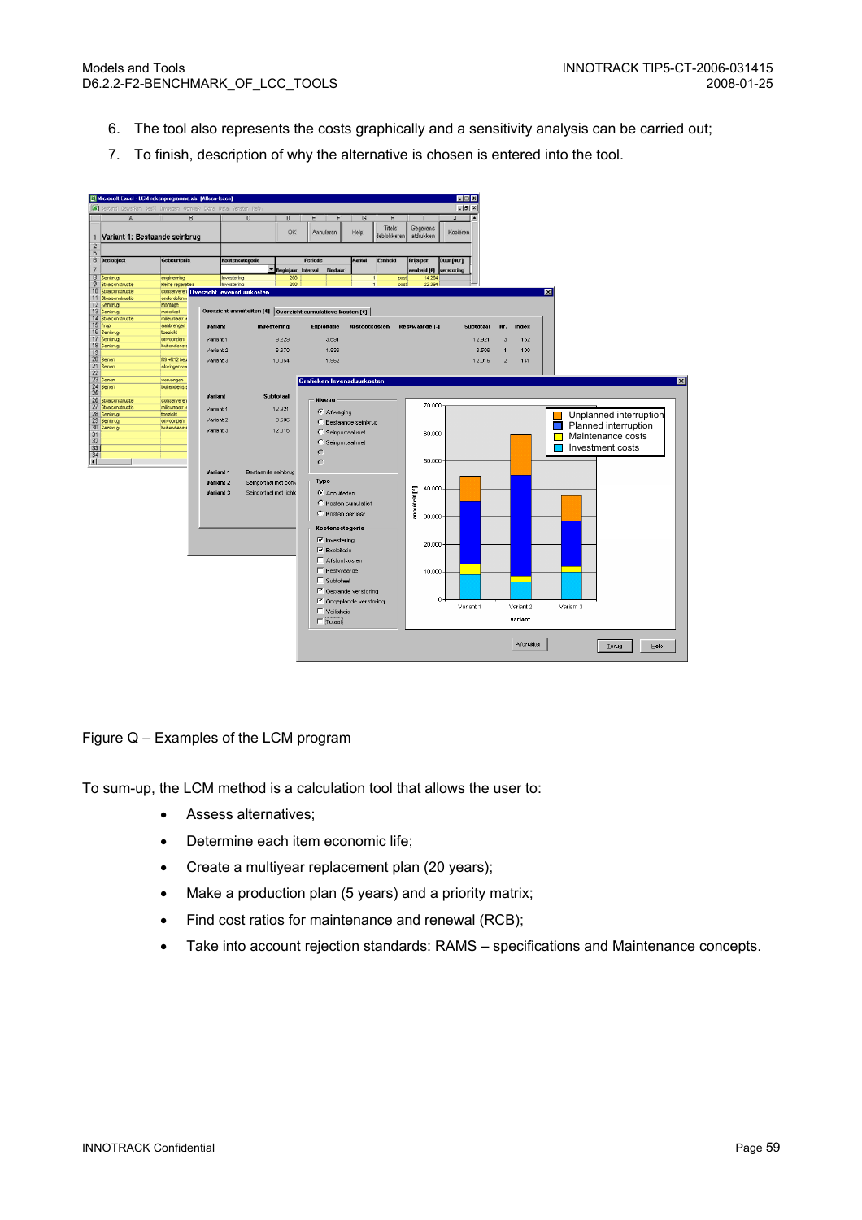6. The tool also represents the costs graphically and a sensitivity analysis can be carried out;
7. To finish, description of why the alternative is chosen is entered into the tool.

Figure Q – Examples of the LCM program

To sum-up, the LCM method is a calculation tool that allows the user to:

- Assess alternatives;
- Determine each item economic life;
- Create a multiyear replacement plan (20 years);
- Make a production plan (5 years) and a priority matrix;
- Find cost ratios for maintenance and renewal (RCB);
- Take into account rejection standards: RAMS – specifications and Maintenance concepts.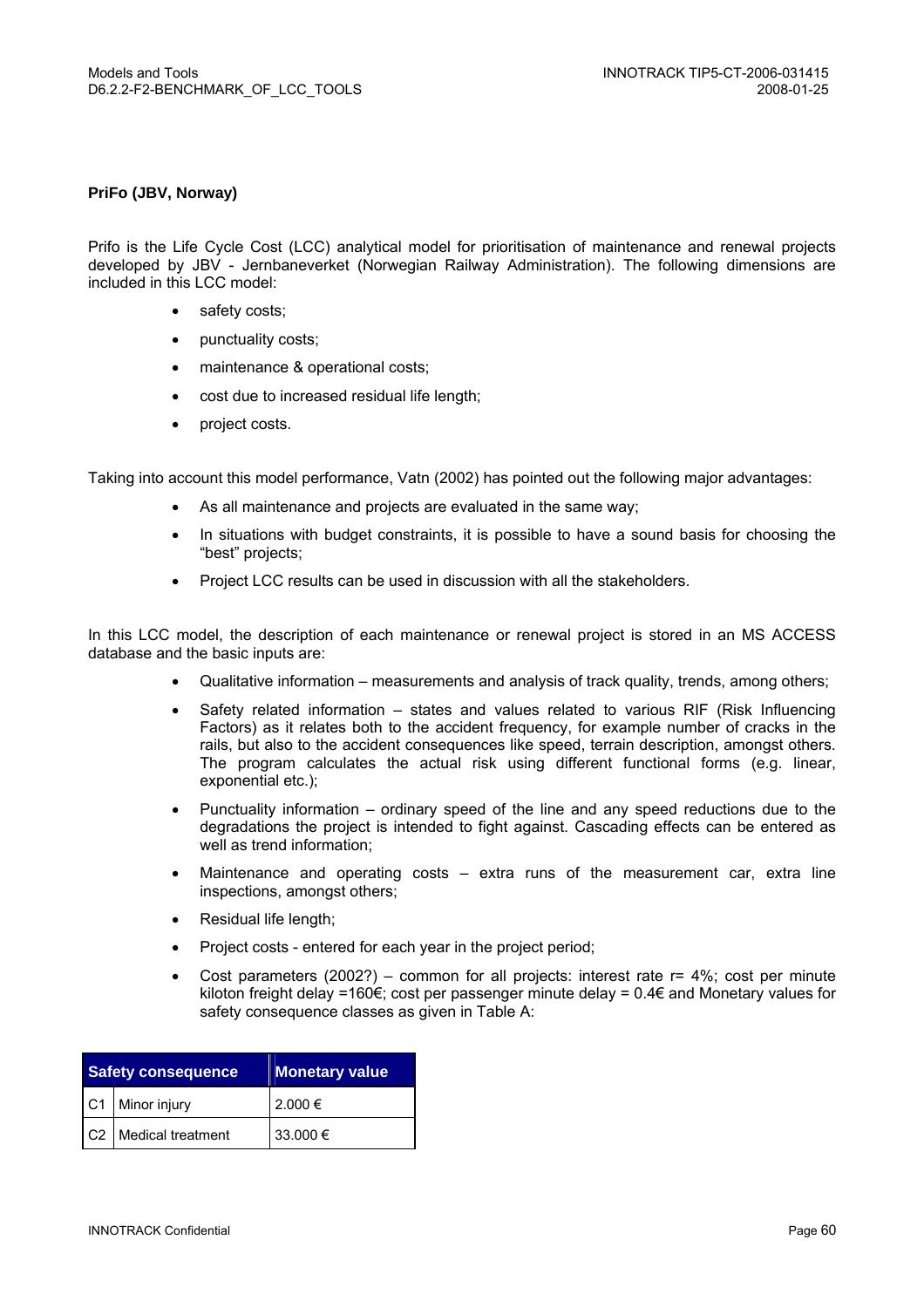**PriFo (JBV, Norway)**

Prifo is the Life Cycle Cost (LCC) analytical model for prioritisation of maintenance and renewal projects developed by JBV - Jernbaneverket (Norwegian Railway Administration). The following dimensions are included in this LCC model:

- safety costs;
- punctuality costs;
- maintenance & operational costs;
- cost due to increased residual life length;
- project costs.

Taking into account this model performance, Vatn (2002) has pointed out the following major advantages:

- As all maintenance and projects are evaluated in the same way;
- In situations with budget constraints, it is possible to have a sound basis for choosing the "best" projects;
- Project LCC results can be used in discussion with all the stakeholders.

In this LCC model, the description of each maintenance or renewal project is stored in an MS ACCESS database and the basic inputs are:

- Qualitative information – measurements and analysis of track quality, trends, among others;
- Safety related information – states and values related to various RIF (Risk Influencing Factors) as it relates both to the accident frequency, for example number of cracks in the rails, but also to the accident consequences like speed, terrain description, amongst others. The program calculates the actual risk using different functional forms (e.g. linear, exponential etc.);
- Punctuality information – ordinary speed of the line and any speed reductions due to the degradations the project is intended to fight against. Cascading effects can be entered as well as trend information;
- Maintenance and operating costs – extra runs of the measurement car, extra line inspections, amongst others;
- Residual life length;
- Project costs - entered for each year in the project period;
- Cost parameters (2002?) – common for all projects: interest rate r= 4%; cost per minute kiloton freight delay =160€; cost per passenger minute delay = 0.4€ and Monetary values for safety consequence classes as given in Table A:

| Safety consequence | | Monetary value |
|---|---|---|
| C1 | Minor injury | 2.000 € |
| C2 | Medical treatment | 33.000 € |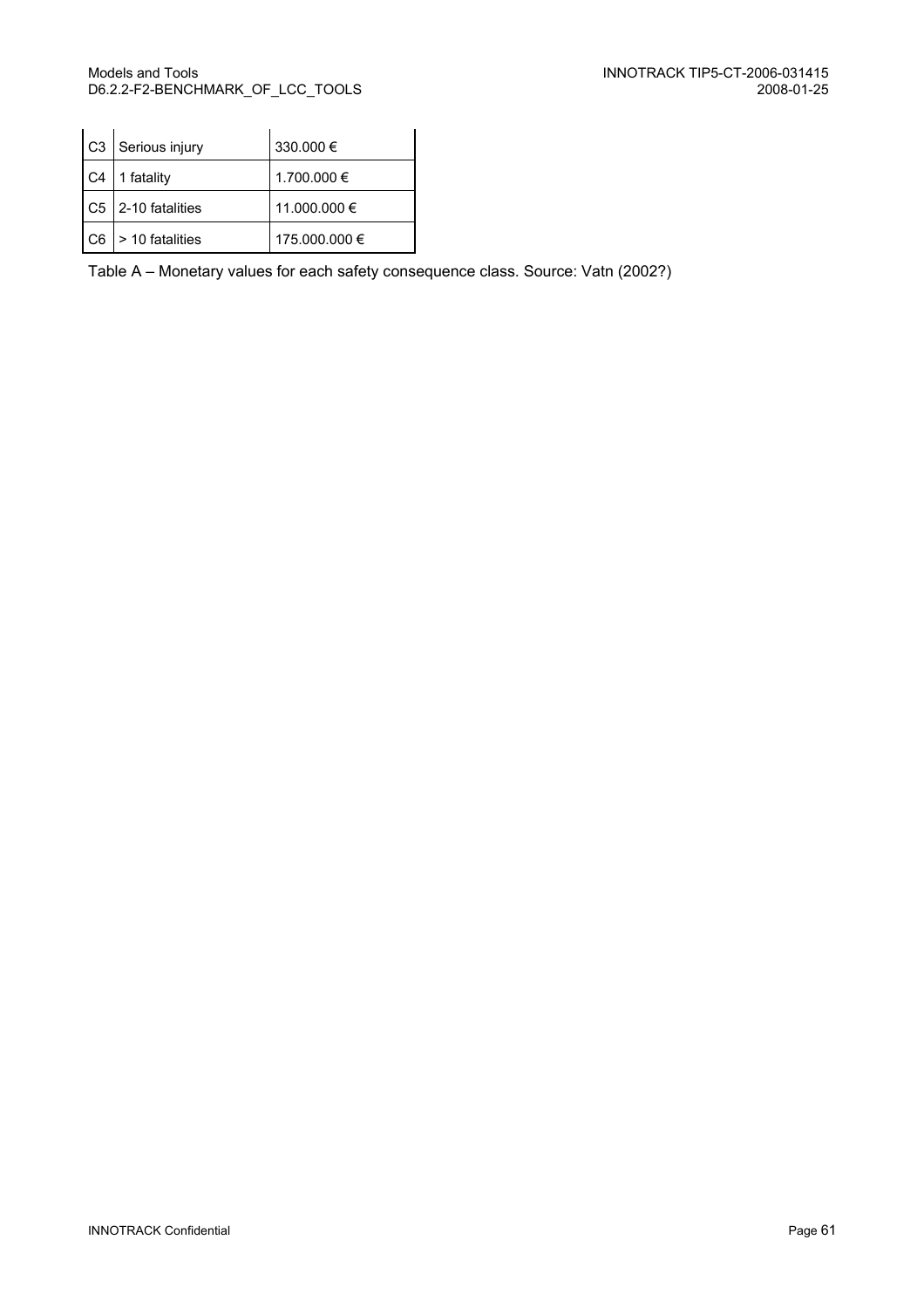| C3 | Serious injury | 330.000 € |
|---|---|---|
| C4 | 1 fatality | 1.700.000 € |
| C5 | 2-10 fatalities | 11.000.000 € |
| C6 | > 10 fatalities | 175.000.000 € |

Table A – Monetary values for each safety consequence class. Source: Vatn (2002?)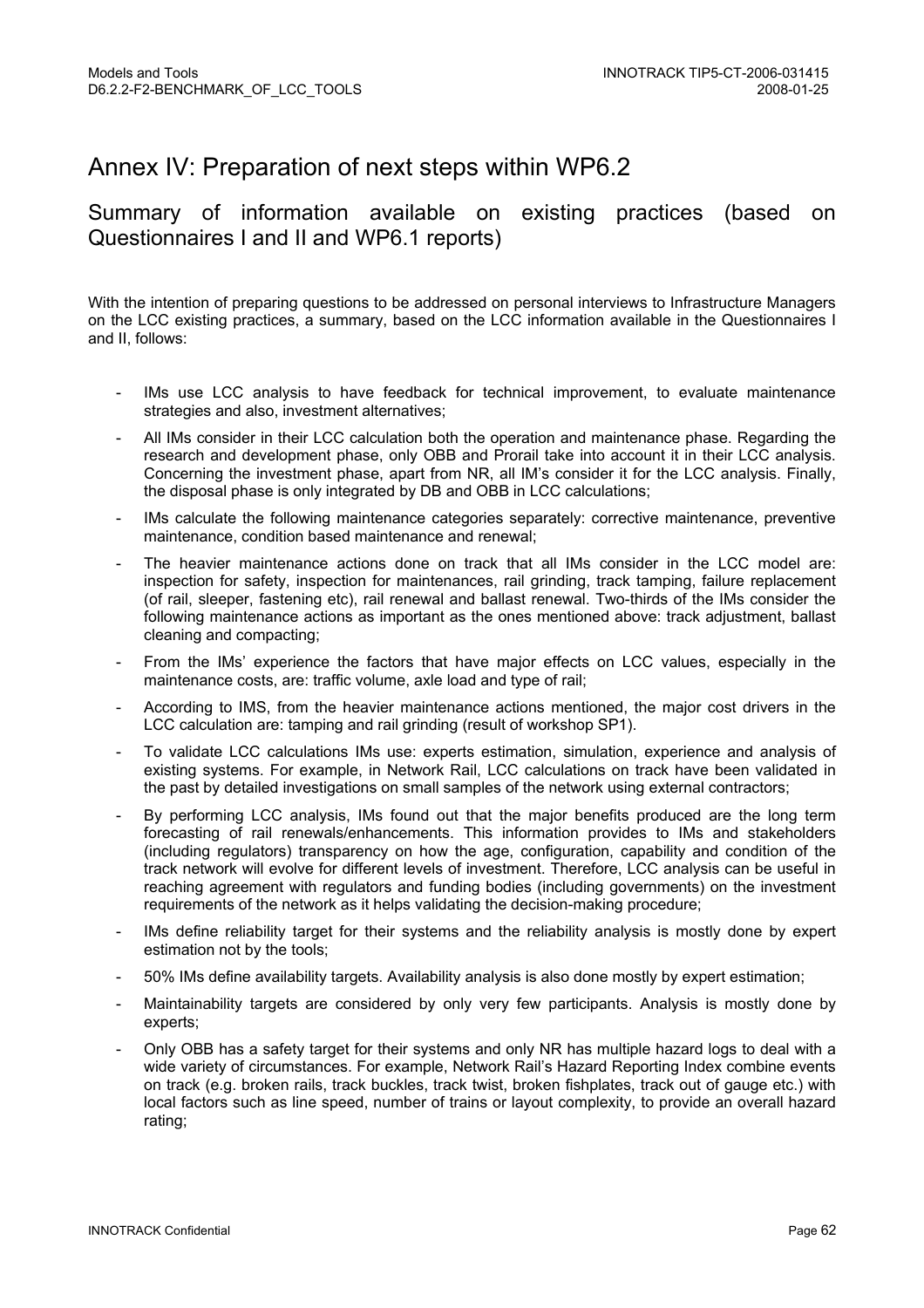# Annex IV: Preparation of next steps within WP6.2

## Summary of information available on existing practices (based on Questionnaires I and II and WP6.1 reports)

With the intention of preparing questions to be addressed on personal interviews to Infrastructure Managers on the LCC existing practices, a summary, based on the LCC information available in the Questionnaires I and II, follows:

- IMs use LCC analysis to have feedback for technical improvement, to evaluate maintenance strategies and also, investment alternatives;
- All IMs consider in their LCC calculation both the operation and maintenance phase. Regarding the research and development phase, only OBB and Prorail take into account it in their LCC analysis. Concerning the investment phase, apart from NR, all IM's consider it for the LCC analysis. Finally, the disposal phase is only integrated by DB and OBB in LCC calculations;
- IMs calculate the following maintenance categories separately: corrective maintenance, preventive maintenance, condition based maintenance and renewal;
- The heavier maintenance actions done on track that all IMs consider in the LCC model are: inspection for safety, inspection for maintenances, rail grinding, track tamping, failure replacement (of rail, sleeper, fastening etc), rail renewal and ballast renewal. Two-thirds of the IMs consider the following maintenance actions as important as the ones mentioned above: track adjustment, ballast cleaning and compacting;
- From the IMs' experience the factors that have major effects on LCC values, especially in the maintenance costs, are: traffic volume, axle load and type of rail;
- According to IMS, from the heavier maintenance actions mentioned, the major cost drivers in the LCC calculation are: tamping and rail grinding (result of workshop SP1).
- To validate LCC calculations IMs use: experts estimation, simulation, experience and analysis of existing systems. For example, in Network Rail, LCC calculations on track have been validated in the past by detailed investigations on small samples of the network using external contractors;
- By performing LCC analysis, IMs found out that the major benefits produced are the long term forecasting of rail renewals/enhancements. This information provides to IMs and stakeholders (including regulators) transparency on how the age, configuration, capability and condition of the track network will evolve for different levels of investment. Therefore, LCC analysis can be useful in reaching agreement with regulators and funding bodies (including governments) on the investment requirements of the network as it helps validating the decision-making procedure;
- IMs define reliability target for their systems and the reliability analysis is mostly done by expert estimation not by the tools;
- 50% IMs define availability targets. Availability analysis is also done mostly by expert estimation;
- Maintainability targets are considered by only very few participants. Analysis is mostly done by experts;
- Only OBB has a safety target for their systems and only NR has multiple hazard logs to deal with a wide variety of circumstances. For example, Network Rail's Hazard Reporting Index combine events on track (e.g. broken rails, track buckles, track twist, broken fishplates, track out of gauge etc.) with local factors such as line speed, number of trains or layout complexity, to provide an overall hazard rating;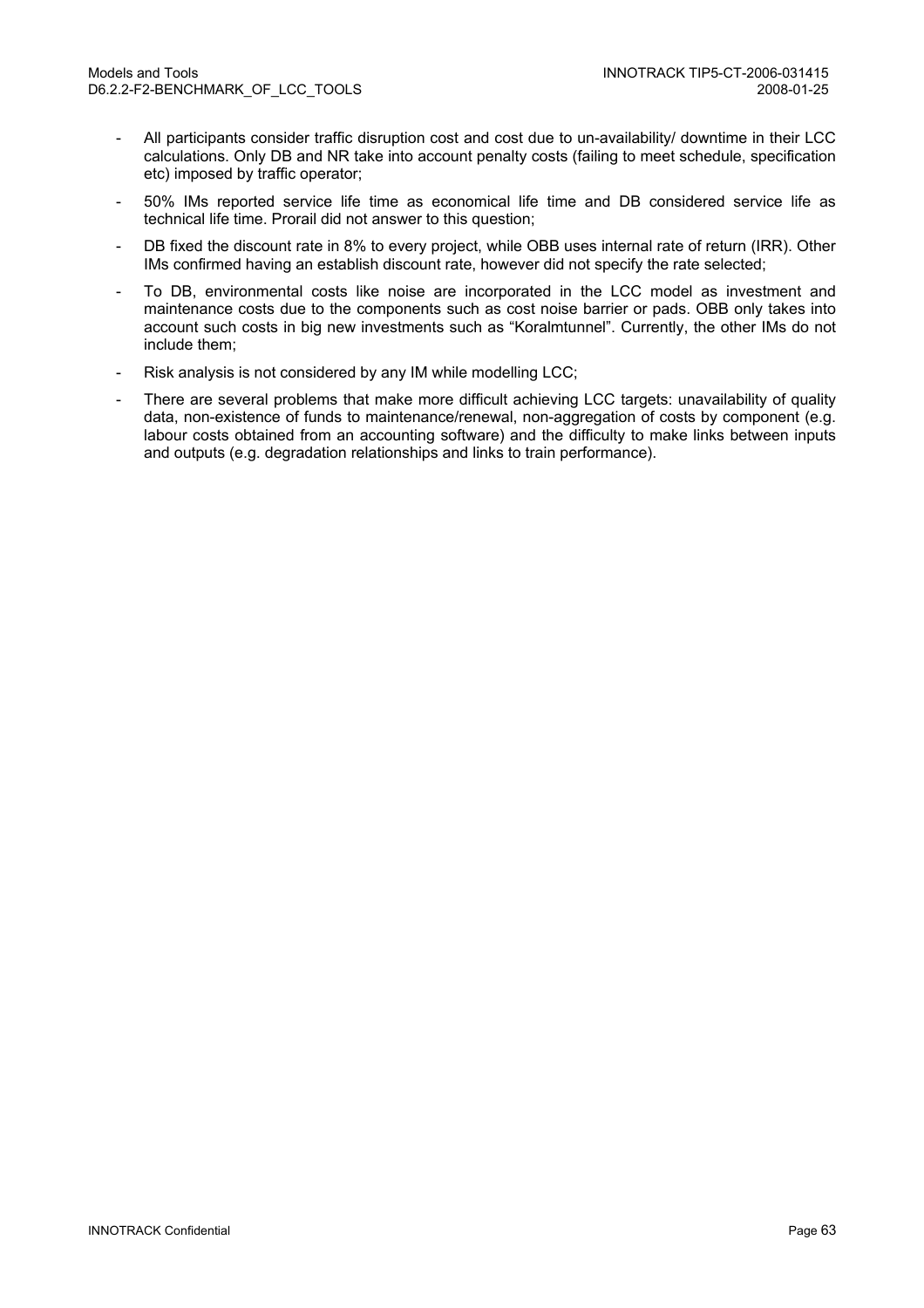- All participants consider traffic disruption cost and cost due to un-availability/ downtime in their LCC calculations. Only DB and NR take into account penalty costs (failing to meet schedule, specification etc) imposed by traffic operator;
- 50% IMs reported service life time as economical life time and DB considered service life as technical life time. Prorail did not answer to this question;
- DB fixed the discount rate in 8% to every project, while OBB uses internal rate of return (IRR). Other IMs confirmed having an establish discount rate, however did not specify the rate selected;
- To DB, environmental costs like noise are incorporated in the LCC model as investment and maintenance costs due to the components such as cost noise barrier or pads. OBB only takes into account such costs in big new investments such as "Koralmtunnel". Currently, the other IMs do not include them;
- Risk analysis is not considered by any IM while modelling LCC;
- There are several problems that make more difficult achieving LCC targets: unavailability of quality data, non-existence of funds to maintenance/renewal, non-aggregation of costs by component (e.g. labour costs obtained from an accounting software) and the difficulty to make links between inputs and outputs (e.g. degradation relationships and links to train performance).